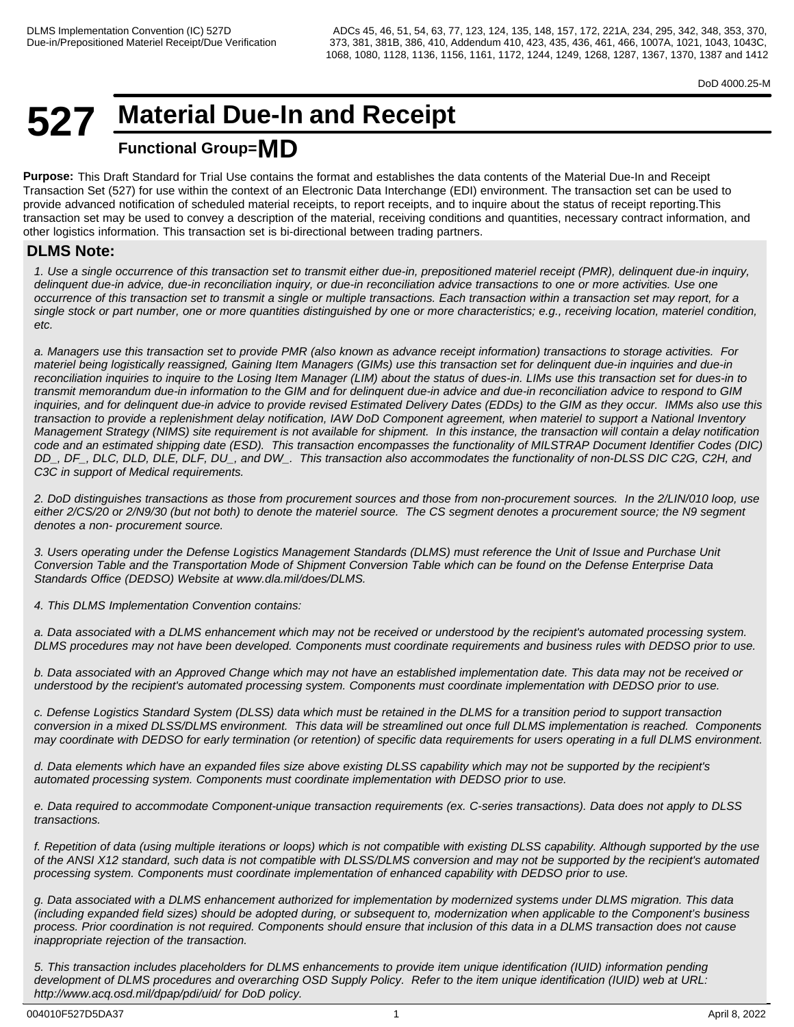DoD 4000.25-M

# 527 Material Due-In and Receipt

**Functional Group=MD**

**Purpose:** This Draft Standard for Trial Use contains the format and establishes the data contents of the Material Due-In and Receipt Transaction Set (527) for use within the context of an Electronic Data Interchange (EDI) environment. The transaction set can be used to provide advanced notification of scheduled material receipts, to report receipts, and to inquire about the status of receipt reporting.This transaction set may be used to convey a description of the material, receiving conditions and quantities, necessary contract information, and other logistics information. This transaction set is bi-directional between trading partners.

## DLMS Note:

*1. Use a single occurrence of this transaction set to transmit either due-in, prepositioned materiel receipt (PMR), delinquent due-in inquiry, delinquent due-in advice, due-in reconciliation inquiry, or due-in reconciliation advice transactions to one or more activities. Use one occurrence of this transaction set to transmit a single or multiple transactions. Each transaction within a transaction set may report, for a single stock or part number, one or more quantities distinguished by one or more characteristics; e.g., receiving location, materiel condition, etc.*

*a. Managers use this transaction set to provide PMR (also known as advance receipt information) transactions to storage activities. For materiel being logistically reassigned, Gaining Item Managers (GIMs) use this transaction set for delinquent due-in inquiries and due-in reconciliation inquiries to inquire to the Losing Item Manager (LIM) about the status of dues-in. LIMs use this transaction set for dues-in to transmit memorandum due-in information to the GIM and for delinquent due-in advice and due-in reconciliation advice to respond to GIM inquiries, and for delinquent due-in advice to provide revised Estimated Delivery Dates (EDDs) to the GIM as they occur. IMMs also use this transaction to provide a replenishment delay notification, IAW DoD Component agreement, when materiel to support a National Inventory Management Strategy (NIMS) site requirement is not available for shipment. In this instance, the transaction will contain a delay notification code and an estimated shipping date (ESD). This transaction encompasses the functionality of MILSTRAP Document Identifier Codes (DIC) DD_, DF_, DLC, DLD, DLE, DLF, DU_, and DW_. This transaction also accommodates the functionality of non-DLSS DIC C2G, C2H, and C3C in support of Medical requirements.*

*2. DoD distinguishes transactions as those from procurement sources and those from non-procurement sources. In the 2/LIN/010 loop, use either 2/CS/20 or 2/N9/30 (but not both) to denote the materiel source. The CS segment denotes a procurement source; the N9 segment denotes a non- procurement source.*

*3. Users operating under the Defense Logistics Management Standards (DLMS) must reference the Unit of Issue and Purchase Unit Conversion Table and the Transportation Mode of Shipment Conversion Table which can be found on the Defense Enterprise Data Standards Office (DEDSO) Website at www.dla.mil/does/DLMS.*

*4. This DLMS Implementation Convention contains:*

*a. Data associated with a DLMS enhancement which may not be received or understood by the recipient's automated processing system. DLMS procedures may not have been developed. Components must coordinate requirements and business rules with DEDSO prior to use.*

*b. Data associated with an Approved Change which may not have an established implementation date. This data may not be received or understood by the recipient's automated processing system. Components must coordinate implementation with DEDSO prior to use.*

*c. Defense Logistics Standard System (DLSS) data which must be retained in the DLMS for a transition period to support transaction conversion in a mixed DLSS/DLMS environment. This data will be streamlined out once full DLMS implementation is reached. Components may coordinate with DEDSO for early termination (or retention) of specific data requirements for users operating in a full DLMS environment.*

*d. Data elements which have an expanded files size above existing DLSS capability which may not be supported by the recipient's automated processing system. Components must coordinate implementation with DEDSO prior to use.*

*e. Data required to accommodate Component-unique transaction requirements (ex. C-series transactions). Data does not apply to DLSS transactions.*

*f. Repetition of data (using multiple iterations or loops) which is not compatible with existing DLSS capability. Although supported by the use of the ANSI X12 standard, such data is not compatible with DLSS/DLMS conversion and may not be supported by the recipient's automated processing system. Components must coordinate implementation of enhanced capability with DEDSO prior to use.*

*g. Data associated with a DLMS enhancement authorized for implementation by modernized systems under DLMS migration. This data (including expanded field sizes) should be adopted during, or subsequent to, modernization when applicable to the Component's business process. Prior coordination is not required. Components should ensure that inclusion of this data in a DLMS transaction does not cause inappropriate rejection of the transaction.*

*5. This transaction includes placeholders for DLMS enhancements to provide item unique identification (IUID) information pending development of DLMS procedures and overarching OSD Supply Policy. Refer to the item unique identification (IUID) web at URL: http://www.acq.osd.mil/dpap/pdi/uid/ for DoD policy.*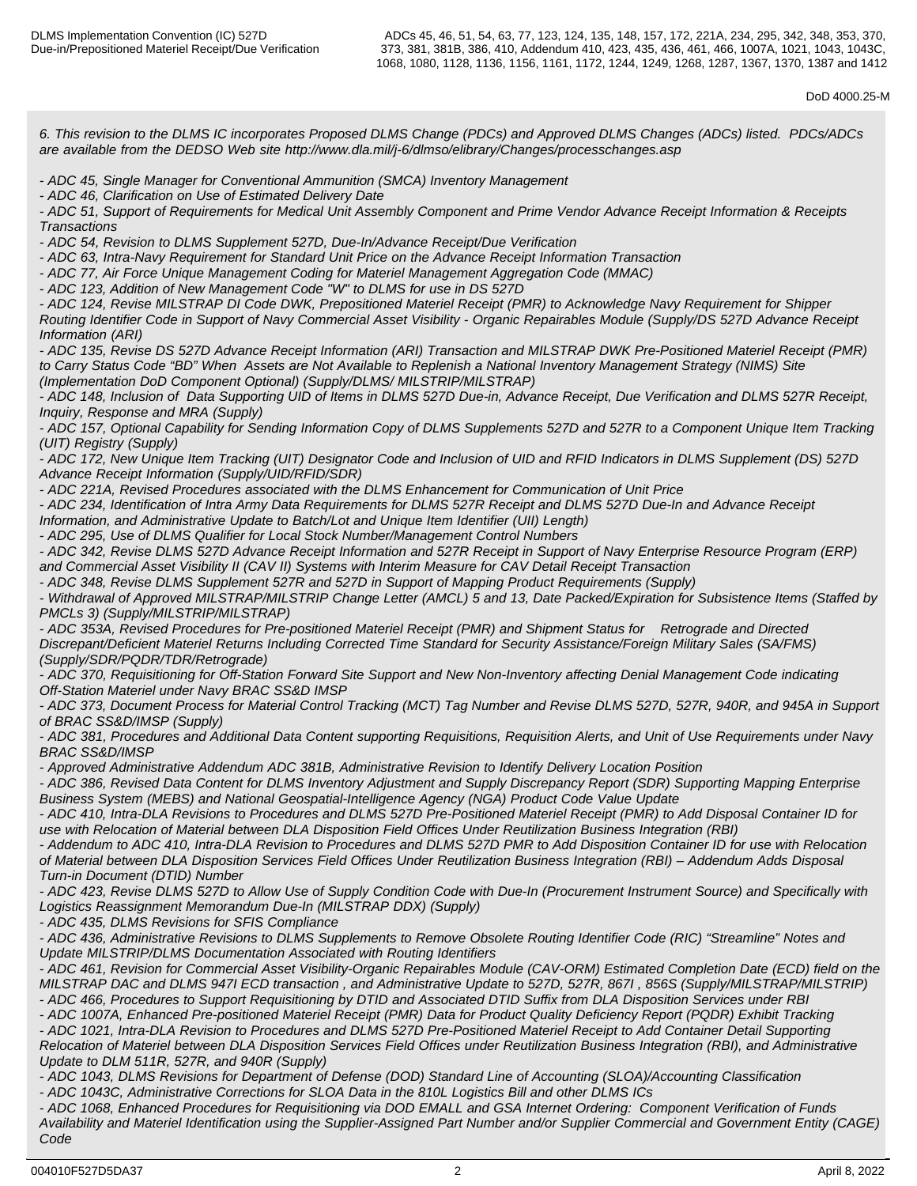*6. This revision to the DLMS IC incorporates Proposed DLMS Change (PDCs) and Approved DLMS Changes (ADCs) listed. PDCs/ADCs are available from the DEDSO Web site http://www.dla.mil/j-6/dlmso/elibrary/Changes/processchanges.asp*

*- ADC 45, Single Manager for Conventional Ammunition (SMCA) Inventory Management*
*- ADC 46, Clarification on Use of Estimated Delivery Date*
*- ADC 51, Support of Requirements for Medical Unit Assembly Component and Prime Vendor Advance Receipt Information & Receipts Transactions*
*- ADC 54, Revision to DLMS Supplement 527D, Due-In/Advance Receipt/Due Verification*
*- ADC 63, Intra-Navy Requirement for Standard Unit Price on the Advance Receipt Information Transaction*
*- ADC 77, Air Force Unique Management Coding for Materiel Management Aggregation Code (MMAC)*
*- ADC 123, Addition of New Management Code "W" to DLMS for use in DS 527D*
*- ADC 124, Revise MILSTRAP DI Code DWK, Prepositioned Materiel Receipt (PMR) to Acknowledge Navy Requirement for Shipper Routing Identifier Code in Support of Navy Commercial Asset Visibility - Organic Repairables Module (Supply/DS 527D Advance Receipt Information (ARI)*
*- ADC 135, Revise DS 527D Advance Receipt Information (ARI) Transaction and MILSTRAP DWK Pre-Positioned Materiel Receipt (PMR) to Carry Status Code “BD” When Assets are Not Available to Replenish a National Inventory Management Strategy (NIMS) Site (Implementation DoD Component Optional) (Supply/DLMS/ MILSTRIP/MILSTRAP)*
*- ADC 148, Inclusion of Data Supporting UID of Items in DLMS 527D Due-in, Advance Receipt, Due Verification and DLMS 527R Receipt, Inquiry, Response and MRA (Supply)*
*- ADC 157, Optional Capability for Sending Information Copy of DLMS Supplements 527D and 527R to a Component Unique Item Tracking (UIT) Registry (Supply)*
*- ADC 172, New Unique Item Tracking (UIT) Designator Code and Inclusion of UID and RFID Indicators in DLMS Supplement (DS) 527D Advance Receipt Information (Supply/UID/RFID/SDR)*
*- ADC 221A, Revised Procedures associated with the DLMS Enhancement for Communication of Unit Price*
*- ADC 234, Identification of Intra Army Data Requirements for DLMS 527R Receipt and DLMS 527D Due-In and Advance Receipt Information, and Administrative Update to Batch/Lot and Unique Item Identifier (UII) Length)*
*- ADC 295, Use of DLMS Qualifier for Local Stock Number/Management Control Numbers*
*- ADC 342, Revise DLMS 527D Advance Receipt Information and 527R Receipt in Support of Navy Enterprise Resource Program (ERP) and Commercial Asset Visibility II (CAV II) Systems with Interim Measure for CAV Detail Receipt Transaction*
*- ADC 348, Revise DLMS Supplement 527R and 527D in Support of Mapping Product Requirements (Supply)*
*- Withdrawal of Approved MILSTRAP/MILSTRIP Change Letter (AMCL) 5 and 13, Date Packed/Expiration for Subsistence Items (Staffed by PMCLs 3) (Supply/MILSTRIP/MILSTRAP)*
*- ADC 353A, Revised Procedures for Pre-positioned Materiel Receipt (PMR) and Shipment Status for Retrograde and Directed Discrepant/Deficient Materiel Returns Including Corrected Time Standard for Security Assistance/Foreign Military Sales (SA/FMS) (Supply/SDR/PQDR/TDR/Retrograde)*
*- ADC 370, Requisitioning for Off-Station Forward Site Support and New Non-Inventory affecting Denial Management Code indicating Off-Station Materiel under Navy BRAC SS&D IMSP*
*- ADC 373, Document Process for Material Control Tracking (MCT) Tag Number and Revise DLMS 527D, 527R, 940R, and 945A in Support of BRAC SS&D/IMSP (Supply)*
*- ADC 381, Procedures and Additional Data Content supporting Requisitions, Requisition Alerts, and Unit of Use Requirements under Navy BRAC SS&D/IMSP*
*- Approved Administrative Addendum ADC 381B, Administrative Revision to Identify Delivery Location Position*
*- ADC 386, Revised Data Content for DLMS Inventory Adjustment and Supply Discrepancy Report (SDR) Supporting Mapping Enterprise Business System (MEBS) and National Geospatial-Intelligence Agency (NGA) Product Code Value Update*
*- ADC 410, Intra-DLA Revisions to Procedures and DLMS 527D Pre-Positioned Materiel Receipt (PMR) to Add Disposal Container ID for use with Relocation of Material between DLA Disposition Field Offices Under Reutilization Business Integration (RBI)*
*- Addendum to ADC 410, Intra-DLA Revision to Procedures and DLMS 527D PMR to Add Disposition Container ID for use with Relocation of Material between DLA Disposition Services Field Offices Under Reutilization Business Integration (RBI) – Addendum Adds Disposal Turn-in Document (DTID) Number*
*- ADC 423, Revise DLMS 527D to Allow Use of Supply Condition Code with Due-In (Procurement Instrument Source) and Specifically with Logistics Reassignment Memorandum Due-In (MILSTRAP DDX) (Supply)*
*- ADC 435, DLMS Revisions for SFIS Compliance*
*- ADC 436, Administrative Revisions to DLMS Supplements to Remove Obsolete Routing Identifier Code (RIC) “Streamline” Notes and Update MILSTRIP/DLMS Documentation Associated with Routing Identifiers*
*- ADC 461, Revision for Commercial Asset Visibility-Organic Repairables Module (CAV-ORM) Estimated Completion Date (ECD) field on the MILSTRAP DAC and DLMS 947I ECD transaction , and Administrative Update to 527D, 527R, 867I , 856S (Supply/MILSTRAP/MILSTRIP)*
*- ADC 466, Procedures to Support Requisitioning by DTID and Associated DTID Suffix from DLA Disposition Services under RBI*
*- ADC 1007A, Enhanced Pre-positioned Materiel Receipt (PMR) Data for Product Quality Deficiency Report (PQDR) Exhibit Tracking*
*- ADC 1021, Intra-DLA Revision to Procedures and DLMS 527D Pre-Positioned Materiel Receipt to Add Container Detail Supporting Relocation of Materiel between DLA Disposition Services Field Offices under Reutilization Business Integration (RBI), and Administrative Update to DLM 511R, 527R, and 940R (Supply)*
*- ADC 1043, DLMS Revisions for Department of Defense (DOD) Standard Line of Accounting (SLOA)/Accounting Classification*
*- ADC 1043C, Administrative Corrections for SLOA Data in the 810L Logistics Bill and other DLMS ICs*
*- ADC 1068, Enhanced Procedures for Requisitioning via DOD EMALL and GSA Internet Ordering: Component Verification of Funds Availability and Materiel Identification using the Supplier-Assigned Part Number and/or Supplier Commercial and Government Entity (CAGE) Code*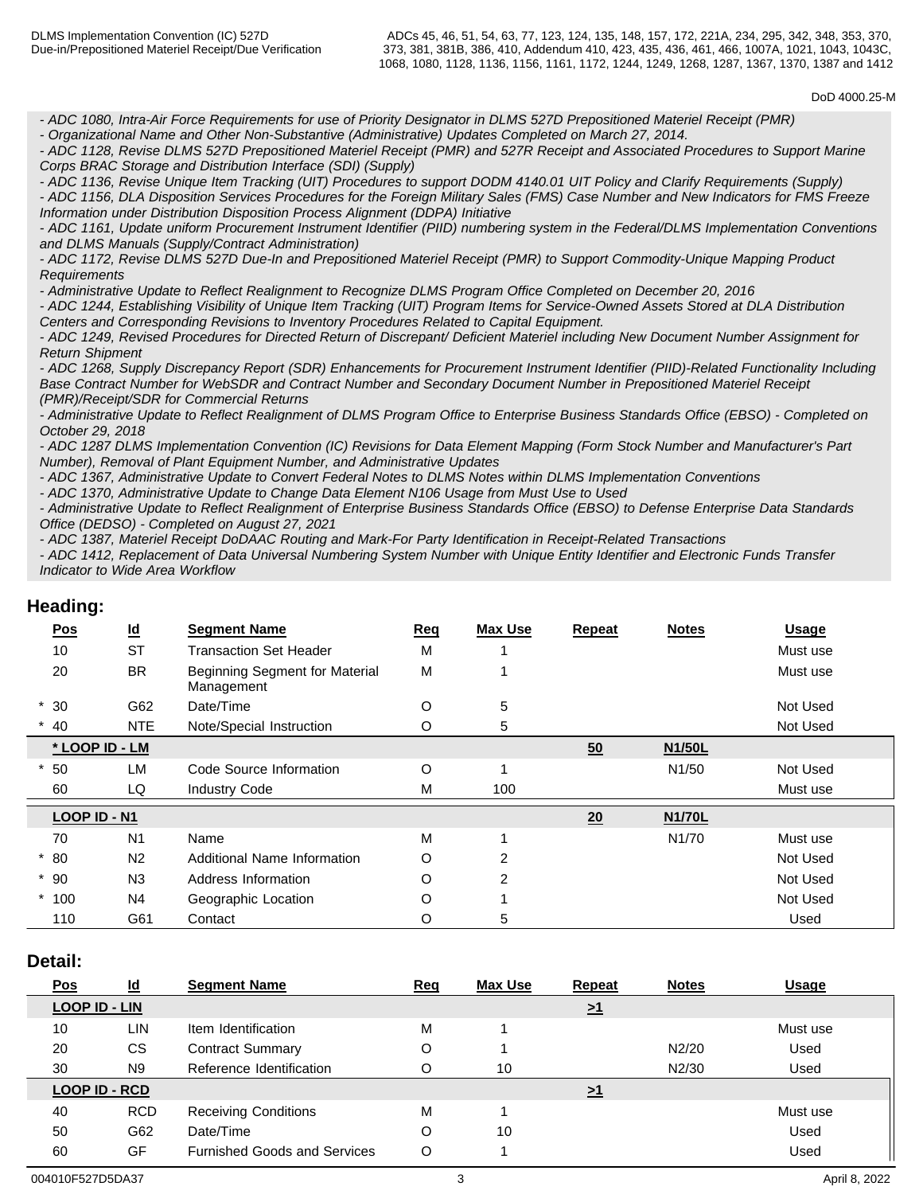*- ADC 1080, Intra-Air Force Requirements for use of Priority Designator in DLMS 527D Prepositioned Materiel Receipt (PMR)*
*- Organizational Name and Other Non-Substantive (Administrative) Updates Completed on March 27, 2014.*
*- ADC 1128, Revise DLMS 527D Prepositioned Materiel Receipt (PMR) and 527R Receipt and Associated Procedures to Support Marine Corps BRAC Storage and Distribution Interface (SDI) (Supply)*
*- ADC 1136, Revise Unique Item Tracking (UIT) Procedures to support DODM 4140.01 UIT Policy and Clarify Requirements (Supply)*
*- ADC 1156, DLA Disposition Services Procedures for the Foreign Military Sales (FMS) Case Number and New Indicators for FMS Freeze Information under Distribution Disposition Process Alignment (DDPA) Initiative*
*- ADC 1161, Update uniform Procurement Instrument Identifier (PIID) numbering system in the Federal/DLMS Implementation Conventions and DLMS Manuals (Supply/Contract Administration)*
*- ADC 1172, Revise DLMS 527D Due-In and Prepositioned Materiel Receipt (PMR) to Support Commodity-Unique Mapping Product Requirements*
*- Administrative Update to Reflect Realignment to Recognize DLMS Program Office Completed on December 20, 2016*
*- ADC 1244, Establishing Visibility of Unique Item Tracking (UIT) Program Items for Service-Owned Assets Stored at DLA Distribution Centers and Corresponding Revisions to Inventory Procedures Related to Capital Equipment.*
*- ADC 1249, Revised Procedures for Directed Return of Discrepant/ Deficient Materiel including New Document Number Assignment for Return Shipment*
*- ADC 1268, Supply Discrepancy Report (SDR) Enhancements for Procurement Instrument Identifier (PIID)-Related Functionality Including Base Contract Number for WebSDR and Contract Number and Secondary Document Number in Prepositioned Materiel Receipt (PMR)/Receipt/SDR for Commercial Returns*
*- Administrative Update to Reflect Realignment of DLMS Program Office to Enterprise Business Standards Office (EBSO) - Completed on October 29, 2018*
*- ADC 1287 DLMS Implementation Convention (IC) Revisions for Data Element Mapping (Form Stock Number and Manufacturer's Part Number), Removal of Plant Equipment Number, and Administrative Updates*
*- ADC 1367, Administrative Update to Convert Federal Notes to DLMS Notes within DLMS Implementation Conventions*
*- ADC 1370, Administrative Update to Change Data Element N106 Usage from Must Use to Used*
*- Administrative Update to Reflect Realignment of Enterprise Business Standards Office (EBSO) to Defense Enterprise Data Standards Office (DEDSO) - Completed on August 27, 2021*
*- ADC 1387, Materiel Receipt DoDAAC Routing and Mark-For Party Identification in Receipt-Related Transactions*
*- ADC 1412, Replacement of Data Universal Numbering System Number with Unique Entity Identifier and Electronic Funds Transfer Indicator to Wide Area Workflow*

## Heading:

| Pos | Id | Segment Name | Req | Max Use | Repeat | Notes | Usage |
|---|---|---|---|---|---|---|---|
| 10 | ST | Transaction Set Header | M | 1 | | | Must use |
| 20 | BR | Beginning Segment for Material Management | M | 1 | | | Must use |
| * 30 | G62 | Date/Time | O | 5 | | | Not Used |
| * 40 | NTE | Note/Special Instruction | O | 5 | | | Not Used |
| **\* LOOP ID - LM** | | | | | **50** | **N1/50L** | |
| * 50 | LM | Code Source Information | O | 1 | | N1/50 | Not Used |
| 60 | LQ | Industry Code | M | 100 | | | Must use |
| **LOOP ID - N1** | | | | | **20** | **N1/70L** | |
| 70 | N1 | Name | M | 1 | | N1/70 | Must use |
| * 80 | N2 | Additional Name Information | O | 2 | | | Not Used |
| * 90 | N3 | Address Information | O | 2 | | | Not Used |
| * 100 | N4 | Geographic Location | O | 1 | | | Not Used |
| 110 | G61 | Contact | O | 5 | | | Used |

## Detail:

| Pos | Id | Segment Name | Req | Max Use | Repeat | Notes | Usage |
|---|---|---|---|---|---|---|---|
| **LOOP ID - LIN** | | | | | **>1** | | |
| 10 | LIN | Item Identification | M | 1 | | | Must use |
| 20 | CS | Contract Summary | O | 1 | | N2/20 | Used |
| 30 | N9 | Reference Identification | O | 10 | | N2/30 | Used |
| **LOOP ID - RCD** | | | | | **>1** | | |
| 40 | RCD | Receiving Conditions | M | 1 | | | Must use |
| 50 | G62 | Date/Time | O | 10 | | | Used |
| 60 | GF | Furnished Goods and Services | O | 1 | | | Used |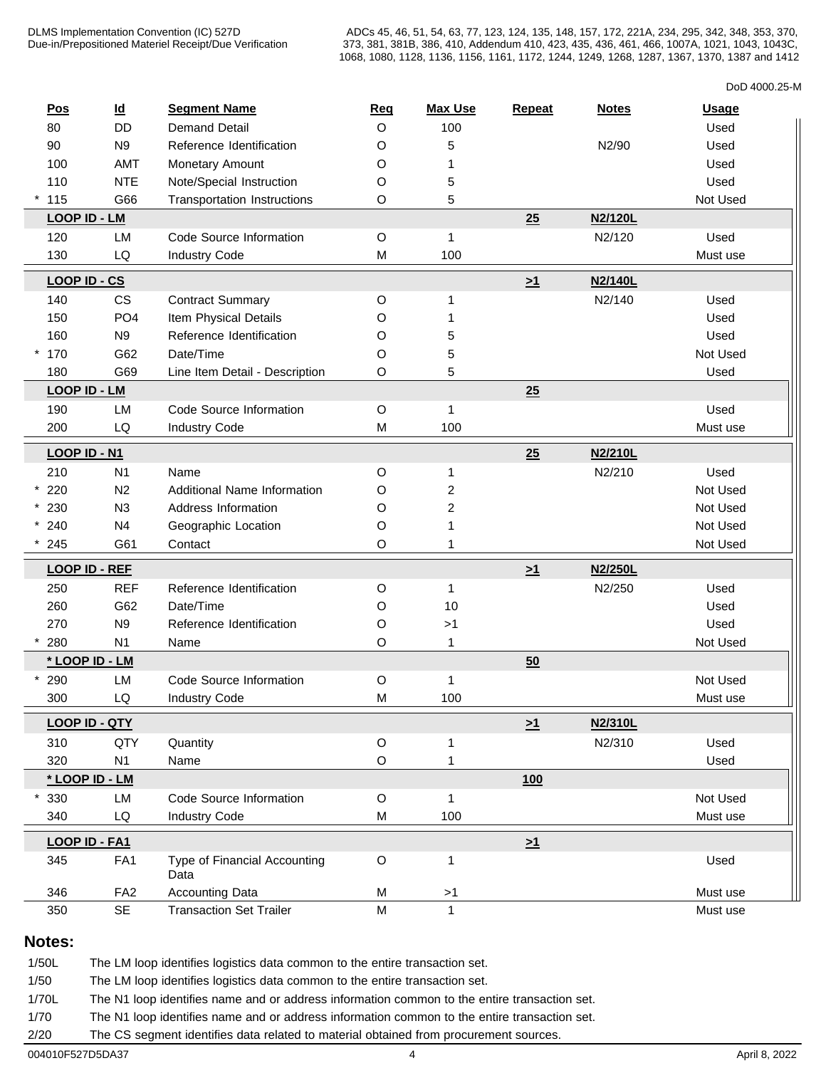DoD 4000.25-M

| Pos | Id | Segment Name | Req | Max Use | Repeat | Notes | Usage |
|---|---|---|---|---|---|---|---|
| 80 | DD | Demand Detail | O | 100 | | | Used |
| 90 | N9 | Reference Identification | O | 5 | | N2/90 | Used |
| 100 | AMT | Monetary Amount | O | 1 | | | Used |
| 110 | NTE | Note/Special Instruction | O | 5 | | | Used |
| * 115 | G66 | Transportation Instructions | O | 5 | | | Not Used |
| **LOOP ID - LM** | | | | | **25** | **N2/120L** | |
| 120 | LM | Code Source Information | O | 1 | | N2/120 | Used |
| 130 | LQ | Industry Code | M | 100 | | | Must use |
| **LOOP ID - CS** | | | | | **>1** | **N2/140L** | |
| 140 | CS | Contract Summary | O | 1 | | N2/140 | Used |
| 150 | PO4 | Item Physical Details | O | 1 | | | Used |
| 160 | N9 | Reference Identification | O | 5 | | | Used |
| * 170 | G62 | Date/Time | O | 5 | | | Not Used |
| 180 | G69 | Line Item Detail - Description | O | 5 | | | Used |
| **LOOP ID - LM** | | | | | **25** | | |
| 190 | LM | Code Source Information | O | 1 | | | Used |
| 200 | LQ | Industry Code | M | 100 | | | Must use |
| **LOOP ID - N1** | | | | | **25** | **N2/210L** | |
| 210 | N1 | Name | O | 1 | | N2/210 | Used |
| * 220 | N2 | Additional Name Information | O | 2 | | | Not Used |
| * 230 | N3 | Address Information | O | 2 | | | Not Used |
| * 240 | N4 | Geographic Location | O | 1 | | | Not Used |
| * 245 | G61 | Contact | O | 1 | | | Not Used |
| **LOOP ID - REF** | | | | | **>1** | **N2/250L** | |
| 250 | REF | Reference Identification | O | 1 | | N2/250 | Used |
| 260 | G62 | Date/Time | O | 10 | | | Used |
| 270 | N9 | Reference Identification | O | >1 | | | Used |
| * 280 | N1 | Name | O | 1 | | | Not Used |
| **\* LOOP ID - LM** | | | | | **50** | | |
| * 290 | LM | Code Source Information | O | 1 | | | Not Used |
| 300 | LQ | Industry Code | M | 100 | | | Must use |
| **LOOP ID - QTY** | | | | | **>1** | **N2/310L** | |
| 310 | QTY | Quantity | O | 1 | | N2/310 | Used |
| 320 | N1 | Name | O | 1 | | | Used |
| **\* LOOP ID - LM** | | | | | **100** | | |
| * 330 | LM | Code Source Information | O | 1 | | | Not Used |
| 340 | LQ | Industry Code | M | 100 | | | Must use |
| **LOOP ID - FA1** | | | | | **>1** | | |
| 345 | FA1 | Type of Financial Accounting Data | O | 1 | | | Used |
| 346 | FA2 | Accounting Data | M | >1 | | | Must use |
| 350 | SE | Transaction Set Trailer | M | 1 | | | Must use |

## Notes:

1/50L The LM loop identifies logistics data common to the entire transaction set.

1/50 The LM loop identifies logistics data common to the entire transaction set.

1/70L The N1 loop identifies name and or address information common to the entire transaction set.

1/70 The N1 loop identifies name and or address information common to the entire transaction set.

2/20 The CS segment identifies data related to material obtained from procurement sources.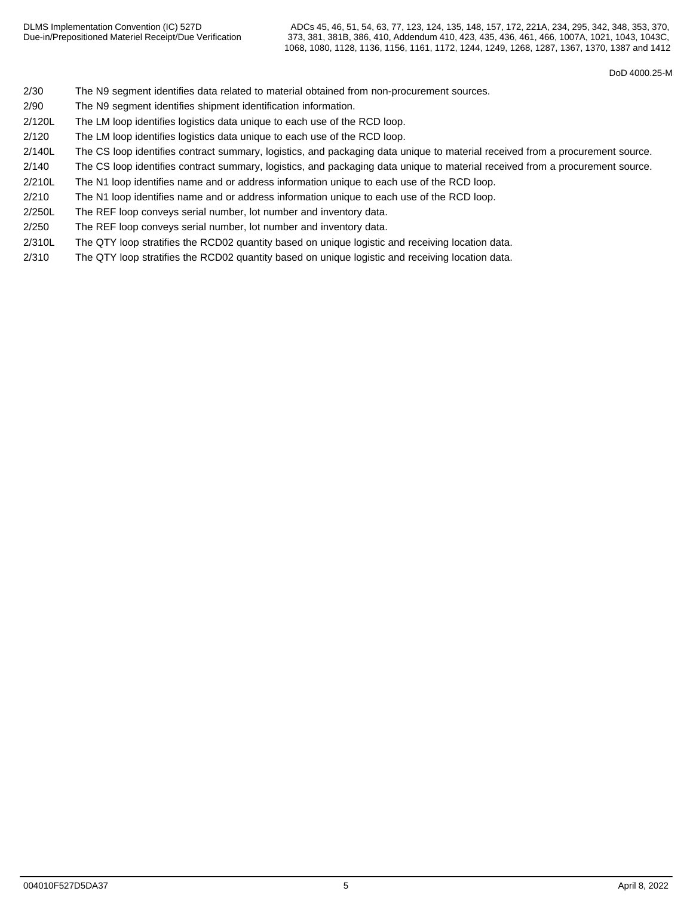| | |
|---|---|
| 2/30 | The N9 segment identifies data related to material obtained from non-procurement sources. |
| 2/90 | The N9 segment identifies shipment identification information. |
| 2/120L | The LM loop identifies logistics data unique to each use of the RCD loop. |
| 2/120 | The LM loop identifies logistics data unique to each use of the RCD loop. |
| 2/140L | The CS loop identifies contract summary, logistics, and packaging data unique to material received from a procurement source. |
| 2/140 | The CS loop identifies contract summary, logistics, and packaging data unique to material received from a procurement source. |
| 2/210L | The N1 loop identifies name and or address information unique to each use of the RCD loop. |
| 2/210 | The N1 loop identifies name and or address information unique to each use of the RCD loop. |
| 2/250L | The REF loop conveys serial number, lot number and inventory data. |
| 2/250 | The REF loop conveys serial number, lot number and inventory data. |
| 2/310L | The QTY loop stratifies the RCD02 quantity based on unique logistic and receiving location data. |
| 2/310 | The QTY loop stratifies the RCD02 quantity based on unique logistic and receiving location data. |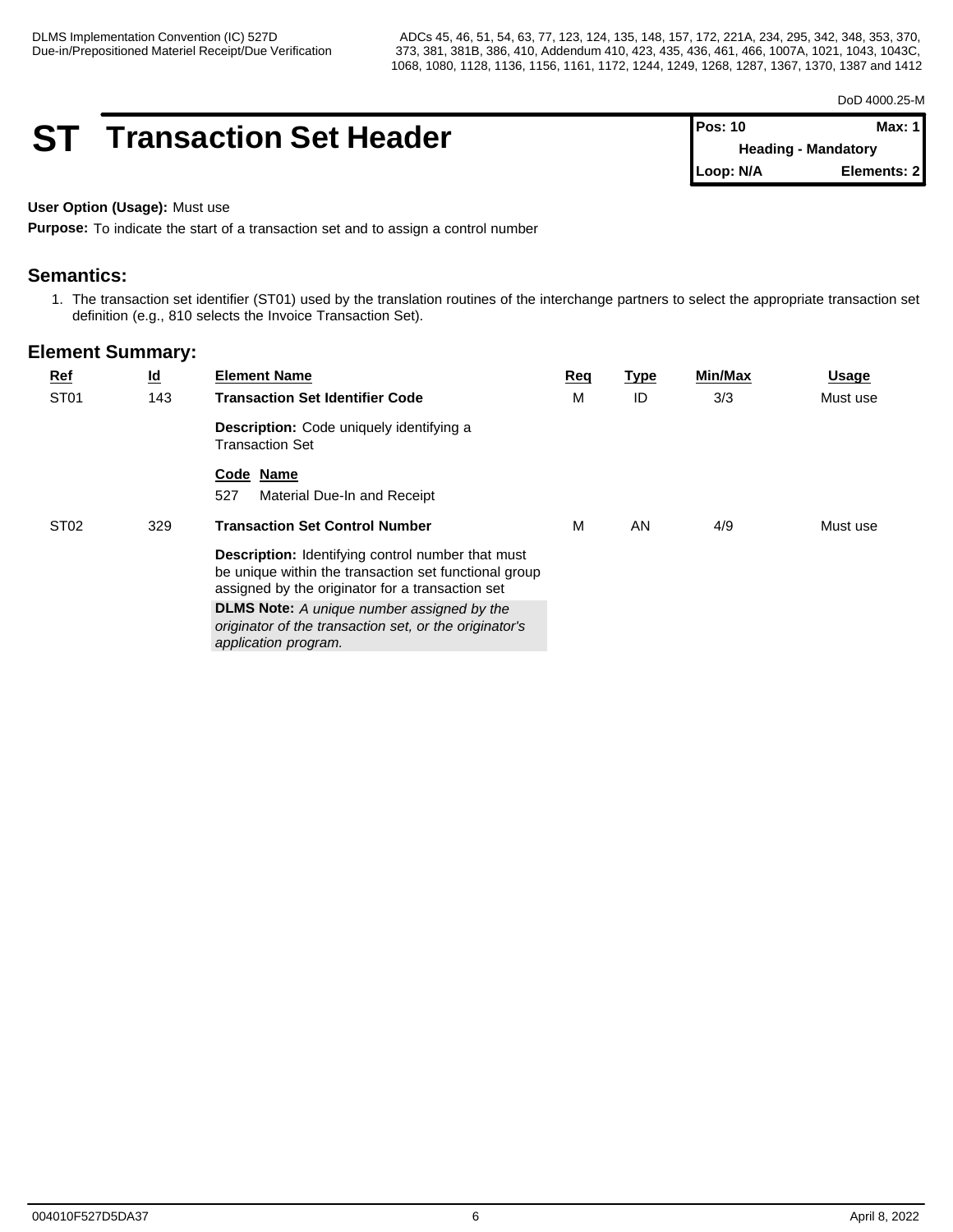# ST Transaction Set Header

| Pos: 10 | Max: 1 |
|---|---|
| Heading - Mandatory | |
| Loop: N/A | Elements: 2 |

**User Option (Usage):** Must use

**Purpose:** To indicate the start of a transaction set and to assign a control number

## Semantics:

1. The transaction set identifier (ST01) used by the translation routines of the interchange partners to select the appropriate transaction set definition (e.g., 810 selects the Invoice Transaction Set).

## Element Summary:

| Ref | Id | Element Name | Req | Type | Min/Max | Usage |
|---|---|---|---|---|---|---|
| ST01 | 143 | **Transaction Set Identifier Code**<br>**Description:** Code uniquely identifying a Transaction Set<br>**Code Name**<br>527 Material Due-In and Receipt | M | ID | 3/3 | Must use |
| ST02 | 329 | **Transaction Set Control Number**<br>**Description:** Identifying control number that must be unique within the transaction set functional group assigned by the originator for a transaction set<br>**DLMS Note:** *A unique number assigned by the originator of the transaction set, or the originator's application program.* | M | AN | 4/9 | Must use |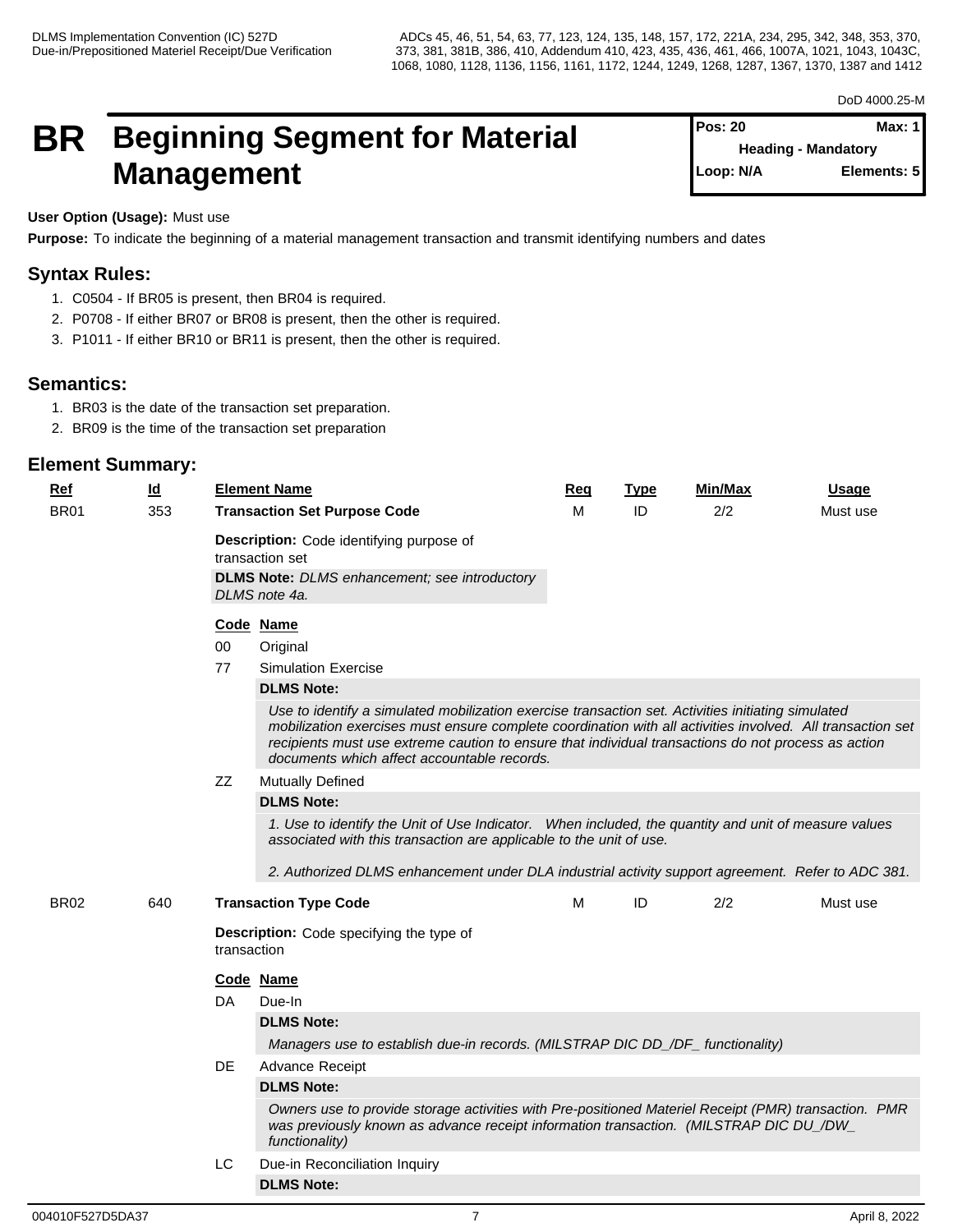# BR Beginning Segment for Material Management

| Pos: 20 | Max: 1 |
|---|---|
| Heading - Mandatory | |
| Loop: N/A | Elements: 5 |

**User Option (Usage):** Must use

**Purpose:** To indicate the beginning of a material management transaction and transmit identifying numbers and dates

## Syntax Rules:

1. C0504 - If BR05 is present, then BR04 is required.
2. P0708 - If either BR07 or BR08 is present, then the other is required.
3. P1011 - If either BR10 or BR11 is present, then the other is required.

## Semantics:

1. BR03 is the date of the transaction set preparation.
2. BR09 is the time of the transaction set preparation

## Element Summary:

| Ref | Id | Element Name | Req | Type | Min/Max | Usage |
|---|---|---|---|---|---|---|
| BR01 | 353 | **Transaction Set Purpose Code** | M | ID | 2/2 | Must use |

**Description:** Code identifying purpose of transaction set

**DLMS Note:** *DLMS enhancement; see introductory DLMS note 4a.*

| Code | Name |
|---|---|
| 00 | Original |
| 77 | Simulation Exercise |
| ZZ | Mutually Defined |

**77 - Simulation Exercise**

**DLMS Note:**

*Use to identify a simulated mobilization exercise transaction set. Activities initiating simulated mobilization exercises must ensure complete coordination with all activities involved. All transaction set recipients must use extreme caution to ensure that individual transactions do not process as action documents which affect accountable records.*

**ZZ - Mutually Defined**

**DLMS Note:**

*1. Use to identify the Unit of Use Indicator. When included, the quantity and unit of measure values associated with this transaction are applicable to the unit of use.*

*2. Authorized DLMS enhancement under DLA industrial activity support agreement. Refer to ADC 381.*

| Ref | Id | Element Name | Req | Type | Min/Max | Usage |
|---|---|---|---|---|---|---|
| BR02 | 640 | **Transaction Type Code** | M | ID | 2/2 | Must use |

**Description:** Code specifying the type of transaction

| Code | Name |
|---|---|
| DA | Due-In |
| DE | Advance Receipt |
| LC | Due-in Reconciliation Inquiry |

**DA - Due-In**

**DLMS Note:**

*Managers use to establish due-in records. (MILSTRAP DIC DD_/DF_ functionality)*

**DE - Advance Receipt**

**DLMS Note:**

*Owners use to provide storage activities with Pre-positioned Materiel Receipt (PMR) transaction. PMR was previously known as advance receipt information transaction. (MILSTRAP DIC DU_/DW_ functionality)*

**LC - Due-in Reconciliation Inquiry**

**DLMS Note:**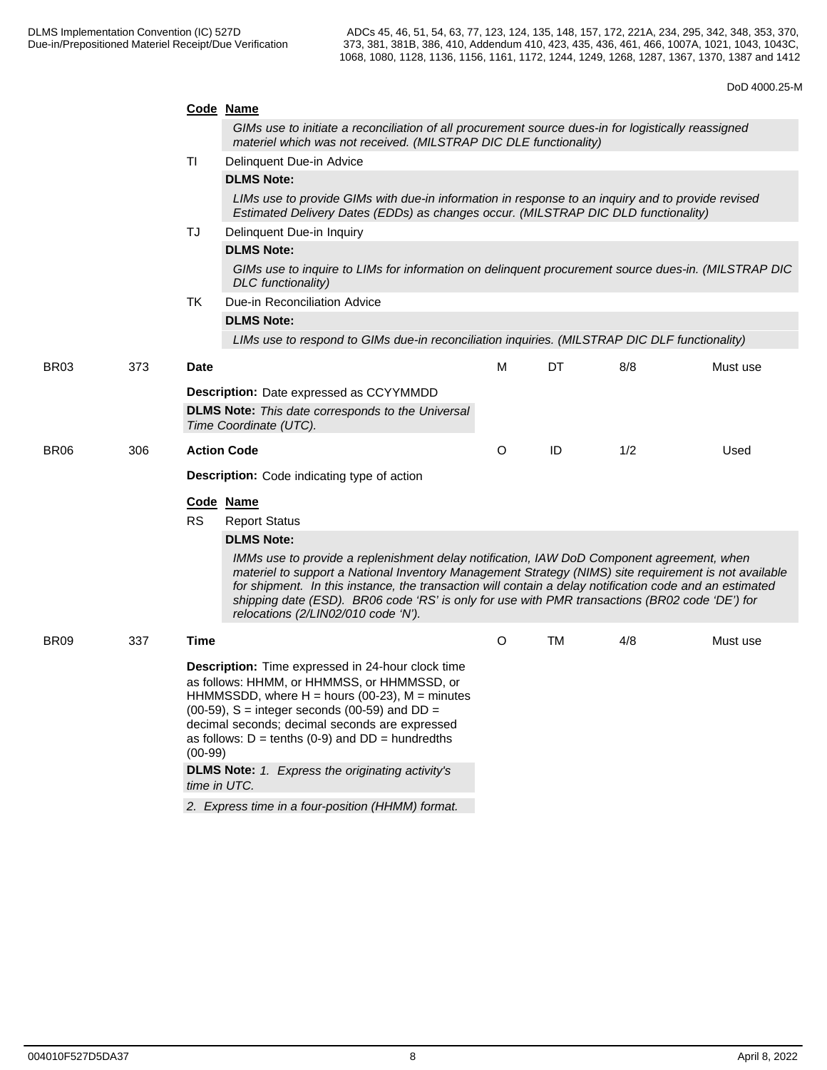| | | Code | Name | | | | |
|---|---|---|---|---|---|---|---|
| | | | *GIMs use to initiate a reconciliation of all procurement source dues-in for logistically reassigned materiel which was not received. (MILSTRAP DIC DLE functionality)* | | | | |
| | | TI | Delinquent Due-in Advice | | | | |
| | | | **DLMS Note:** | | | | |
| | | | *LIMs use to provide GIMs with due-in information in response to an inquiry and to provide revised Estimated Delivery Dates (EDDs) as changes occur. (MILSTRAP DIC DLD functionality)* | | | | |
| | | TJ | Delinquent Due-in Inquiry | | | | |
| | | | **DLMS Note:** | | | | |
| | | | *GIMs use to inquire to LIMs for information on delinquent procurement source dues-in. (MILSTRAP DIC DLC functionality)* | | | | |
| | | TK | Due-in Reconciliation Advice | | | | |
| | | | **DLMS Note:** | | | | |
| | | | *LIMs use to respond to GIMs due-in reconciliation inquiries. (MILSTRAP DIC DLF functionality)* | | | | |
| BR03 | 373 | **Date** | | M | DT | 8/8 | Must use |
| | | **Description:** Date expressed as CCYYMMDD | | | | | |
| | | **DLMS Note:** *This date corresponds to the Universal Time Coordinate (UTC).* | | | | | |
| BR06 | 306 | **Action Code** | | O | ID | 1/2 | Used |
| | | **Description:** Code indicating type of action | | | | | |
| | | **Code** | **Name** | | | | |
| | | RS | Report Status | | | | |
| | | | **DLMS Note:** | | | | |
| | | | *IMMs use to provide a replenishment delay notification, IAW DoD Component agreement, when materiel to support a National Inventory Management Strategy (NIMS) site requirement is not available for shipment. In this instance, the transaction will contain a delay notification code and an estimated shipping date (ESD). BR06 code 'RS' is only for use with PMR transactions (BR02 code 'DE') for relocations (2/LIN02/010 code 'N').* | | | | |
| BR09 | 337 | **Time** | | O | TM | 4/8 | Must use |
| | | **Description:** Time expressed in 24-hour clock time as follows: HHMM, or HHMMSS, or HHMMSSD, or HHMMSSDD, where H = hours (00-23), M = minutes (00-59), S = integer seconds (00-59) and DD = decimal seconds; decimal seconds are expressed as follows: D = tenths (0-9) and DD = hundredths (00-99) | | | | | |
| | | **DLMS Note:** *1. Express the originating activity's time in UTC.* | | | | | |
| | | *2. Express time in a four-position (HHMM) format.* | | | | | |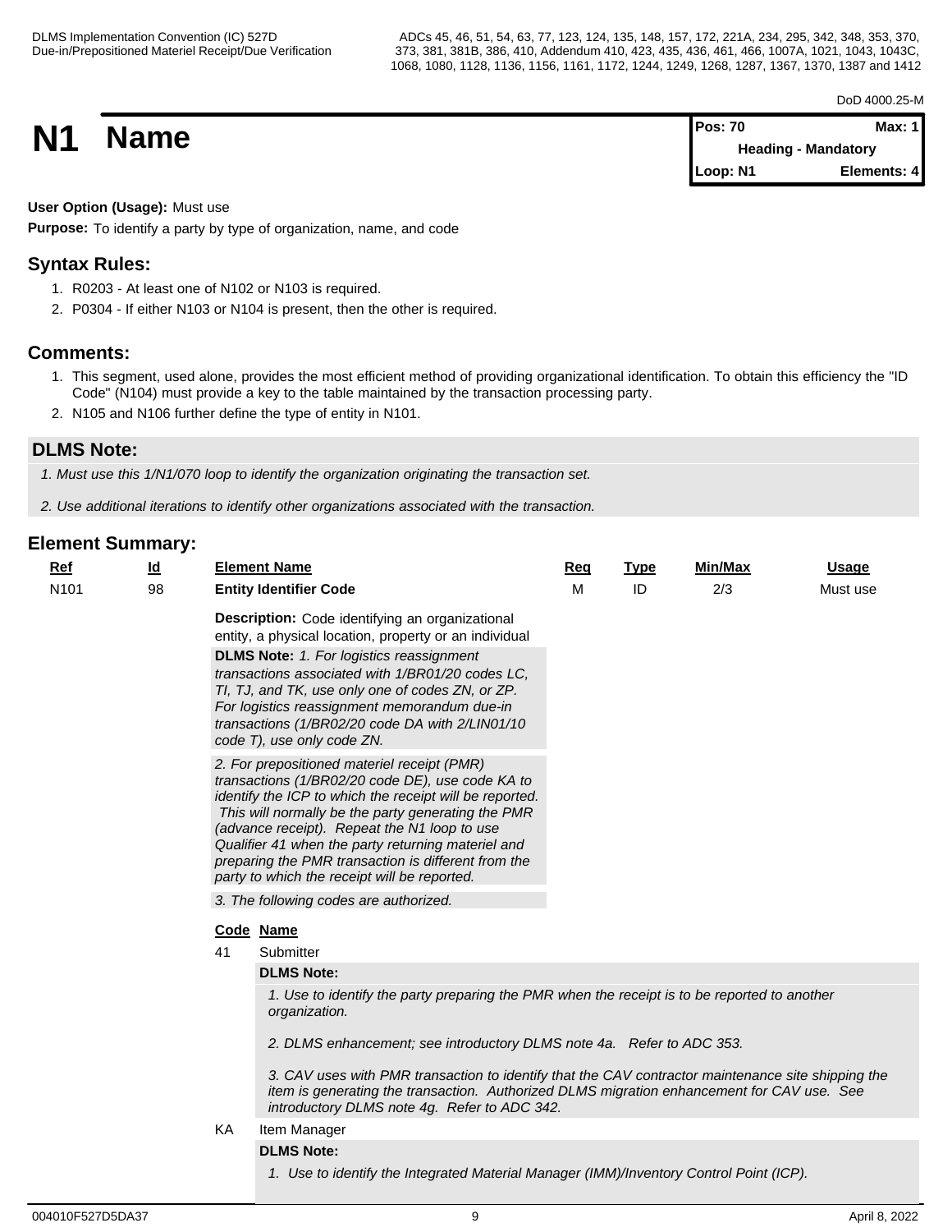# N1 Name

| Pos: 70 | Max: 1 |
|---|---|
| Heading - Mandatory | |
| Loop: N1 | Elements: 4 |

**User Option (Usage):** Must use

**Purpose:** To identify a party by type of organization, name, and code

## Syntax Rules:

1. R0203 - At least one of N102 or N103 is required.
2. P0304 - If either N103 or N104 is present, then the other is required.

## Comments:

1. This segment, used alone, provides the most efficient method of providing organizational identification. To obtain this efficiency the "ID Code" (N104) must provide a key to the table maintained by the transaction processing party.
2. N105 and N106 further define the type of entity in N101.

## DLMS Note:

*1. Must use this 1/N1/070 loop to identify the organization originating the transaction set.*

*2. Use additional iterations to identify other organizations associated with the transaction.*

## Element Summary:

| Ref | Id | Element Name | Req | Type | Min/Max | Usage |
|---|---|---|---|---|---|---|
| N101 | 98 | **Entity Identifier Code** | M | ID | 2/3 | Must use |

**Description:** Code identifying an organizational entity, a physical location, property or an individual

**DLMS Note:** *1. For logistics reassignment transactions associated with 1/BR01/20 codes LC, TI, TJ, and TK, use only one of codes ZN, or ZP. For logistics reassignment memorandum due-in transactions (1/BR02/20 code DA with 2/LIN01/10 code T), use only code ZN.*

*2. For prepositioned materiel receipt (PMR) transactions (1/BR02/20 code DE), use code KA to identify the ICP to which the receipt will be reported. This will normally be the party generating the PMR (advance receipt). Repeat the N1 loop to use Qualifier 41 when the party returning materiel and preparing the PMR transaction is different from the party to which the receipt will be reported.*

*3. The following codes are authorized.*

| Code | Name |
|---|---|
| 41 | Submitter |

**DLMS Note:**

*1. Use to identify the party preparing the PMR when the receipt is to be reported to another organization.*

*2. DLMS enhancement; see introductory DLMS note 4a. Refer to ADC 353.*

*3. CAV uses with PMR transaction to identify that the CAV contractor maintenance site shipping the item is generating the transaction. Authorized DLMS migration enhancement for CAV use. See introductory DLMS note 4g. Refer to ADC 342.*

| Code | Name |
|---|---|
| KA | Item Manager |

**DLMS Note:**

*1. Use to identify the Integrated Material Manager (IMM)/Inventory Control Point (ICP).*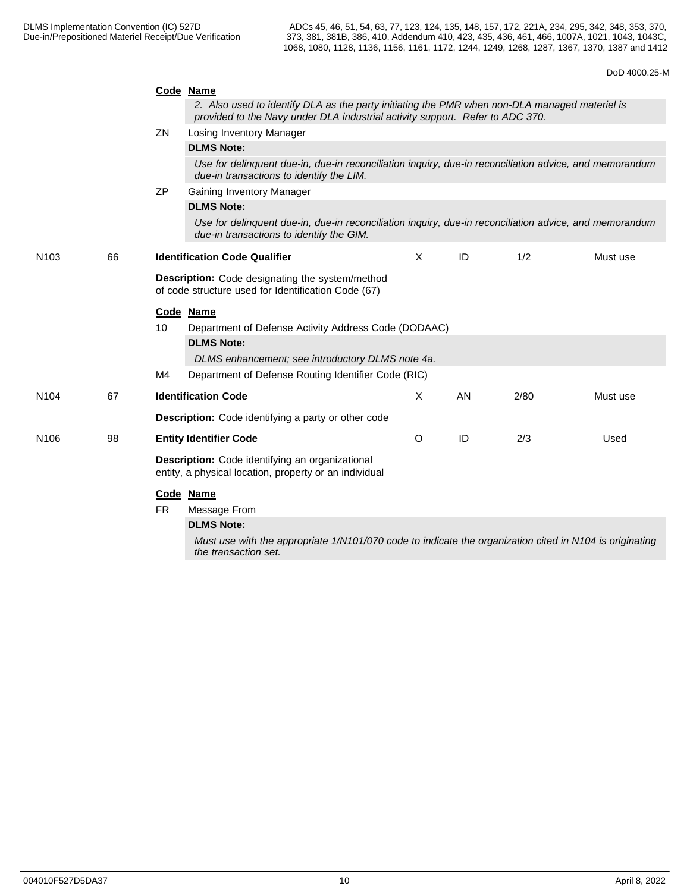DoD 4000.25-M

**Code Name**

*2. Also used to identify DLA as the party initiating the PMR when non-DLA managed materiel is provided to the Navy under DLA industrial activity support. Refer to ADC 370.*

ZN Losing Inventory Manager

**DLMS Note:**

*Use for delinquent due-in, due-in reconciliation inquiry, due-in reconciliation advice, and memorandum due-in transactions to identify the LIM.*

ZP Gaining Inventory Manager

**DLMS Note:**

*Use for delinquent due-in, due-in reconciliation inquiry, due-in reconciliation advice, and memorandum due-in transactions to identify the GIM.*

| | | | | | | |
|---|---|---|---|---|---|---|
| N103 | 66 | **Identification Code Qualifier** | X | ID | 1/2 | Must use |

**Description:** Code designating the system/method of code structure used for Identification Code (67)

**Code Name**

10 Department of Defense Activity Address Code (DODAAC)

**DLMS Note:**

*DLMS enhancement; see introductory DLMS note 4a.*

M4 Department of Defense Routing Identifier Code (RIC)

| | | | | | | |
|---|---|---|---|---|---|---|
| N104 | 67 | **Identification Code** | X | AN | 2/80 | Must use |

**Description:** Code identifying a party or other code

| | | | | | | |
|---|---|---|---|---|---|---|
| N106 | 98 | **Entity Identifier Code** | O | ID | 2/3 | Used |

**Description:** Code identifying an organizational entity, a physical location, property or an individual

**Code Name**

FR Message From

**DLMS Note:**

*Must use with the appropriate 1/N101/070 code to indicate the organization cited in N104 is originating the transaction set.*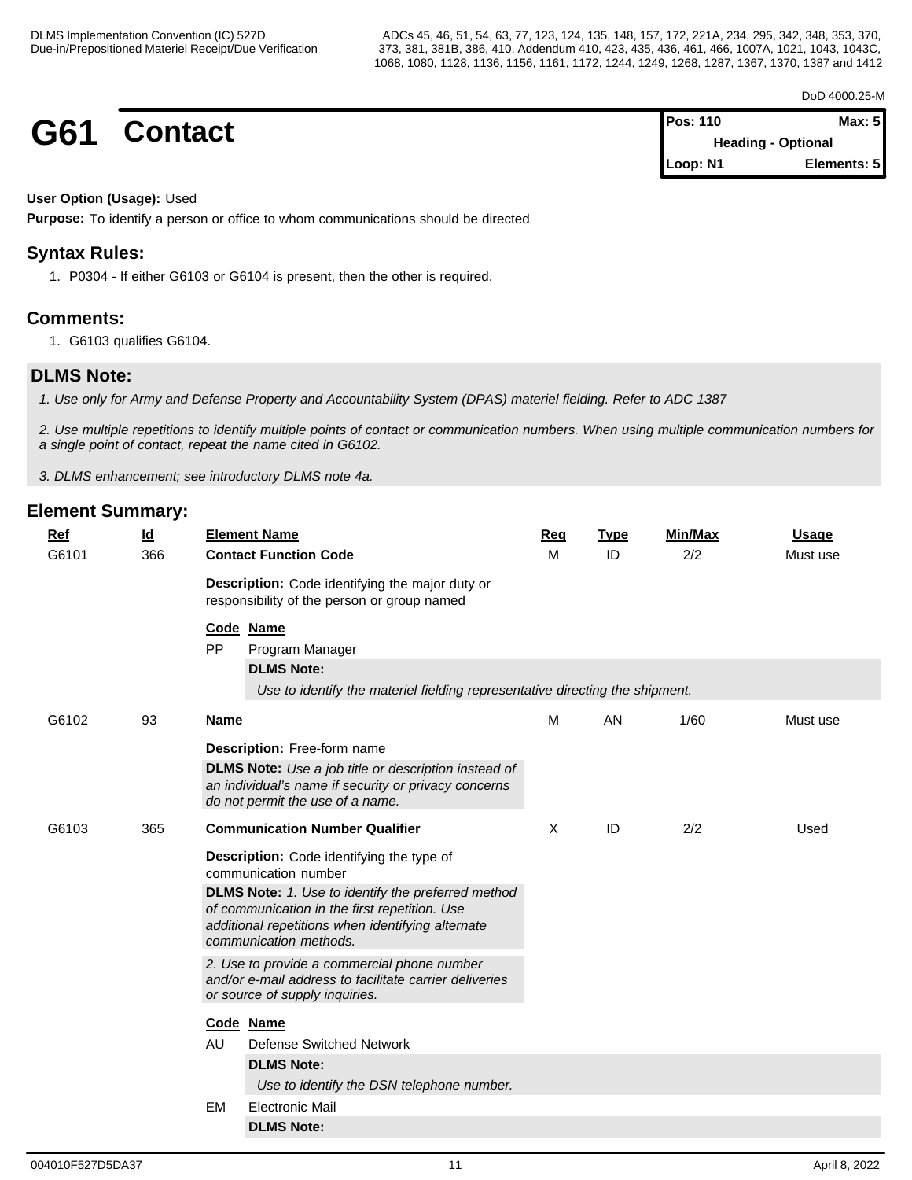DoD 4000.25-M

# G61 Contact

| Pos: 110 | Max: 5 |
| --- | --- |
| Heading - Optional | |
| Loop: N1 | Elements: 5 |

**User Option (Usage):** Used

**Purpose:** To identify a person or office to whom communications should be directed

## Syntax Rules:

1. P0304 - If either G6103 or G6104 is present, then the other is required.

## Comments:

1. G6103 qualifies G6104.

## DLMS Note:

*1. Use only for Army and Defense Property and Accountability System (DPAS) materiel fielding. Refer to ADC 1387*

*2. Use multiple repetitions to identify multiple points of contact or communication numbers. When using multiple communication numbers for a single point of contact, repeat the name cited in G6102.*

*3. DLMS enhancement; see introductory DLMS note 4a.*

## Element Summary:

| Ref | Id | Element Name | Req | Type | Min/Max | Usage |
| --- | --- | --- | --- | --- | --- | --- |
| G6101 | 366 | **Contact Function Code** | M | ID | 2/2 | Must use |

**Description:** Code identifying the major duty or responsibility of the person or group named

| Code | Name |
| --- | --- |
| PP | Program Manager |

**DLMS Note:**
*Use to identify the materiel fielding representative directing the shipment.*

| Ref | Id | Element Name | Req | Type | Min/Max | Usage |
| --- | --- | --- | --- | --- | --- | --- |
| G6102 | 93 | **Name** | M | AN | 1/60 | Must use |

**Description:** Free-form name

**DLMS Note:** *Use a job title or description instead of an individual's name if security or privacy concerns do not permit the use of a name.*

| Ref | Id | Element Name | Req | Type | Min/Max | Usage |
| --- | --- | --- | --- | --- | --- | --- |
| G6103 | 365 | **Communication Number Qualifier** | X | ID | 2/2 | Used |

**Description:** Code identifying the type of communication number

**DLMS Note:** *1. Use to identify the preferred method of communication in the first repetition. Use additional repetitions when identifying alternate communication methods.*

*2. Use to provide a commercial phone number and/or e-mail address to facilitate carrier deliveries or source of supply inquiries.*

| Code | Name |
| --- | --- |
| AU | Defense Switched Network |

**DLMS Note:**
*Use to identify the DSN telephone number.*

| Code | Name |
| --- | --- |
| EM | Electronic Mail |

**DLMS Note:**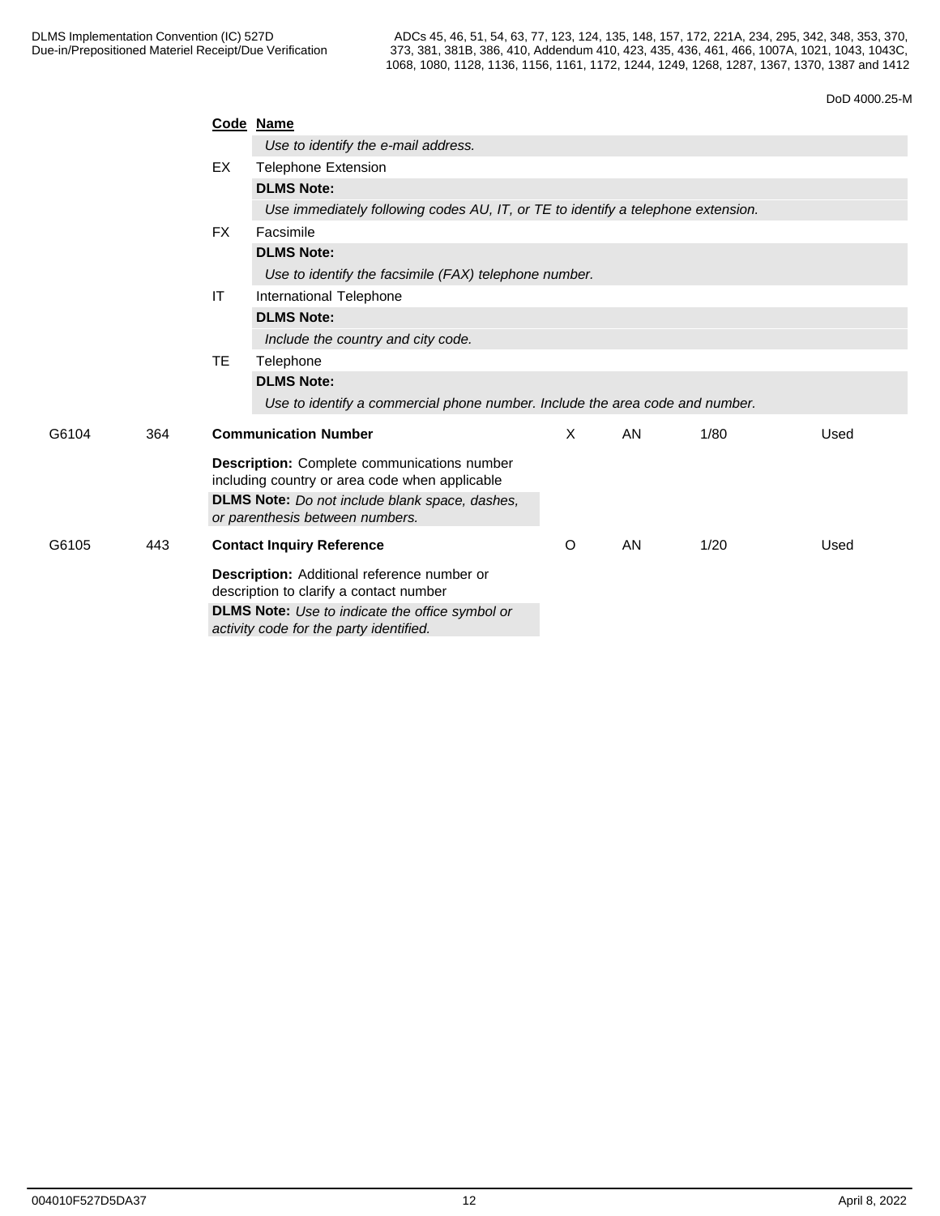| Code | Name |
|---|---|
| | *Use to identify the e-mail address.* |
| EX | Telephone Extension |
| | **DLMS Note:** |
| | *Use immediately following codes AU, IT, or TE to identify a telephone extension.* |
| FX | Facsimile |
| | **DLMS Note:** |
| | *Use to identify the facsimile (FAX) telephone number.* |
| IT | International Telephone |
| | **DLMS Note:** |
| | *Include the country and city code.* |
| TE | Telephone |
| | **DLMS Note:** |
| | *Use to identify a commercial phone number. Include the area code and number.* |

| Ref | Element | Name | Req | Type | Min/Max | Usage |
|---|---|---|---|---|---|---|
| G6104 | 364 | **Communication Number** | X | AN | 1/80 | Used |
| | | **Description:** Complete communications number including country or area code when applicable | | | | |
| | | **DLMS Note:** *Do not include blank space, dashes, or parenthesis between numbers.* | | | | |
| G6105 | 443 | **Contact Inquiry Reference** | O | AN | 1/20 | Used |
| | | **Description:** Additional reference number or description to clarify a contact number | | | | |
| | | **DLMS Note:** *Use to indicate the office symbol or activity code for the party identified.* | | | | |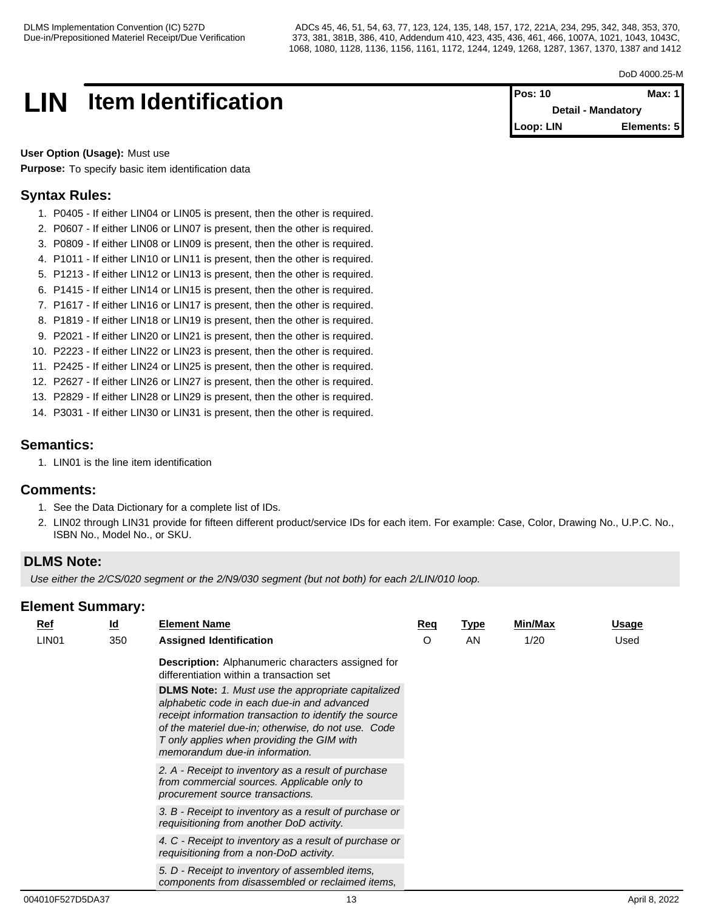DoD 4000.25-M

# LIN Item Identification

| Pos: 10 | Max: 1 |
|---|---|
| Detail - Mandatory | |
| Loop: LIN | Elements: 5 |

**User Option (Usage):** Must use

**Purpose:** To specify basic item identification data

## Syntax Rules:

1. P0405 - If either LIN04 or LIN05 is present, then the other is required.
2. P0607 - If either LIN06 or LIN07 is present, then the other is required.
3. P0809 - If either LIN08 or LIN09 is present, then the other is required.
4. P1011 - If either LIN10 or LIN11 is present, then the other is required.
5. P1213 - If either LIN12 or LIN13 is present, then the other is required.
6. P1415 - If either LIN14 or LIN15 is present, then the other is required.
7. P1617 - If either LIN16 or LIN17 is present, then the other is required.
8. P1819 - If either LIN18 or LIN19 is present, then the other is required.
9. P2021 - If either LIN20 or LIN21 is present, then the other is required.
10. P2223 - If either LIN22 or LIN23 is present, then the other is required.
11. P2425 - If either LIN24 or LIN25 is present, then the other is required.
12. P2627 - If either LIN26 or LIN27 is present, then the other is required.
13. P2829 - If either LIN28 or LIN29 is present, then the other is required.
14. P3031 - If either LIN30 or LIN31 is present, then the other is required.

## Semantics:

1. LIN01 is the line item identification

## Comments:

1. See the Data Dictionary for a complete list of IDs.
2. LIN02 through LIN31 provide for fifteen different product/service IDs for each item. For example: Case, Color, Drawing No., U.P.C. No., ISBN No., Model No., or SKU.

## DLMS Note:

*Use either the 2/CS/020 segment or the 2/N9/030 segment (but not both) for each 2/LIN/010 loop.*

## Element Summary:

| Ref | Id | Element Name | Req | Type | Min/Max | Usage |
|---|---|---|---|---|---|---|
| LIN01 | 350 | **Assigned Identification** | O | AN | 1/20 | Used |
| | | **Description:** Alphanumeric characters assigned for differentiation within a transaction set | | | | |
| | | **DLMS Note:** *1. Must use the appropriate capitalized alphabetic code in each due-in and advanced receipt information transaction to identify the source of the materiel due-in; otherwise, do not use. Code T only applies when providing the GIM with memorandum due-in information.* | | | | |
| | | *2. A - Receipt to inventory as a result of purchase from commercial sources. Applicable only to procurement source transactions.* | | | | |
| | | *3. B - Receipt to inventory as a result of purchase or requisitioning from another DoD activity.* | | | | |
| | | *4. C - Receipt to inventory as a result of purchase or requisitioning from a non-DoD activity.* | | | | |
| | | *5. D - Receipt to inventory of assembled items, components from disassembled or reclaimed items,* | | | | |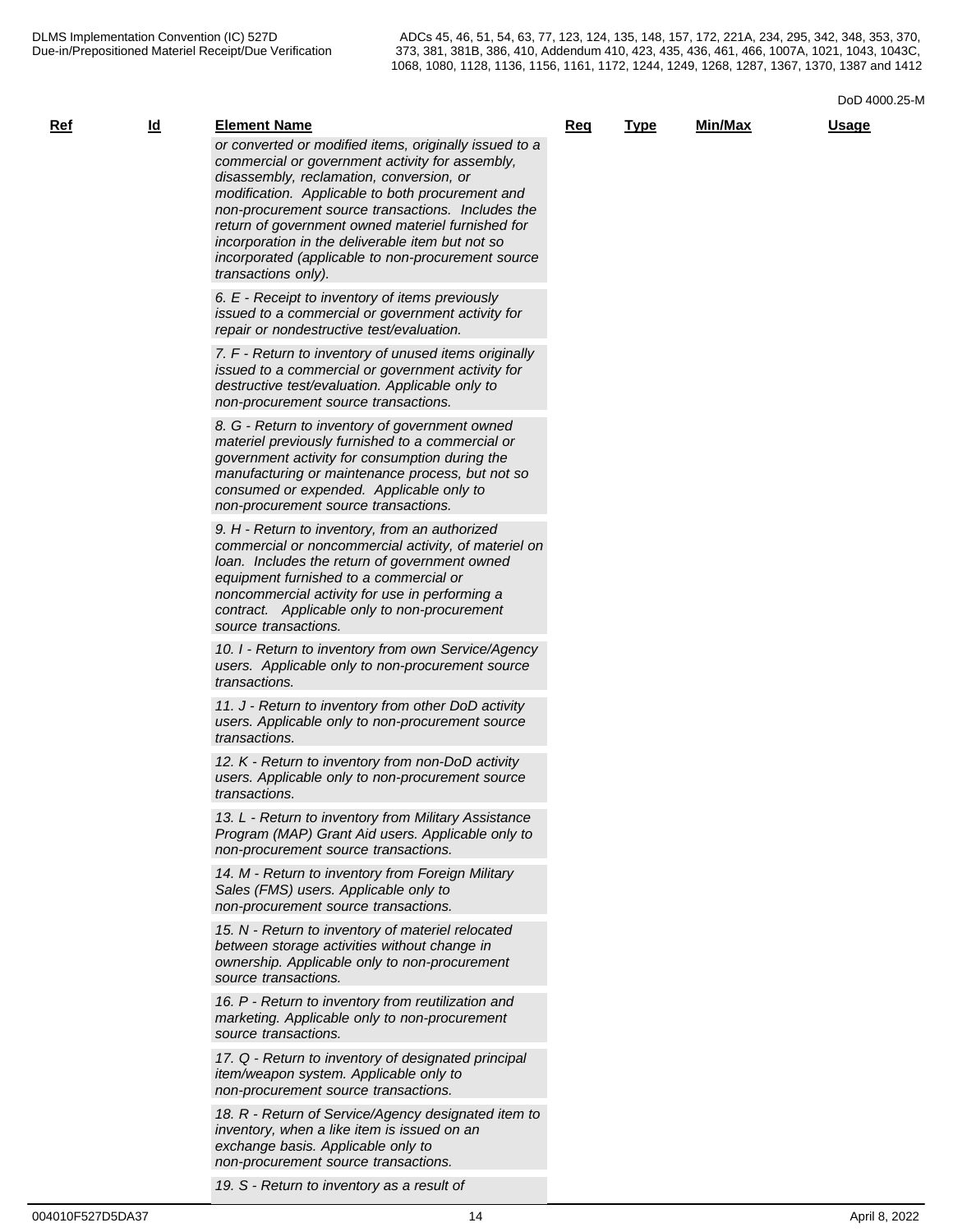| Ref | Id | Element Name | Req | Type | Min/Max | Usage |
|---|---|---|---|---|---|---|
| | | *or converted or modified items, originally issued to a commercial or government activity for assembly, disassembly, reclamation, conversion, or modification. Applicable to both procurement and non-procurement source transactions. Includes the return of government owned materiel furnished for incorporation in the deliverable item but not so incorporated (applicable to non-procurement source transactions only).* | | | | |
| | | *6. E - Receipt to inventory of items previously issued to a commercial or government activity for repair or nondestructive test/evaluation.* | | | | |
| | | *7. F - Return to inventory of unused items originally issued to a commercial or government activity for destructive test/evaluation. Applicable only to non-procurement source transactions.* | | | | |
| | | *8. G - Return to inventory of government owned materiel previously furnished to a commercial or government activity for consumption during the manufacturing or maintenance process, but not so consumed or expended. Applicable only to non-procurement source transactions.* | | | | |
| | | *9. H - Return to inventory, from an authorized commercial or noncommercial activity, of materiel on loan. Includes the return of government owned equipment furnished to a commercial or noncommercial activity for use in performing a contract. Applicable only to non-procurement source transactions.* | | | | |
| | | *10. I - Return to inventory from own Service/Agency users. Applicable only to non-procurement source transactions.* | | | | |
| | | *11. J - Return to inventory from other DoD activity users. Applicable only to non-procurement source transactions.* | | | | |
| | | *12. K - Return to inventory from non-DoD activity users. Applicable only to non-procurement source transactions.* | | | | |
| | | *13. L - Return to inventory from Military Assistance Program (MAP) Grant Aid users. Applicable only to non-procurement source transactions.* | | | | |
| | | *14. M - Return to inventory from Foreign Military Sales (FMS) users. Applicable only to non-procurement source transactions.* | | | | |
| | | *15. N - Return to inventory of materiel relocated between storage activities without change in ownership. Applicable only to non-procurement source transactions.* | | | | |
| | | *16. P - Return to inventory from reutilization and marketing. Applicable only to non-procurement source transactions.* | | | | |
| | | *17. Q - Return to inventory of designated principal item/weapon system. Applicable only to non-procurement source transactions.* | | | | |
| | | *18. R - Return of Service/Agency designated item to inventory, when a like item is issued on an exchange basis. Applicable only to non-procurement source transactions.* | | | | |
| | | *19. S - Return to inventory as a result of* | | | | |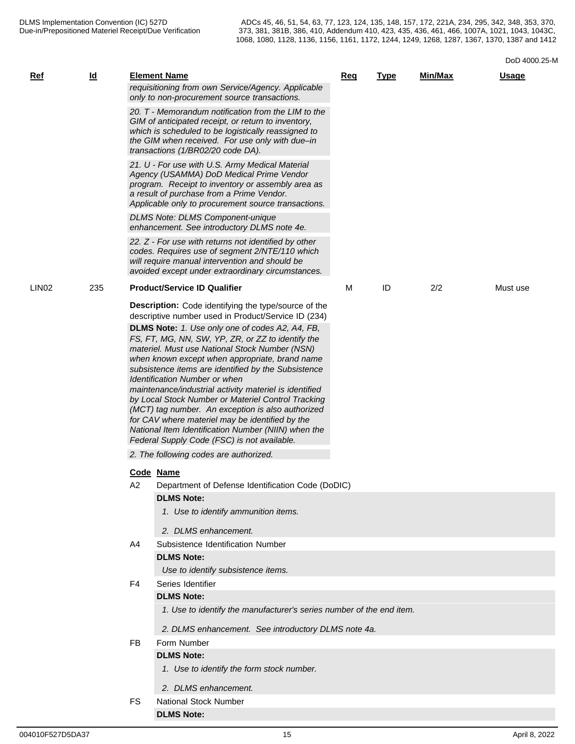| Ref | Id | Element Name | Req | Type | Min/Max | Usage |
|---|---|---|---|---|---|---|
| | | *requisitioning from own Service/Agency. Applicable only to non-procurement source transactions.* | | | | |
| | | *20. T - Memorandum notification from the LIM to the GIM of anticipated receipt, or return to inventory, which is scheduled to be logistically reassigned to the GIM when received. For use only with due–in transactions (1/BR02/20 code DA).* | | | | |
| | | *21. U - For use with U.S. Army Medical Material Agency (USAMMA) DoD Medical Prime Vendor program. Receipt to inventory or assembly area as a result of purchase from a Prime Vendor. Applicable only to procurement source transactions.* | | | | |
| | | *DLMS Note: DLMS Component-unique enhancement. See introductory DLMS note 4e.* | | | | |
| | | *22. Z - For use with returns not identified by other codes. Requires use of segment 2/NTE/110 which will require manual intervention and should be avoided except under extraordinary circumstances.* | | | | |
| LIN02 | 235 | **Product/Service ID Qualifier** | M | ID | 2/2 | Must use |

**Description:** Code identifying the type/source of the descriptive number used in Product/Service ID (234)

**DLMS Note:** *1. Use only one of codes A2, A4, FB, FS, FT, MG, NN, SW, YP, ZR, or ZZ to identify the materiel. Must use National Stock Number (NSN) when known except when appropriate, brand name subsistence items are identified by the Subsistence Identification Number or when maintenance/industrial activity materiel is identified by Local Stock Number or Materiel Control Tracking (MCT) tag number. An exception is also authorized for CAV where materiel may be identified by the National Item Identification Number (NIIN) when the Federal Supply Code (FSC) is not available.*

*2. The following codes are authorized.*

| Code | Name |
|---|---|
| A2 | Department of Defense Identification Code (DoDIC) |
| | **DLMS Note:** <br> *1. Use to identify ammunition items.* <br> *2. DLMS enhancement.* |
| A4 | Subsistence Identification Number |
| | **DLMS Note:** <br> *Use to identify subsistence items.* |
| F4 | Series Identifier |
| | **DLMS Note:** <br> *1. Use to identify the manufacturer's series number of the end item.* <br> *2. DLMS enhancement. See introductory DLMS note 4a.* |
| FB | Form Number |
| | **DLMS Note:** <br> *1. Use to identify the form stock number.* <br> *2. DLMS enhancement.* |
| FS | National Stock Number |
| | **DLMS Note:** |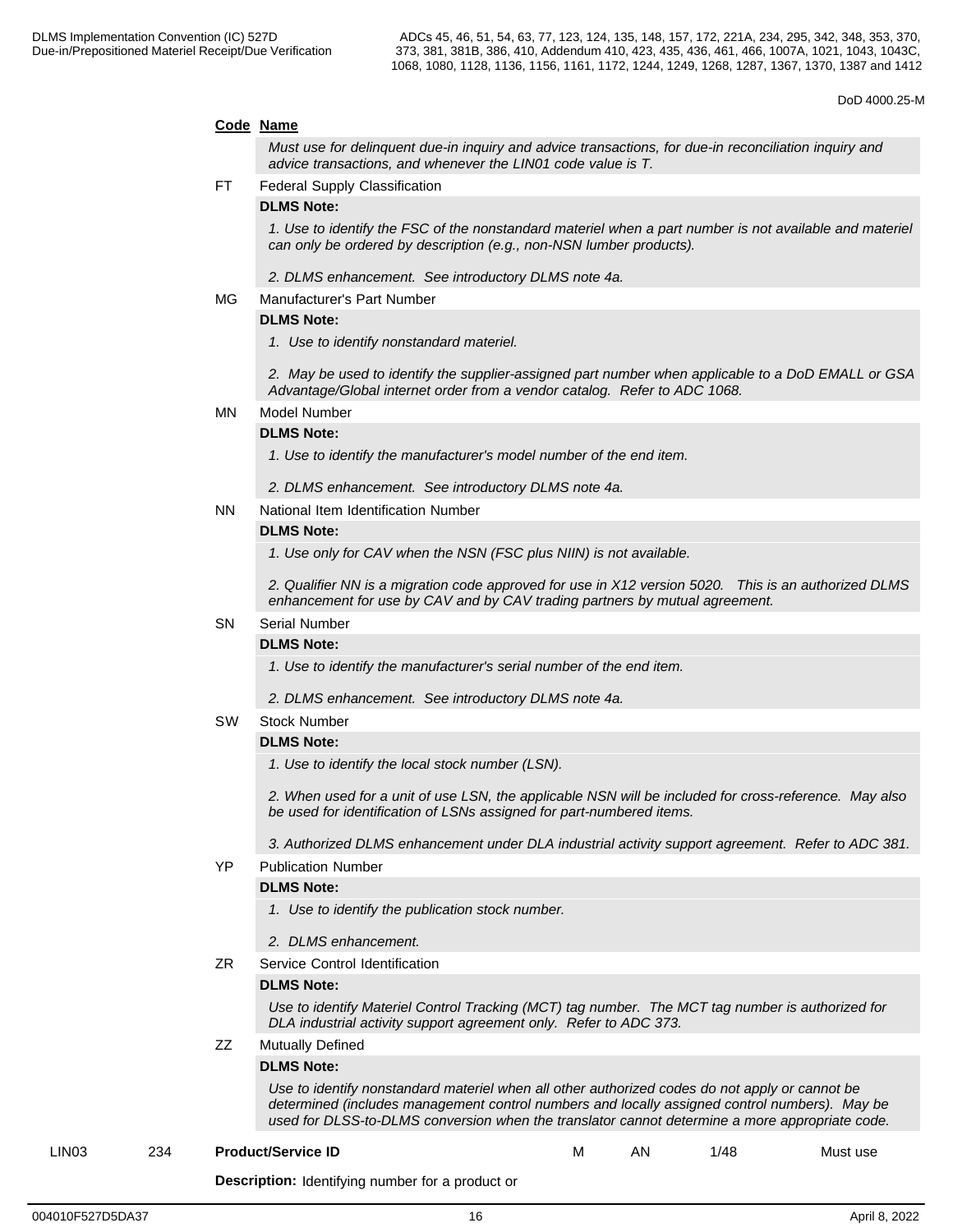| Code | Name |
|---|---|
| | *Must use for delinquent due-in inquiry and advice transactions, for due-in reconciliation inquiry and advice transactions, and whenever the LIN01 code value is T.* |
| FT | Federal Supply Classification |
| | **DLMS Note:** |
| | *1. Use to identify the FSC of the nonstandard materiel when a part number is not available and materiel can only be ordered by description (e.g., non-NSN lumber products).* <br><br> *2. DLMS enhancement. See introductory DLMS note 4a.* |
| MG | Manufacturer's Part Number |
| | **DLMS Note:** |
| | *1. Use to identify nonstandard materiel.* <br><br> *2. May be used to identify the supplier-assigned part number when applicable to a DoD EMALL or GSA Advantage/Global internet order from a vendor catalog. Refer to ADC 1068.* |
| MN | Model Number |
| | **DLMS Note:** |
| | *1. Use to identify the manufacturer's model number of the end item.* <br><br> *2. DLMS enhancement. See introductory DLMS note 4a.* |
| NN | National Item Identification Number |
| | **DLMS Note:** |
| | *1. Use only for CAV when the NSN (FSC plus NIIN) is not available.* <br><br> *2. Qualifier NN is a migration code approved for use in X12 version 5020. This is an authorized DLMS enhancement for use by CAV and by CAV trading partners by mutual agreement.* |
| SN | Serial Number |
| | **DLMS Note:** |
| | *1. Use to identify the manufacturer's serial number of the end item.* <br><br> *2. DLMS enhancement. See introductory DLMS note 4a.* |
| SW | Stock Number |
| | **DLMS Note:** |
| | *1. Use to identify the local stock number (LSN).* <br><br> *2. When used for a unit of use LSN, the applicable NSN will be included for cross-reference. May also be used for identification of LSNs assigned for part-numbered items.* <br><br> *3. Authorized DLMS enhancement under DLA industrial activity support agreement. Refer to ADC 381.* |
| YP | Publication Number |
| | **DLMS Note:** |
| | *1. Use to identify the publication stock number.* <br><br> *2. DLMS enhancement.* |
| ZR | Service Control Identification |
| | **DLMS Note:** |
| | *Use to identify Materiel Control Tracking (MCT) tag number. The MCT tag number is authorized for DLA industrial activity support agreement only. Refer to ADC 373.* |
| ZZ | Mutually Defined |
| | **DLMS Note:** |
| | *Use to identify nonstandard materiel when all other authorized codes do not apply or cannot be determined (includes management control numbers and locally assigned control numbers). May be used for DLSS-to-DLMS conversion when the translator cannot determine a more appropriate code.* |

| | | | | | | |
|---|---|---|---|---|---|---|
| LIN03 | 234 | **Product/Service ID** | M | AN | 1/48 | Must use |

**Description:** Identifying number for a product or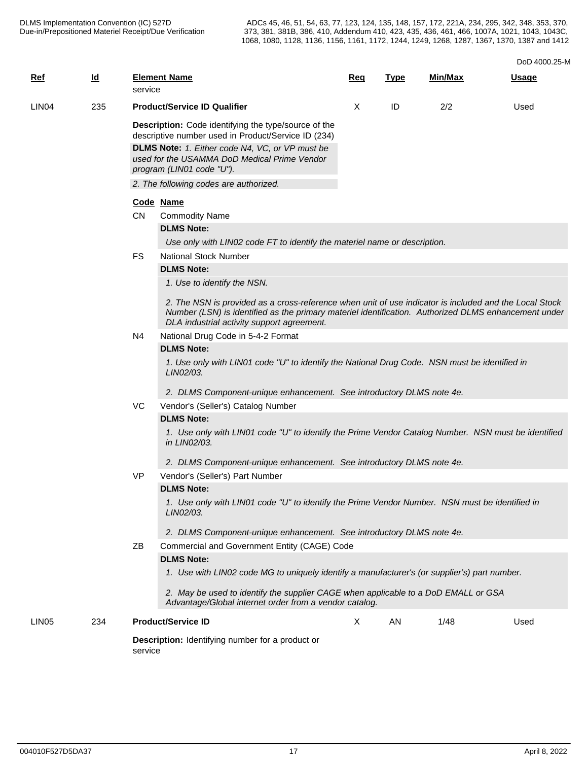DoD 4000.25-M

| Ref | Id | Element Name | Req | Type | Min/Max | Usage |
|---|---|---|---|---|---|---|
| | | service | | | | |
| LIN04 | 235 | **Product/Service ID Qualifier** | X | ID | 2/2 | Used |

**Description:** Code identifying the type/source of the descriptive number used in Product/Service ID (234)

**DLMS Note:** *1. Either code N4, VC, or VP must be used for the USAMMA DoD Medical Prime Vendor program (LIN01 code "U").*

*2. The following codes are authorized.*

**Code Name**

CN Commodity Name

**DLMS Note:**

*Use only with LIN02 code FT to identify the materiel name or description.*

FS National Stock Number

**DLMS Note:**

*1. Use to identify the NSN.*

*2. The NSN is provided as a cross-reference when unit of use indicator is included and the Local Stock Number (LSN) is identified as the primary materiel identification. Authorized DLMS enhancement under DLA industrial activity support agreement.*

N4 National Drug Code in 5-4-2 Format

**DLMS Note:**

*1. Use only with LIN01 code "U" to identify the National Drug Code. NSN must be identified in LIN02/03.*

*2. DLMS Component-unique enhancement. See introductory DLMS note 4e.*

VC Vendor's (Seller's) Catalog Number

**DLMS Note:**

*1. Use only with LIN01 code "U" to identify the Prime Vendor Catalog Number. NSN must be identified in LIN02/03.*

*2. DLMS Component-unique enhancement. See introductory DLMS note 4e.*

VP Vendor's (Seller's) Part Number

**DLMS Note:**

*1. Use only with LIN01 code "U" to identify the Prime Vendor Number. NSN must be identified in LIN02/03.*

*2. DLMS Component-unique enhancement. See introductory DLMS note 4e.*

ZB Commercial and Government Entity (CAGE) Code

**DLMS Note:**

*1. Use with LIN02 code MG to uniquely identify a manufacturer's (or supplier's) part number.*

*2. May be used to identify the supplier CAGE when applicable to a DoD EMALL or GSA Advantage/Global internet order from a vendor catalog.*

| Ref | Id | Element Name | Req | Type | Min/Max | Usage |
|---|---|---|---|---|---|---|
| LIN05 | 234 | **Product/Service ID** | X | AN | 1/48 | Used |

**Description:** Identifying number for a product or service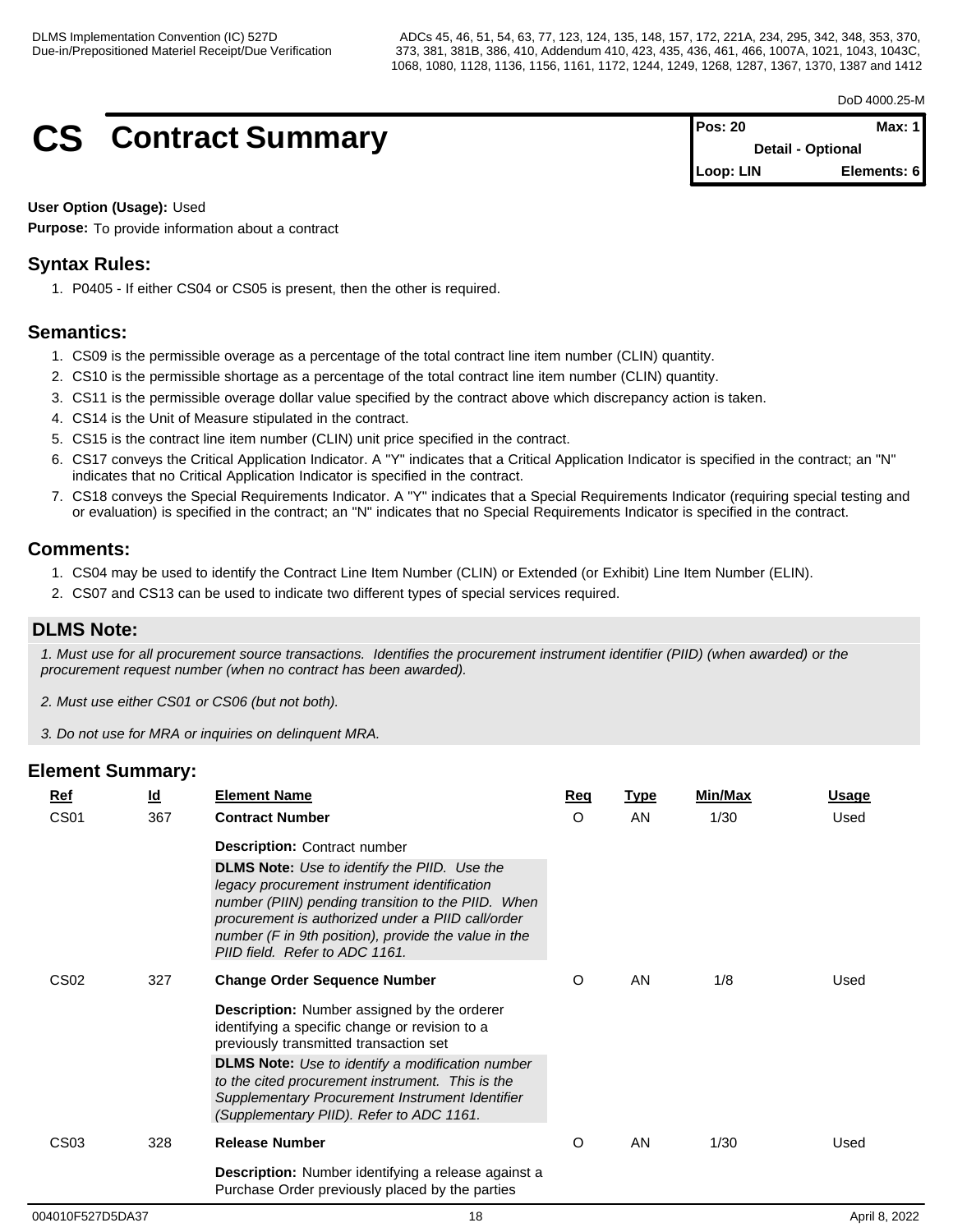DoD 4000.25-M

# CS Contract Summary

| Pos: 20 | Max: 1 |
|---|---|
| Detail - Optional | |
| Loop: LIN | Elements: 6 |

**User Option (Usage):** Used

**Purpose:** To provide information about a contract

## Syntax Rules:

1. P0405 - If either CS04 or CS05 is present, then the other is required.

## Semantics:

1. CS09 is the permissible overage as a percentage of the total contract line item number (CLIN) quantity.
2. CS10 is the permissible shortage as a percentage of the total contract line item number (CLIN) quantity.
3. CS11 is the permissible overage dollar value specified by the contract above which discrepancy action is taken.
4. CS14 is the Unit of Measure stipulated in the contract.
5. CS15 is the contract line item number (CLIN) unit price specified in the contract.
6. CS17 conveys the Critical Application Indicator. A "Y" indicates that a Critical Application Indicator is specified in the contract; an "N" indicates that no Critical Application Indicator is specified in the contract.
7. CS18 conveys the Special Requirements Indicator. A "Y" indicates that a Special Requirements Indicator (requiring special testing and or evaluation) is specified in the contract; an "N" indicates that no Special Requirements Indicator is specified in the contract.

## Comments:

1. CS04 may be used to identify the Contract Line Item Number (CLIN) or Extended (or Exhibit) Line Item Number (ELIN).
2. CS07 and CS13 can be used to indicate two different types of special services required.

## DLMS Note:

*1. Must use for all procurement source transactions. Identifies the procurement instrument identifier (PIID) (when awarded) or the procurement request number (when no contract has been awarded).*

*2. Must use either CS01 or CS06 (but not both).*

*3. Do not use for MRA or inquiries on delinquent MRA.*

## Element Summary:

| Ref | Id | Element Name | Req | Type | Min/Max | Usage |
|---|---|---|---|---|---|---|
| CS01 | 367 | **Contract Number**<br>**Description:** Contract number<br>**DLMS Note:** *Use to identify the PIID. Use the legacy procurement instrument identification number (PIIN) pending transition to the PIID. When procurement is authorized under a PIID call/order number (F in 9th position), provide the value in the PIID field. Refer to ADC 1161.* | O | AN | 1/30 | Used |
| CS02 | 327 | **Change Order Sequence Number**<br>**Description:** Number assigned by the orderer identifying a specific change or revision to a previously transmitted transaction set<br>**DLMS Note:** *Use to identify a modification number to the cited procurement instrument. This is the Supplementary Procurement Instrument Identifier (Supplementary PIID). Refer to ADC 1161.* | O | AN | 1/8 | Used |
| CS03 | 328 | **Release Number**<br>**Description:** Number identifying a release against a Purchase Order previously placed by the parties | O | AN | 1/30 | Used |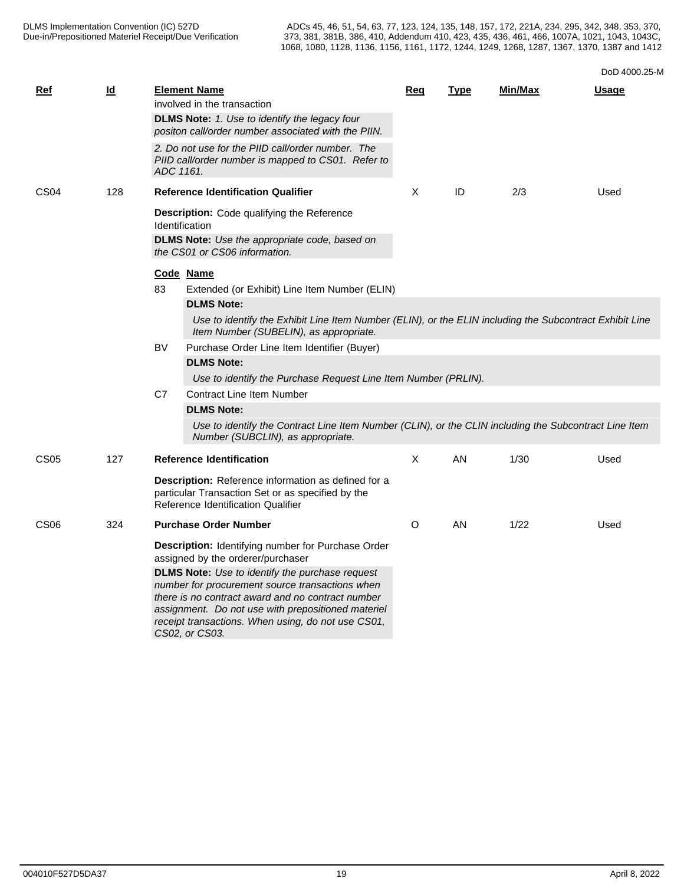| Ref | Id | Element Name | Req | Type | Min/Max | Usage |
|---|---|---|---|---|---|---|
| | | involved in the transaction | | | | |
| | | **DLMS Note:** *1. Use to identify the legacy four positon call/order number associated with the PIIN.* | | | | |
| | | *2. Do not use for the PIID call/order number. The PIID call/order number is mapped to CS01. Refer to ADC 1161.* | | | | |
| CS04 | 128 | **Reference Identification Qualifier** | X | ID | 2/3 | Used |
| | | **Description:** Code qualifying the Reference Identification | | | | |
| | | **DLMS Note:** *Use the appropriate code, based on the CS01 or CS06 information.* | | | | |

| Code | Name |
|---|---|
| 83 | Extended (or Exhibit) Line Item Number (ELIN) |
| | **DLMS Note:** |
| | *Use to identify the Exhibit Line Item Number (ELIN), or the ELIN including the Subcontract Exhibit Line Item Number (SUBELIN), as appropriate.* |
| BV | Purchase Order Line Item Identifier (Buyer) |
| | **DLMS Note:** |
| | *Use to identify the Purchase Request Line Item Number (PRLIN).* |
| C7 | Contract Line Item Number |
| | **DLMS Note:** |
| | *Use to identify the Contract Line Item Number (CLIN), or the CLIN including the Subcontract Line Item Number (SUBCLIN), as appropriate.* |

| Ref | Id | Element Name | Req | Type | Min/Max | Usage |
|---|---|---|---|---|---|---|
| CS05 | 127 | **Reference Identification** | X | AN | 1/30 | Used |
| | | **Description:** Reference information as defined for a particular Transaction Set or as specified by the Reference Identification Qualifier | | | | |
| CS06 | 324 | **Purchase Order Number** | O | AN | 1/22 | Used |
| | | **Description:** Identifying number for Purchase Order assigned by the orderer/purchaser | | | | |
| | | **DLMS Note:** *Use to identify the purchase request number for procurement source transactions when there is no contract award and no contract number assignment. Do not use with prepositioned materiel receipt transactions. When using, do not use CS01, CS02, or CS03.* | | | | |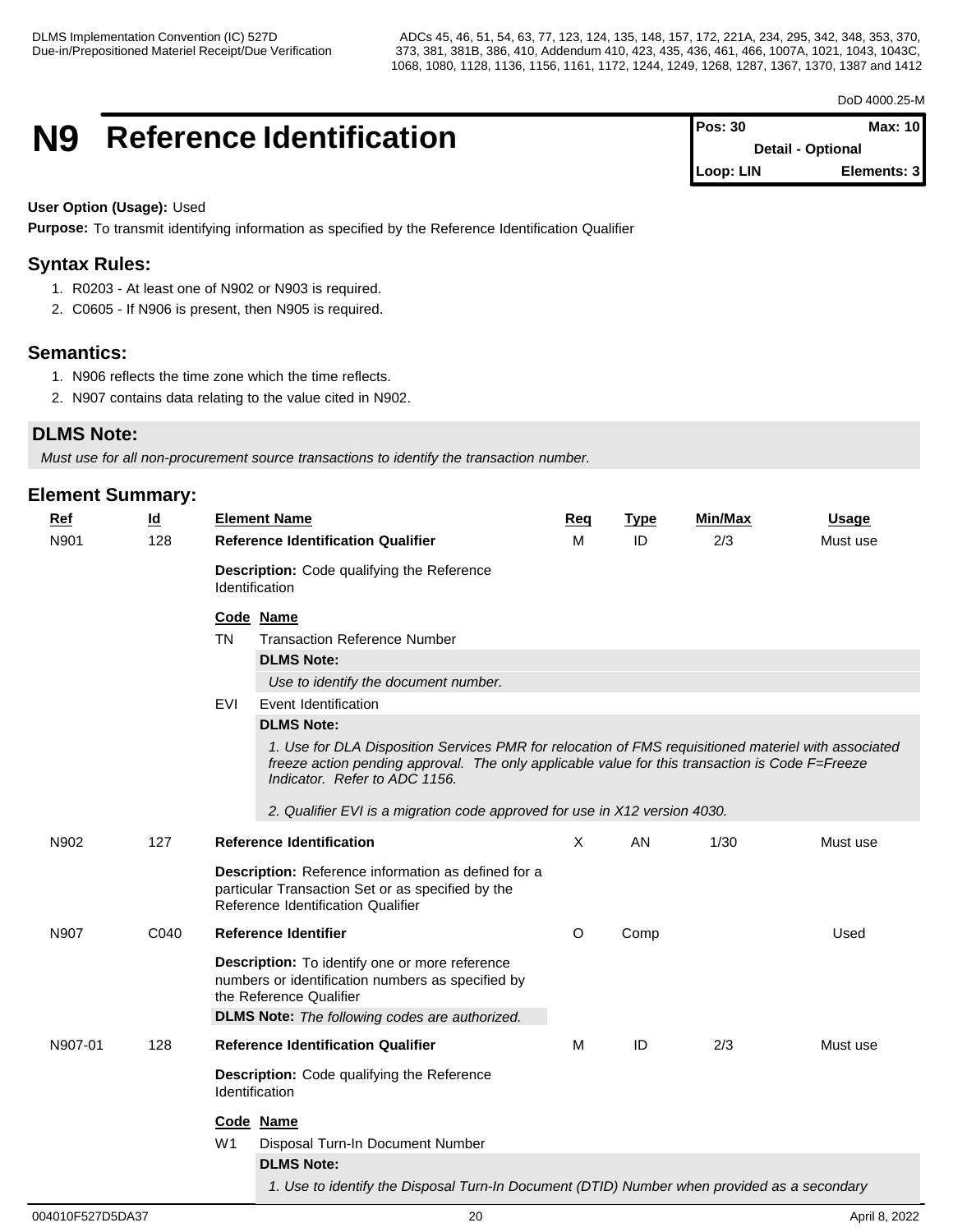# N9 Reference Identification

| Pos: 30 | Max: 10 |
|---|---|
| Detail - Optional | |
| Loop: LIN | Elements: 3 |

**User Option (Usage):** Used

**Purpose:** To transmit identifying information as specified by the Reference Identification Qualifier

## Syntax Rules:

1. R0203 - At least one of N902 or N903 is required.
2. C0605 - If N906 is present, then N905 is required.

## Semantics:

1. N906 reflects the time zone which the time reflects.
2. N907 contains data relating to the value cited in N902.

## DLMS Note:

*Must use for all non-procurement source transactions to identify the transaction number.*

## Element Summary:

| Ref | Id | Element Name | Req | Type | Min/Max | Usage |
|---|---|---|---|---|---|---|
| N901 | 128 | **Reference Identification Qualifier** | M | ID | 2/3 | Must use |

**Description:** Code qualifying the Reference Identification

| Code | Name |
|---|---|
| TN | Transaction Reference Number |
| | **DLMS Note:** *Use to identify the document number.* |
| EVI | Event Identification |
| | **DLMS Note:** *1. Use for DLA Disposition Services PMR for relocation of FMS requisitioned materiel with associated freeze action pending approval. The only applicable value for this transaction is Code F=Freeze Indicator. Refer to ADC 1156.* *2. Qualifier EVI is a migration code approved for use in X12 version 4030.* |

| Ref | Id | Element Name | Req | Type | Min/Max | Usage |
|---|---|---|---|---|---|---|
| N902 | 127 | **Reference Identification** | X | AN | 1/30 | Must use |

**Description:** Reference information as defined for a particular Transaction Set or as specified by the Reference Identification Qualifier

| Ref | Id | Element Name | Req | Type | Min/Max | Usage |
|---|---|---|---|---|---|---|
| N907 | C040 | **Reference Identifier** | O | Comp | | Used |

**Description:** To identify one or more reference numbers or identification numbers as specified by the Reference Qualifier

**DLMS Note:** *The following codes are authorized.*

| Ref | Id | Element Name | Req | Type | Min/Max | Usage |
|---|---|---|---|---|---|---|
| N907-01 | 128 | **Reference Identification Qualifier** | M | ID | 2/3 | Must use |

**Description:** Code qualifying the Reference Identification

| Code | Name |
|---|---|
| W1 | Disposal Turn-In Document Number |
| | **DLMS Note:** *1. Use to identify the Disposal Turn-In Document (DTID) Number when provided as a secondary* |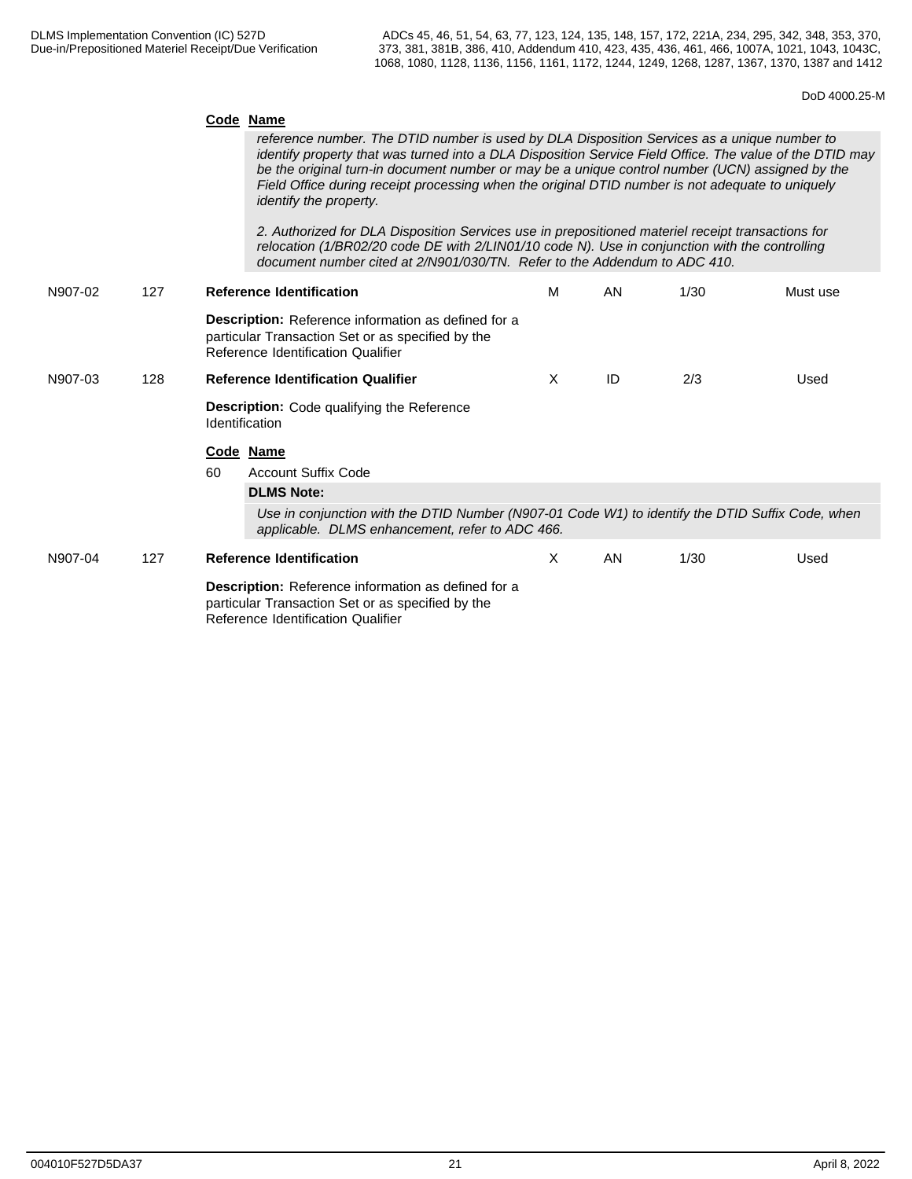**Code Name**

*reference number. The DTID number is used by DLA Disposition Services as a unique number to identify property that was turned into a DLA Disposition Service Field Office. The value of the DTID may be the original turn-in document number or may be a unique control number (UCN) assigned by the Field Office during receipt processing when the original DTID number is not adequate to uniquely identify the property.*

*2. Authorized for DLA Disposition Services use in prepositioned materiel receipt transactions for relocation (1/BR02/20 code DE with 2/LIN01/10 code N). Use in conjunction with the controlling document number cited at 2/N901/030/TN. Refer to the Addendum to ADC 410.*

| N907-02 | 127 | **Reference Identification** | M | AN | 1/30 | Must use |
|---|---|---|---|---|---|---|

**Description:** Reference information as defined for a particular Transaction Set or as specified by the Reference Identification Qualifier

| N907-03 | 128 | **Reference Identification Qualifier** | X | ID | 2/3 | Used |
|---|---|---|---|---|---|---|

**Description:** Code qualifying the Reference Identification

**Code Name**

60 Account Suffix Code

**DLMS Note:**

*Use in conjunction with the DTID Number (N907-01 Code W1) to identify the DTID Suffix Code, when applicable. DLMS enhancement, refer to ADC 466.*

| N907-04 | 127 | **Reference Identification** | X | AN | 1/30 | Used |
|---|---|---|---|---|---|---|

**Description:** Reference information as defined for a particular Transaction Set or as specified by the Reference Identification Qualifier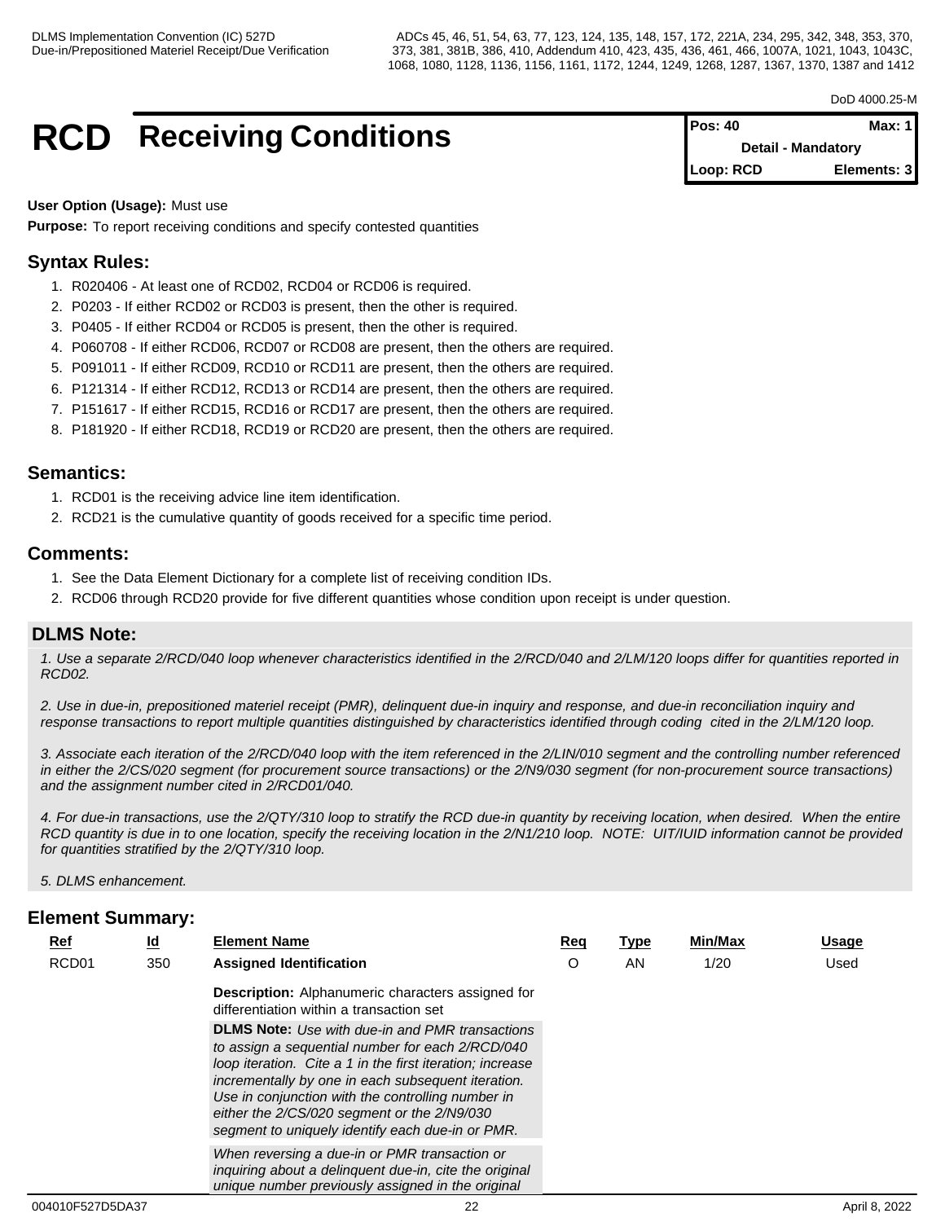# RCD Receiving Conditions

| Pos: 40 | Max: 1 |
|---|---|
| Detail - Mandatory | |
| Loop: RCD | Elements: 3 |

**User Option (Usage):** Must use

**Purpose:** To report receiving conditions and specify contested quantities

## Syntax Rules:

1. R020406 - At least one of RCD02, RCD04 or RCD06 is required.
2. P0203 - If either RCD02 or RCD03 is present, then the other is required.
3. P0405 - If either RCD04 or RCD05 is present, then the other is required.
4. P060708 - If either RCD06, RCD07 or RCD08 are present, then the others are required.
5. P091011 - If either RCD09, RCD10 or RCD11 are present, then the others are required.
6. P121314 - If either RCD12, RCD13 or RCD14 are present, then the others are required.
7. P151617 - If either RCD15, RCD16 or RCD17 are present, then the others are required.
8. P181920 - If either RCD18, RCD19 or RCD20 are present, then the others are required.

## Semantics:

1. RCD01 is the receiving advice line item identification.
2. RCD21 is the cumulative quantity of goods received for a specific time period.

## Comments:

1. See the Data Element Dictionary for a complete list of receiving condition IDs.
2. RCD06 through RCD20 provide for five different quantities whose condition upon receipt is under question.

## DLMS Note:

*1. Use a separate 2/RCD/040 loop whenever characteristics identified in the 2/RCD/040 and 2/LM/120 loops differ for quantities reported in RCD02.*

*2. Use in due-in, prepositioned materiel receipt (PMR), delinquent due-in inquiry and response, and due-in reconciliation inquiry and response transactions to report multiple quantities distinguished by characteristics identified through coding cited in the 2/LM/120 loop.*

*3. Associate each iteration of the 2/RCD/040 loop with the item referenced in the 2/LIN/010 segment and the controlling number referenced in either the 2/CS/020 segment (for procurement source transactions) or the 2/N9/030 segment (for non-procurement source transactions) and the assignment number cited in 2/RCD01/040.*

*4. For due-in transactions, use the 2/QTY/310 loop to stratify the RCD due-in quantity by receiving location, when desired. When the entire RCD quantity is due in to one location, specify the receiving location in the 2/N1/210 loop. NOTE: UIT/IUID information cannot be provided for quantities stratified by the 2/QTY/310 loop.*

*5. DLMS enhancement.*

## Element Summary:

| Ref | Id | Element Name | Req | Type | Min/Max | Usage |
|---|---|---|---|---|---|---|
| RCD01 | 350 | **Assigned Identification**<br>**Description:** Alphanumeric characters assigned for differentiation within a transaction set<br>**DLMS Note:** *Use with due-in and PMR transactions to assign a sequential number for each 2/RCD/040 loop iteration. Cite a 1 in the first iteration; increase incrementally by one in each subsequent iteration. Use in conjunction with the controlling number in either the 2/CS/020 segment or the 2/N9/030 segment to uniquely identify each due-in or PMR.*<br>*When reversing a due-in or PMR transaction or inquiring about a delinquent due-in, cite the original unique number previously assigned in the original* | O | AN | 1/20 | Used |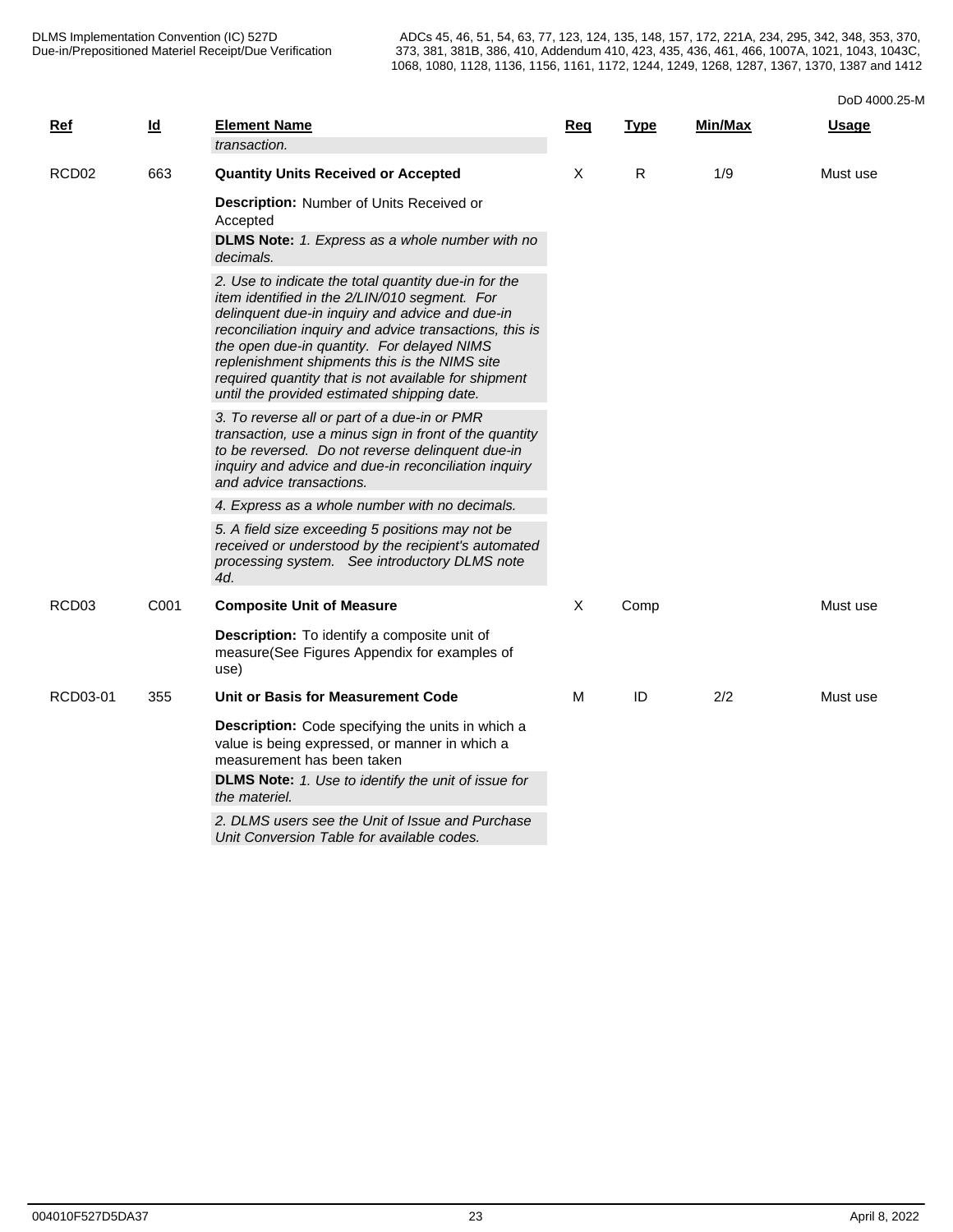| Ref | Id | Element Name | Req | Type | Min/Max | Usage |
|---|---|---|---|---|---|---|
| | | *transaction.* | | | | |
| RCD02 | 663 | **Quantity Units Received or Accepted** | X | R | 1/9 | Must use |
| | | **Description:** Number of Units Received or Accepted | | | | |
| | | **DLMS Note:** *1. Express as a whole number with no decimals.* | | | | |
| | | *2. Use to indicate the total quantity due-in for the item identified in the 2/LIN/010 segment. For delinquent due-in inquiry and advice and due-in reconciliation inquiry and advice transactions, this is the open due-in quantity. For delayed NIMS replenishment shipments this is the NIMS site required quantity that is not available for shipment until the provided estimated shipping date.* | | | | |
| | | *3. To reverse all or part of a due-in or PMR transaction, use a minus sign in front of the quantity to be reversed. Do not reverse delinquent due-in inquiry and advice and due-in reconciliation inquiry and advice transactions.* | | | | |
| | | *4. Express as a whole number with no decimals.* | | | | |
| | | *5. A field size exceeding 5 positions may not be received or understood by the recipient's automated processing system. See introductory DLMS note 4d.* | | | | |
| RCD03 | C001 | **Composite Unit of Measure** | X | Comp | | Must use |
| | | **Description:** To identify a composite unit of measure(See Figures Appendix for examples of use) | | | | |
| RCD03-01 | 355 | **Unit or Basis for Measurement Code** | M | ID | 2/2 | Must use |
| | | **Description:** Code specifying the units in which a value is being expressed, or manner in which a measurement has been taken | | | | |
| | | **DLMS Note:** *1. Use to identify the unit of issue for the materiel.* | | | | |
| | | *2. DLMS users see the Unit of Issue and Purchase Unit Conversion Table for available codes.* | | | | |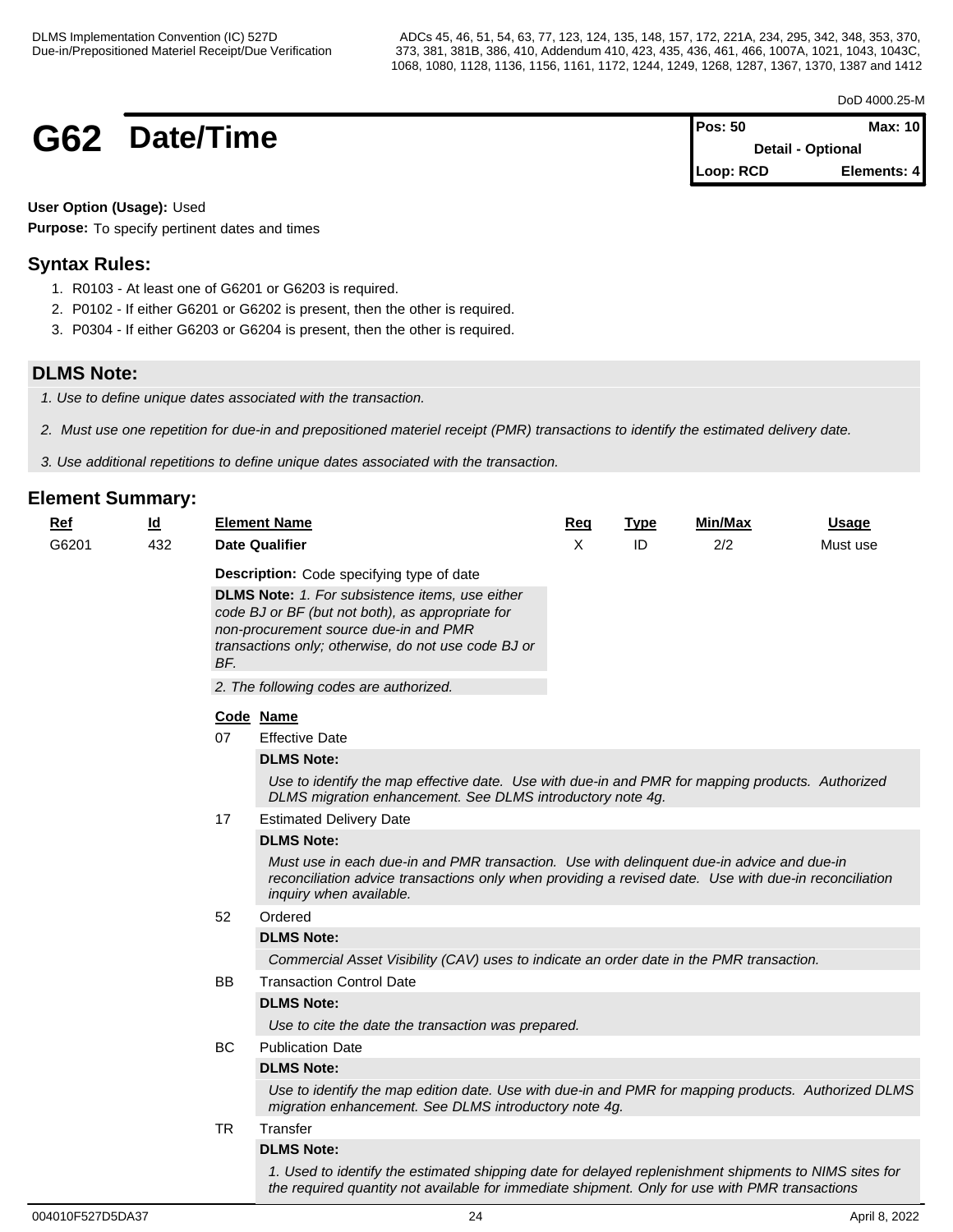# G62 Date/Time

| Pos: 50 | Max: 10 |
|---|---|
| Detail - Optional | |
| Loop: RCD | Elements: 4 |

**User Option (Usage):** Used

**Purpose:** To specify pertinent dates and times

## Syntax Rules:

1. R0103 - At least one of G6201 or G6203 is required.
2. P0102 - If either G6201 or G6202 is present, then the other is required.
3. P0304 - If either G6203 or G6204 is present, then the other is required.

## DLMS Note:

*1. Use to define unique dates associated with the transaction.*

*2. Must use one repetition for due-in and prepositioned materiel receipt (PMR) transactions to identify the estimated delivery date.*

*3. Use additional repetitions to define unique dates associated with the transaction.*

## Element Summary:

| Ref | Id | Element Name | Req | Type | Min/Max | Usage |
|---|---|---|---|---|---|---|
| G6201 | 432 | **Date Qualifier** | X | ID | 2/2 | Must use |

**Description:** Code specifying type of date

**DLMS Note:** *1. For subsistence items, use either code BJ or BF (but not both), as appropriate for non-procurement source due-in and PMR transactions only; otherwise, do not use code BJ or BF.*

*2. The following codes are authorized.*

| Code | Name |
|---|---|
| 07 | Effective Date |
| 17 | Estimated Delivery Date |
| 52 | Ordered |
| BB | Transaction Control Date |
| BC | Publication Date |
| TR | Transfer |

**07 Effective Date**

**DLMS Note:**

*Use to identify the map effective date. Use with due-in and PMR for mapping products. Authorized DLMS migration enhancement. See DLMS introductory note 4g.*

**17 Estimated Delivery Date**

**DLMS Note:**

*Must use in each due-in and PMR transaction. Use with delinquent due-in advice and due-in reconciliation advice transactions only when providing a revised date. Use with due-in reconciliation inquiry when available.*

**52 Ordered**

**DLMS Note:**

*Commercial Asset Visibility (CAV) uses to indicate an order date in the PMR transaction.*

**BB Transaction Control Date**

**DLMS Note:**

*Use to cite the date the transaction was prepared.*

**BC Publication Date**

**DLMS Note:**

*Use to identify the map edition date. Use with due-in and PMR for mapping products. Authorized DLMS migration enhancement. See DLMS introductory note 4g.*

**TR Transfer**

**DLMS Note:**

*1. Used to identify the estimated shipping date for delayed replenishment shipments to NIMS sites for the required quantity not available for immediate shipment. Only for use with PMR transactions*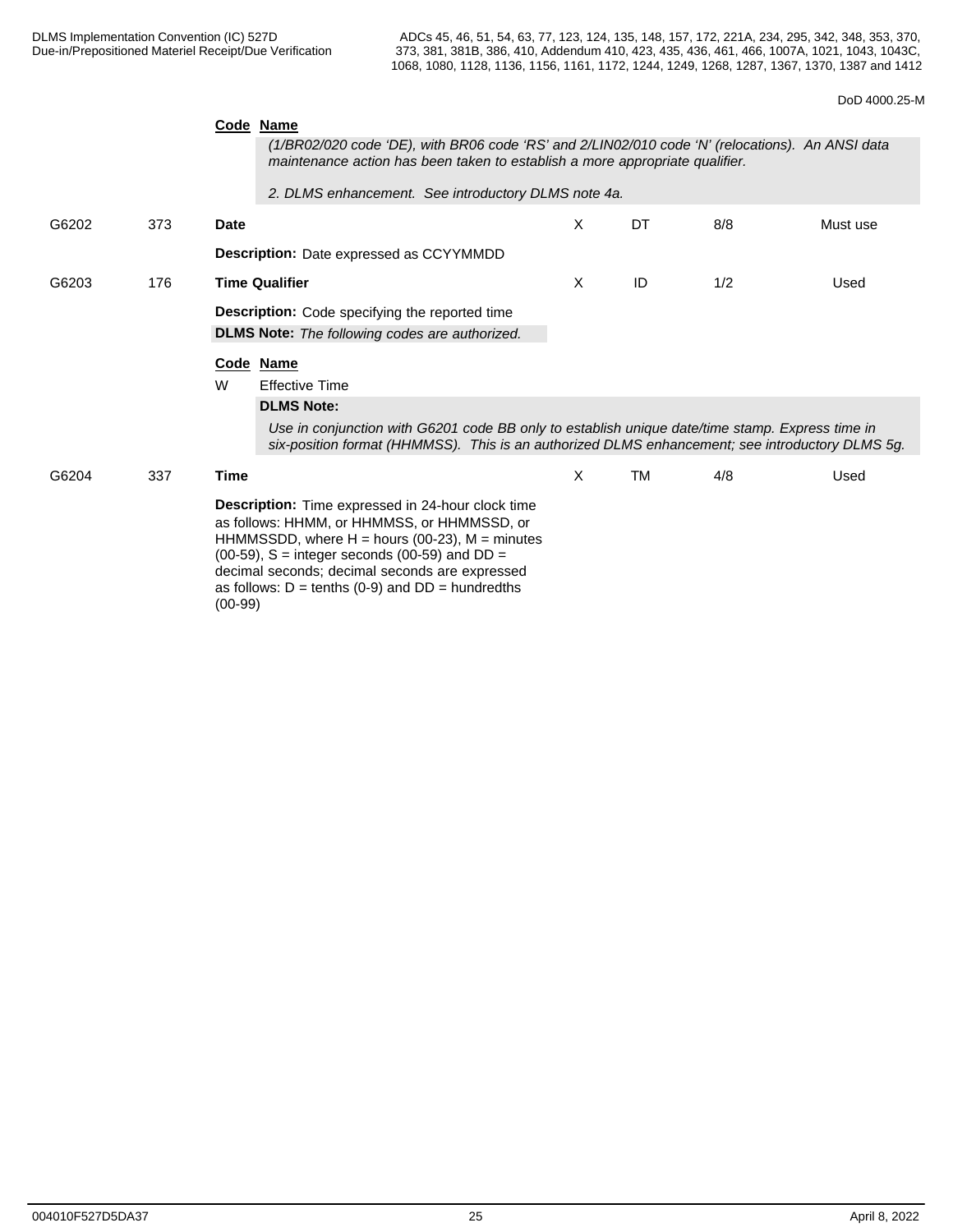**Code Name**

*(1/BR02/020 code 'DE), with BR06 code 'RS' and 2/LIN02/010 code 'N' (relocations). An ANSI data maintenance action has been taken to establish a more appropriate qualifier.*

*2. DLMS enhancement. See introductory DLMS note 4a.*

| | | | | | | |
|---|---|---|---|---|---|---|
| G6202 | 373 | **Date** | X | DT | 8/8 | Must use |

**Description:** Date expressed as CCYYMMDD

| | | | | | | |
|---|---|---|---|---|---|---|
| G6203 | 176 | **Time Qualifier** | X | ID | 1/2 | Used |

**Description:** Code specifying the reported time

**DLMS Note:** *The following codes are authorized.*

**Code Name**

W Effective Time

**DLMS Note:**

*Use in conjunction with G6201 code BB only to establish unique date/time stamp. Express time in six-position format (HHMMSS). This is an authorized DLMS enhancement; see introductory DLMS 5g.*

| | | | | | | |
|---|---|---|---|---|---|---|
| G6204 | 337 | **Time** | X | TM | 4/8 | Used |

**Description:** Time expressed in 24-hour clock time as follows: HHMM, or HHMMSS, or HHMMSSD, or HHMMSSDD, where H = hours (00-23), M = minutes (00-59), S = integer seconds (00-59) and DD = decimal seconds; decimal seconds are expressed as follows: D = tenths (0-9) and DD = hundredths (00-99)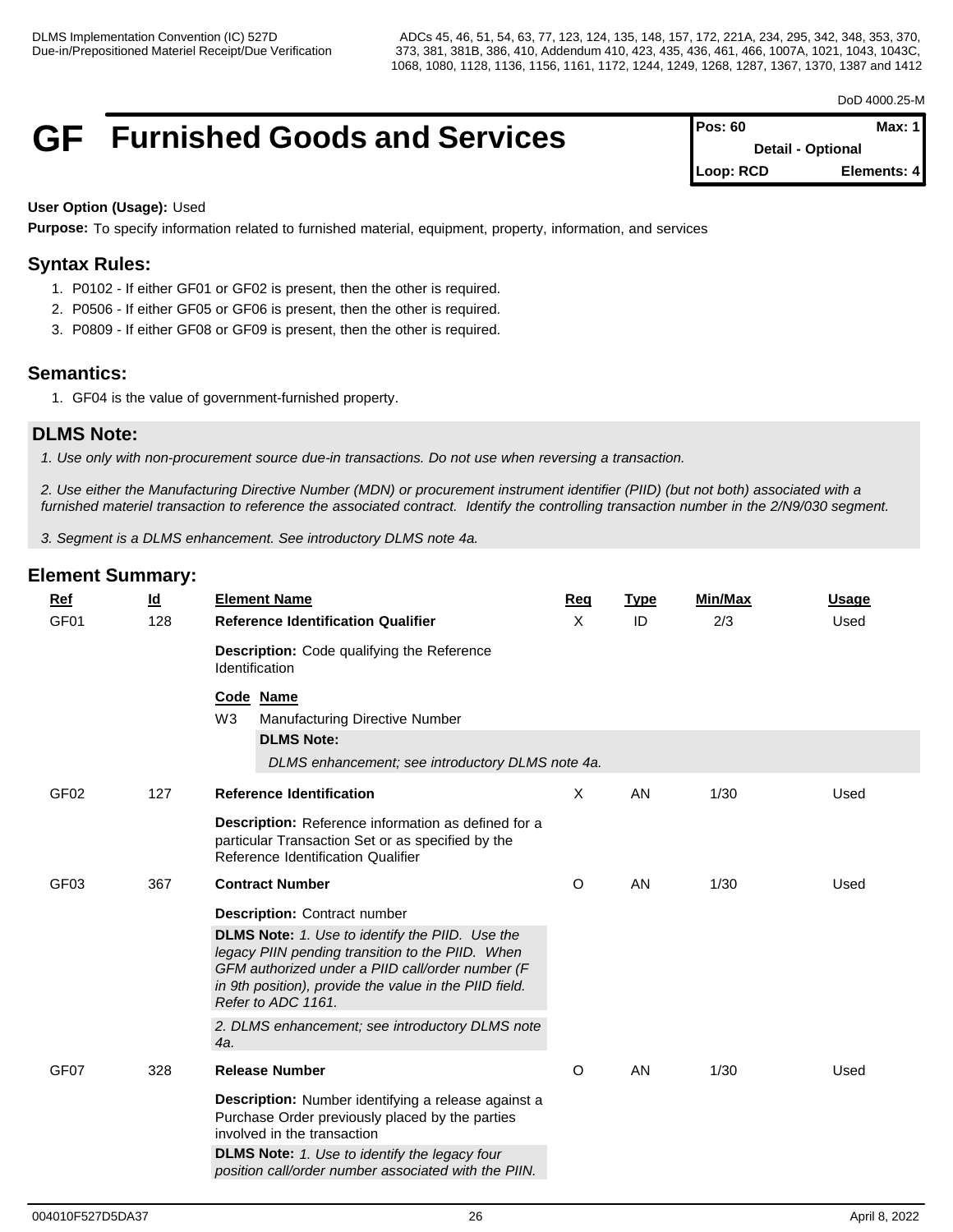DoD 4000.25-M

# GF Furnished Goods and Services

| Pos: 60 | Max: 1 |
|---|---|
| Detail - Optional | |
| Loop: RCD | Elements: 4 |

**User Option (Usage):** Used

**Purpose:** To specify information related to furnished material, equipment, property, information, and services

## Syntax Rules:

1. P0102 - If either GF01 or GF02 is present, then the other is required.
2. P0506 - If either GF05 or GF06 is present, then the other is required.
3. P0809 - If either GF08 or GF09 is present, then the other is required.

## Semantics:

1. GF04 is the value of government-furnished property.

## DLMS Note:

*1. Use only with non-procurement source due-in transactions. Do not use when reversing a transaction.*

*2. Use either the Manufacturing Directive Number (MDN) or procurement instrument identifier (PIID) (but not both) associated with a furnished materiel transaction to reference the associated contract. Identify the controlling transaction number in the 2/N9/030 segment.*

*3. Segment is a DLMS enhancement. See introductory DLMS note 4a.*

## Element Summary:

| Ref | Id | Element Name | Req | Type | Min/Max | Usage |
|---|---|---|---|---|---|---|
| GF01 | 128 | **Reference Identification Qualifier** | X | ID | 2/3 | Used |
| | | **Description:** Code qualifying the Reference Identification | | | | |
| | | **Code Name** | | | | |
| | | W3 Manufacturing Directive Number | | | | |
| | | **DLMS Note:** *DLMS enhancement; see introductory DLMS note 4a.* | | | | |
| GF02 | 127 | **Reference Identification** | X | AN | 1/30 | Used |
| | | **Description:** Reference information as defined for a particular Transaction Set or as specified by the Reference Identification Qualifier | | | | |
| GF03 | 367 | **Contract Number** | O | AN | 1/30 | Used |
| | | **Description:** Contract number | | | | |
| | | **DLMS Note:** *1. Use to identify the PIID. Use the legacy PIIN pending transition to the PIID. When GFM authorized under a PIID call/order number (F in 9th position), provide the value in the PIID field. Refer to ADC 1161.* | | | | |
| | | *2. DLMS enhancement; see introductory DLMS note 4a.* | | | | |
| GF07 | 328 | **Release Number** | O | AN | 1/30 | Used |
| | | **Description:** Number identifying a release against a Purchase Order previously placed by the parties involved in the transaction | | | | |
| | | **DLMS Note:** *1. Use to identify the legacy four position call/order number associated with the PIIN.* | | | | |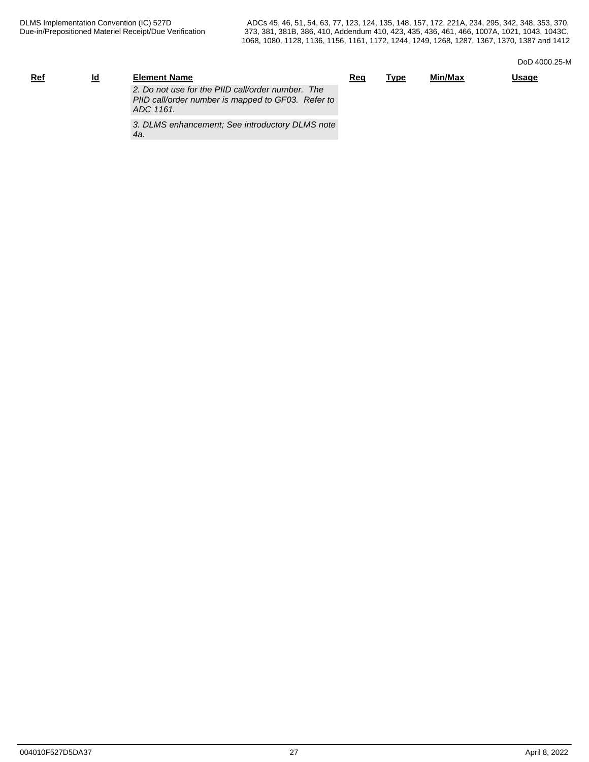| Ref | Id | Element Name | Req | Type | Min/Max | Usage |
|---|---|---|---|---|---|---|
| | | *2. Do not use for the PIID call/order number. The PIID call/order number is mapped to GF03. Refer to ADC 1161.* | | | | |
| | | *3. DLMS enhancement; See introductory DLMS note 4a.* | | | | |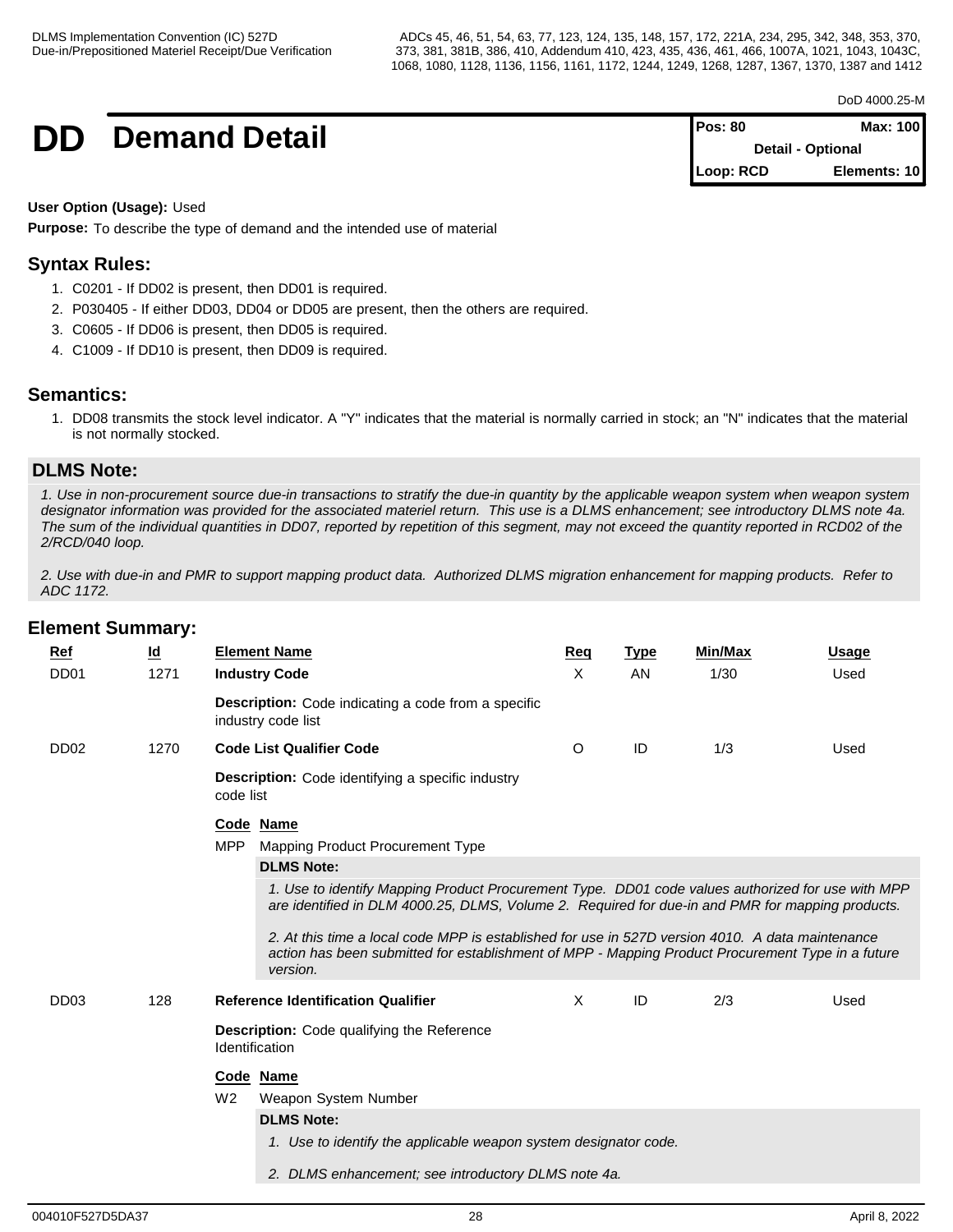# DD Demand Detail

| Pos: 80 | Max: 100 |
|---|---|
| Detail - Optional | |
| Loop: RCD | Elements: 10 |

**User Option (Usage):** Used

**Purpose:** To describe the type of demand and the intended use of material

## Syntax Rules:

1. C0201 - If DD02 is present, then DD01 is required.
2. P030405 - If either DD03, DD04 or DD05 are present, then the others are required.
3. C0605 - If DD06 is present, then DD05 is required.
4. C1009 - If DD10 is present, then DD09 is required.

## Semantics:

1. DD08 transmits the stock level indicator. A "Y" indicates that the material is normally carried in stock; an "N" indicates that the material is not normally stocked.

## DLMS Note:

*1. Use in non-procurement source due-in transactions to stratify the due-in quantity by the applicable weapon system when weapon system designator information was provided for the associated materiel return. This use is a DLMS enhancement; see introductory DLMS note 4a. The sum of the individual quantities in DD07, reported by repetition of this segment, may not exceed the quantity reported in RCD02 of the 2/RCD/040 loop.*

*2. Use with due-in and PMR to support mapping product data. Authorized DLMS migration enhancement for mapping products. Refer to ADC 1172.*

## Element Summary:

| Ref | Id | Element Name | Req | Type | Min/Max | Usage |
|---|---|---|---|---|---|---|
| DD01 | 1271 | **Industry Code** | X | AN | 1/30 | Used |
| | | **Description:** Code indicating a code from a specific industry code list | | | | |
| DD02 | 1270 | **Code List Qualifier Code** | O | ID | 1/3 | Used |
| | | **Description:** Code identifying a specific industry code list | | | | |

**Code** **Name**

MPP Mapping Product Procurement Type

**DLMS Note:**

*1. Use to identify Mapping Product Procurement Type. DD01 code values authorized for use with MPP are identified in DLM 4000.25, DLMS, Volume 2. Required for due-in and PMR for mapping products.*

*2. At this time a local code MPP is established for use in 527D version 4010. A data maintenance action has been submitted for establishment of MPP - Mapping Product Procurement Type in a future version.*

| Ref | Id | Element Name | Req | Type | Min/Max | Usage |
|---|---|---|---|---|---|---|
| DD03 | 128 | **Reference Identification Qualifier** | X | ID | 2/3 | Used |
| | | **Description:** Code qualifying the Reference Identification | | | | |

**Code** **Name**

W2 Weapon System Number

**DLMS Note:**

*1. Use to identify the applicable weapon system designator code.*

*2. DLMS enhancement; see introductory DLMS note 4a.*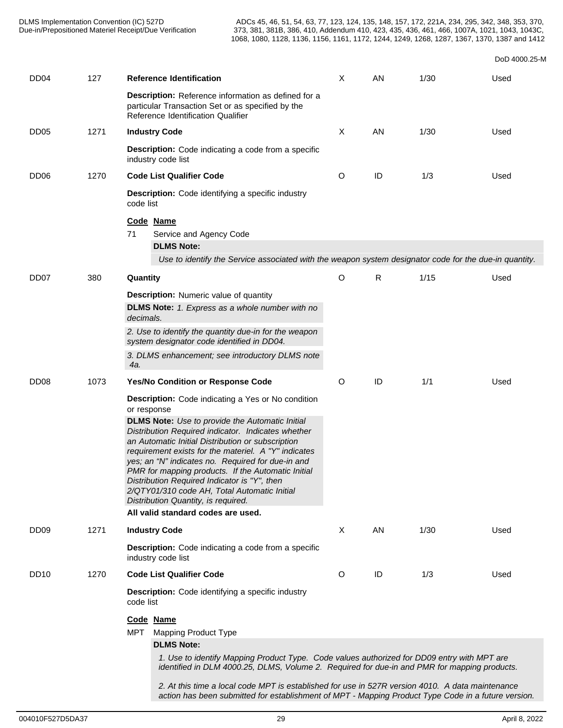| | | | | | | |
|---|---|---|---|---|---|---|
| DD04 | 127 | **Reference Identification** | X | AN | 1/30 | Used |
| | | **Description:** Reference information as defined for a particular Transaction Set or as specified by the Reference Identification Qualifier | | | | |
| DD05 | 1271 | **Industry Code** | X | AN | 1/30 | Used |
| | | **Description:** Code indicating a code from a specific industry code list | | | | |
| DD06 | 1270 | **Code List Qualifier Code** | O | ID | 1/3 | Used |
| | | **Description:** Code identifying a specific industry code list | | | | |

**Code Name**

71 Service and Agency Code

**DLMS Note:**

*Use to identify the Service associated with the weapon system designator code for the due-in quantity.*

| | | | | | | |
|---|---|---|---|---|---|---|
| DD07 | 380 | **Quantity** | O | R | 1/15 | Used |
| | | **Description:** Numeric value of quantity | | | | |
| | | **DLMS Note:** *1. Express as a whole number with no decimals.* | | | | |
| | | *2. Use to identify the quantity due-in for the weapon system designator code identified in DD04.* | | | | |
| | | *3. DLMS enhancement; see introductory DLMS note 4a.* | | | | |
| DD08 | 1073 | **Yes/No Condition or Response Code** | O | ID | 1/1 | Used |
| | | **Description:** Code indicating a Yes or No condition or response | | | | |
| | | **DLMS Note:** *Use to provide the Automatic Initial Distribution Required indicator. Indicates whether an Automatic Initial Distribution or subscription requirement exists for the materiel. A "Y" indicates yes; an "N" indicates no. Required for due-in and PMR for mapping products. If the Automatic Initial Distribution Required Indicator is "Y", then 2/QTY01/310 code AH, Total Automatic Initial Distribution Quantity, is required.* | | | | |
| | | **All valid standard codes are used.** | | | | |
| DD09 | 1271 | **Industry Code** | X | AN | 1/30 | Used |
| | | **Description:** Code indicating a code from a specific industry code list | | | | |
| DD10 | 1270 | **Code List Qualifier Code** | O | ID | 1/3 | Used |
| | | **Description:** Code identifying a specific industry code list | | | | |

**Code Name**

MPT Mapping Product Type

**DLMS Note:**

*1. Use to identify Mapping Product Type. Code values authorized for DD09 entry with MPT are identified in DLM 4000.25, DLMS, Volume 2. Required for due-in and PMR for mapping products.*

*2. At this time a local code MPT is established for use in 527R version 4010. A data maintenance action has been submitted for establishment of MPT - Mapping Product Type Code in a future version.*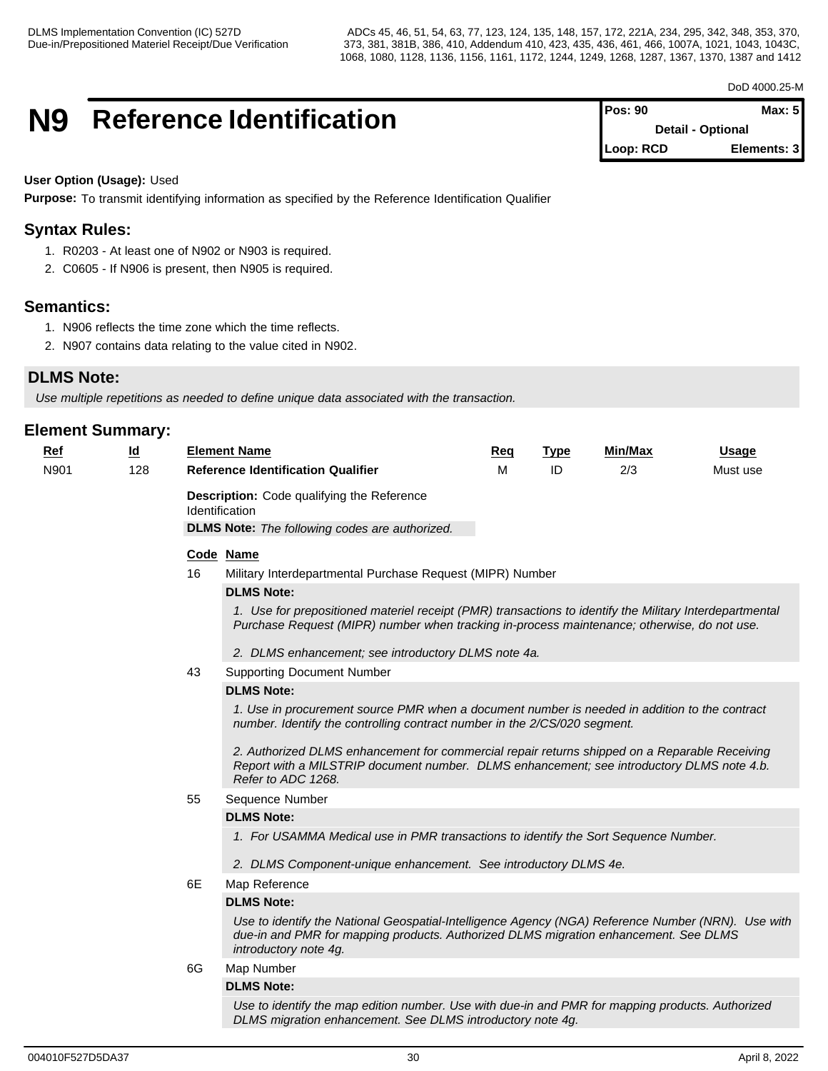# N9 Reference Identification

| Pos: 90 | Max: 5 |
| --- | --- |
| Detail - Optional | |
| Loop: RCD | Elements: 3 |

**User Option (Usage):** Used

**Purpose:** To transmit identifying information as specified by the Reference Identification Qualifier

## Syntax Rules:

1. R0203 - At least one of N902 or N903 is required.
2. C0605 - If N906 is present, then N905 is required.

## Semantics:

1. N906 reflects the time zone which the time reflects.
2. N907 contains data relating to the value cited in N902.

## DLMS Note:

*Use multiple repetitions as needed to define unique data associated with the transaction.*

## Element Summary:

| Ref | Id | Element Name | Req | Type | Min/Max | Usage |
| --- | --- | --- | --- | --- | --- | --- |
| N901 | 128 | **Reference Identification Qualifier** | M | ID | 2/3 | Must use |

**Description:** Code qualifying the Reference Identification

**DLMS Note:** *The following codes are authorized.*

| Code | Name |
| --- | --- |
| 16 | Military Interdepartmental Purchase Request (MIPR) Number |

**DLMS Note:**

*1. Use for prepositioned materiel receipt (PMR) transactions to identify the Military Interdepartmental Purchase Request (MIPR) number when tracking in-process maintenance; otherwise, do not use.*

*2. DLMS enhancement; see introductory DLMS note 4a.*

| Code | Name |
| --- | --- |
| 43 | Supporting Document Number |

**DLMS Note:**

*1. Use in procurement source PMR when a document number is needed in addition to the contract number. Identify the controlling contract number in the 2/CS/020 segment.*

*2. Authorized DLMS enhancement for commercial repair returns shipped on a Reparable Receiving Report with a MILSTRIP document number. DLMS enhancement; see introductory DLMS note 4.b. Refer to ADC 1268.*

| Code | Name |
| --- | --- |
| 55 | Sequence Number |

**DLMS Note:**

*1. For USAMMA Medical use in PMR transactions to identify the Sort Sequence Number.*

*2. DLMS Component-unique enhancement. See introductory DLMS 4e.*

| Code | Name |
| --- | --- |
| 6E | Map Reference |

**DLMS Note:**

*Use to identify the National Geospatial-Intelligence Agency (NGA) Reference Number (NRN). Use with due-in and PMR for mapping products. Authorized DLMS migration enhancement. See DLMS introductory note 4g.*

| Code | Name |
| --- | --- |
| 6G | Map Number |

**DLMS Note:**

*Use to identify the map edition number. Use with due-in and PMR for mapping products. Authorized DLMS migration enhancement. See DLMS introductory note 4g.*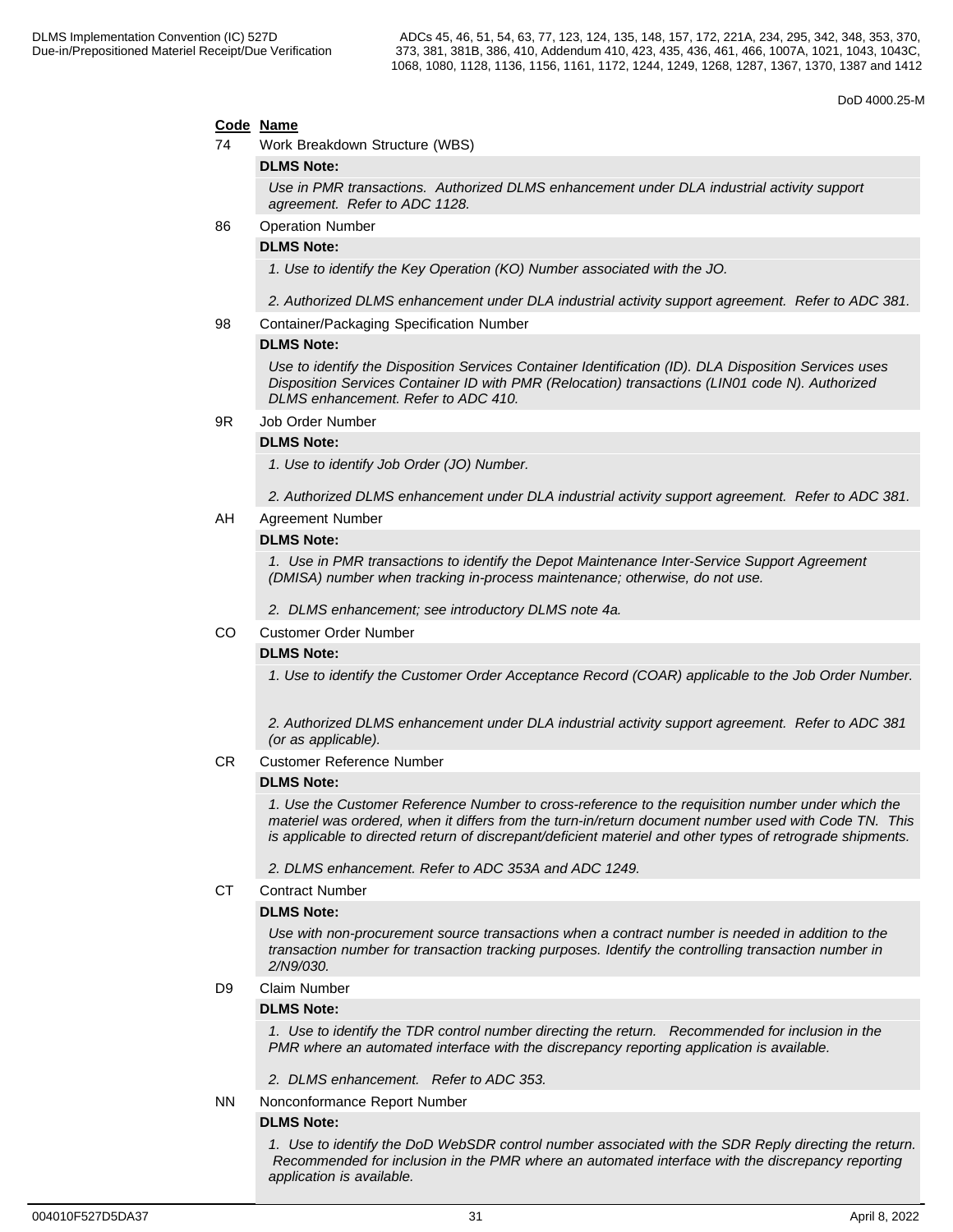**Code Name**

74 Work Breakdown Structure (WBS)

**DLMS Note:**

*Use in PMR transactions. Authorized DLMS enhancement under DLA industrial activity support agreement. Refer to ADC 1128.*

86 Operation Number

**DLMS Note:**

*1. Use to identify the Key Operation (KO) Number associated with the JO.*

*2. Authorized DLMS enhancement under DLA industrial activity support agreement. Refer to ADC 381.*

98 Container/Packaging Specification Number

**DLMS Note:**

*Use to identify the Disposition Services Container Identification (ID). DLA Disposition Services uses Disposition Services Container ID with PMR (Relocation) transactions (LIN01 code N). Authorized DLMS enhancement. Refer to ADC 410.*

9R Job Order Number

**DLMS Note:**

*1. Use to identify Job Order (JO) Number.*

*2. Authorized DLMS enhancement under DLA industrial activity support agreement. Refer to ADC 381.*

AH Agreement Number

**DLMS Note:**

*1. Use in PMR transactions to identify the Depot Maintenance Inter-Service Support Agreement (DMISA) number when tracking in-process maintenance; otherwise, do not use.*

*2. DLMS enhancement; see introductory DLMS note 4a.*

CO Customer Order Number

**DLMS Note:**

*1. Use to identify the Customer Order Acceptance Record (COAR) applicable to the Job Order Number.*

*2. Authorized DLMS enhancement under DLA industrial activity support agreement. Refer to ADC 381 (or as applicable).*

CR Customer Reference Number

**DLMS Note:**

*1. Use the Customer Reference Number to cross-reference to the requisition number under which the materiel was ordered, when it differs from the turn-in/return document number used with Code TN. This is applicable to directed return of discrepant/deficient materiel and other types of retrograde shipments.*

*2. DLMS enhancement. Refer to ADC 353A and ADC 1249.*

CT Contract Number

**DLMS Note:**

*Use with non-procurement source transactions when a contract number is needed in addition to the transaction number for transaction tracking purposes. Identify the controlling transaction number in 2/N9/030.*

D9 Claim Number

**DLMS Note:**

*1. Use to identify the TDR control number directing the return. Recommended for inclusion in the PMR where an automated interface with the discrepancy reporting application is available.*

*2. DLMS enhancement. Refer to ADC 353.*

NN Nonconformance Report Number

**DLMS Note:**

*1. Use to identify the DoD WebSDR control number associated with the SDR Reply directing the return. Recommended for inclusion in the PMR where an automated interface with the discrepancy reporting application is available.*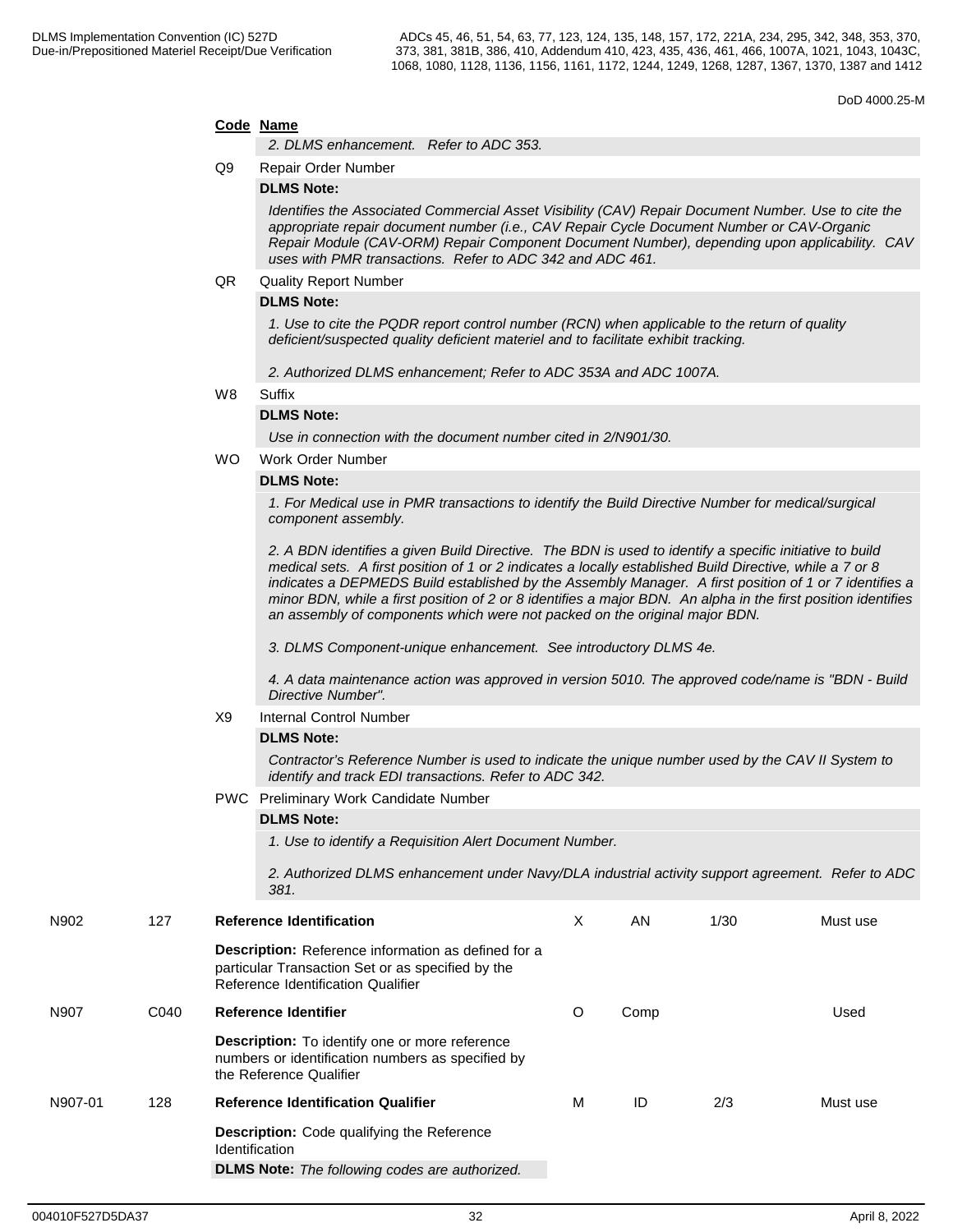| | | **Code** | **Name** | | | | |
|---|---|---|---|---|---|---|---|
| | | | *2. DLMS enhancement. Refer to ADC 353.* | | | | |
| | | Q9 | Repair Order Number | | | | |

**DLMS Note:**

*Identifies the Associated Commercial Asset Visibility (CAV) Repair Document Number. Use to cite the appropriate repair document number (i.e., CAV Repair Cycle Document Number or CAV-Organic Repair Module (CAV-ORM) Repair Component Document Number), depending upon applicability. CAV uses with PMR transactions. Refer to ADC 342 and ADC 461.*

QR Quality Report Number

**DLMS Note:**

*1. Use to cite the PQDR report control number (RCN) when applicable to the return of quality deficient/suspected quality deficient materiel and to facilitate exhibit tracking.*

*2. Authorized DLMS enhancement; Refer to ADC 353A and ADC 1007A.*

W8 Suffix

**DLMS Note:**

*Use in connection with the document number cited in 2/N901/30.*

WO Work Order Number

**DLMS Note:**

*1. For Medical use in PMR transactions to identify the Build Directive Number for medical/surgical component assembly.*

*2. A BDN identifies a given Build Directive. The BDN is used to identify a specific initiative to build medical sets. A first position of 1 or 2 indicates a locally established Build Directive, while a 7 or 8 indicates a DEPMEDS Build established by the Assembly Manager. A first position of 1 or 7 identifies a minor BDN, while a first position of 2 or 8 identifies a major BDN. An alpha in the first position identifies an assembly of components which were not packed on the original major BDN.*

*3. DLMS Component-unique enhancement. See introductory DLMS 4e.*

*4. A data maintenance action was approved in version 5010. The approved code/name is "BDN - Build Directive Number".*

X9 Internal Control Number

**DLMS Note:**

*Contractor's Reference Number is used to indicate the unique number used by the CAV II System to identify and track EDI transactions. Refer to ADC 342.*

PWC Preliminary Work Candidate Number

**DLMS Note:**

*1. Use to identify a Requisition Alert Document Number.*

*2. Authorized DLMS enhancement under Navy/DLA industrial activity support agreement. Refer to ADC 381.*

| | | | | | | |
|---|---|---|---|---|---|---|
| N902 | 127 | **Reference Identification**<br>**Description:** Reference information as defined for a particular Transaction Set or as specified by the Reference Identification Qualifier | X | AN | 1/30 | Must use |
| N907 | C040 | **Reference Identifier**<br>**Description:** To identify one or more reference numbers or identification numbers as specified by the Reference Qualifier | O | Comp | | Used |
| N907-01 | 128 | **Reference Identification Qualifier**<br>**Description:** Code qualifying the Reference Identification<br>**DLMS Note:** *The following codes are authorized.* | M | ID | 2/3 | Must use |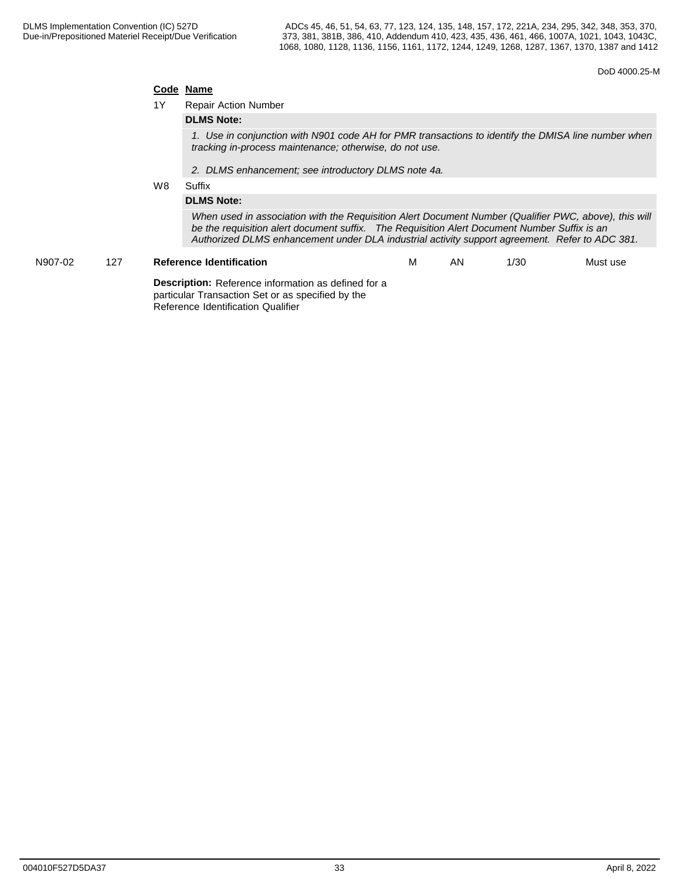**Code Name**

1Y Repair Action Number

**DLMS Note:**

*1. Use in conjunction with N901 code AH for PMR transactions to identify the DMISA line number when tracking in-process maintenance; otherwise, do not use.*

*2. DLMS enhancement; see introductory DLMS note 4a.*

W8 Suffix

**DLMS Note:**

*When used in association with the Requisition Alert Document Number (Qualifier PWC, above), this will be the requisition alert document suffix. The Requisition Alert Document Number Suffix is an Authorized DLMS enhancement under DLA industrial activity support agreement. Refer to ADC 381.*

| N907-02 | 127 | **Reference Identification** | M | AN | 1/30 | Must use |
|---|---|---|---|---|---|---|

**Description:** Reference information as defined for a particular Transaction Set or as specified by the Reference Identification Qualifier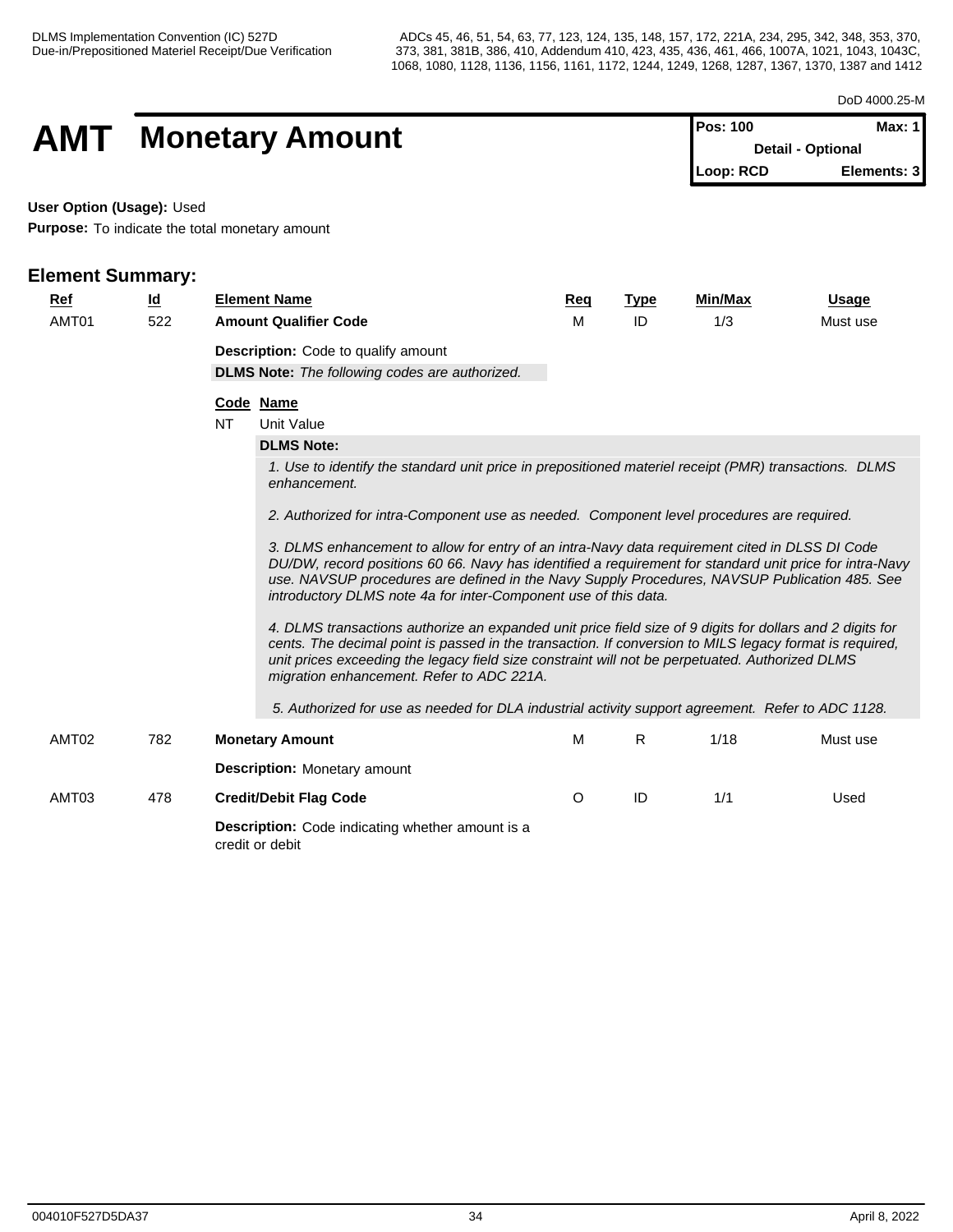DoD 4000.25-M

# AMT Monetary Amount

| Pos: 100 | Max: 1 |
|---|---|
| Detail - Optional | |
| Loop: RCD | Elements: 3 |

**User Option (Usage):** Used

**Purpose:** To indicate the total monetary amount

## Element Summary:

| Ref | Id | Element Name | Req | Type | Min/Max | Usage |
|---|---|---|---|---|---|---|
| AMT01 | 522 | **Amount Qualifier Code** | M | ID | 1/3 | Must use |

**Description:** Code to qualify amount

**DLMS Note:** *The following codes are authorized.*

| Code | Name |
|---|---|
| NT | Unit Value |

**DLMS Note:**

*1. Use to identify the standard unit price in prepositioned materiel receipt (PMR) transactions. DLMS enhancement.*

*2. Authorized for intra-Component use as needed. Component level procedures are required.*

*3. DLMS enhancement to allow for entry of an intra-Navy data requirement cited in DLSS DI Code DU/DW, record positions 60 66. Navy has identified a requirement for standard unit price for intra-Navy use. NAVSUP procedures are defined in the Navy Supply Procedures, NAVSUP Publication 485. See introductory DLMS note 4a for inter-Component use of this data.*

*4. DLMS transactions authorize an expanded unit price field size of 9 digits for dollars and 2 digits for cents. The decimal point is passed in the transaction. If conversion to MILS legacy format is required, unit prices exceeding the legacy field size constraint will not be perpetuated. Authorized DLMS migration enhancement. Refer to ADC 221A.*

*5. Authorized for use as needed for DLA industrial activity support agreement. Refer to ADC 1128.*

| Ref | Id | Element Name | Req | Type | Min/Max | Usage |
|---|---|---|---|---|---|---|
| AMT02 | 782 | **Monetary Amount** | M | R | 1/18 | Must use |

**Description:** Monetary amount

| Ref | Id | Element Name | Req | Type | Min/Max | Usage |
|---|---|---|---|---|---|---|
| AMT03 | 478 | **Credit/Debit Flag Code** | O | ID | 1/1 | Used |

**Description:** Code indicating whether amount is a credit or debit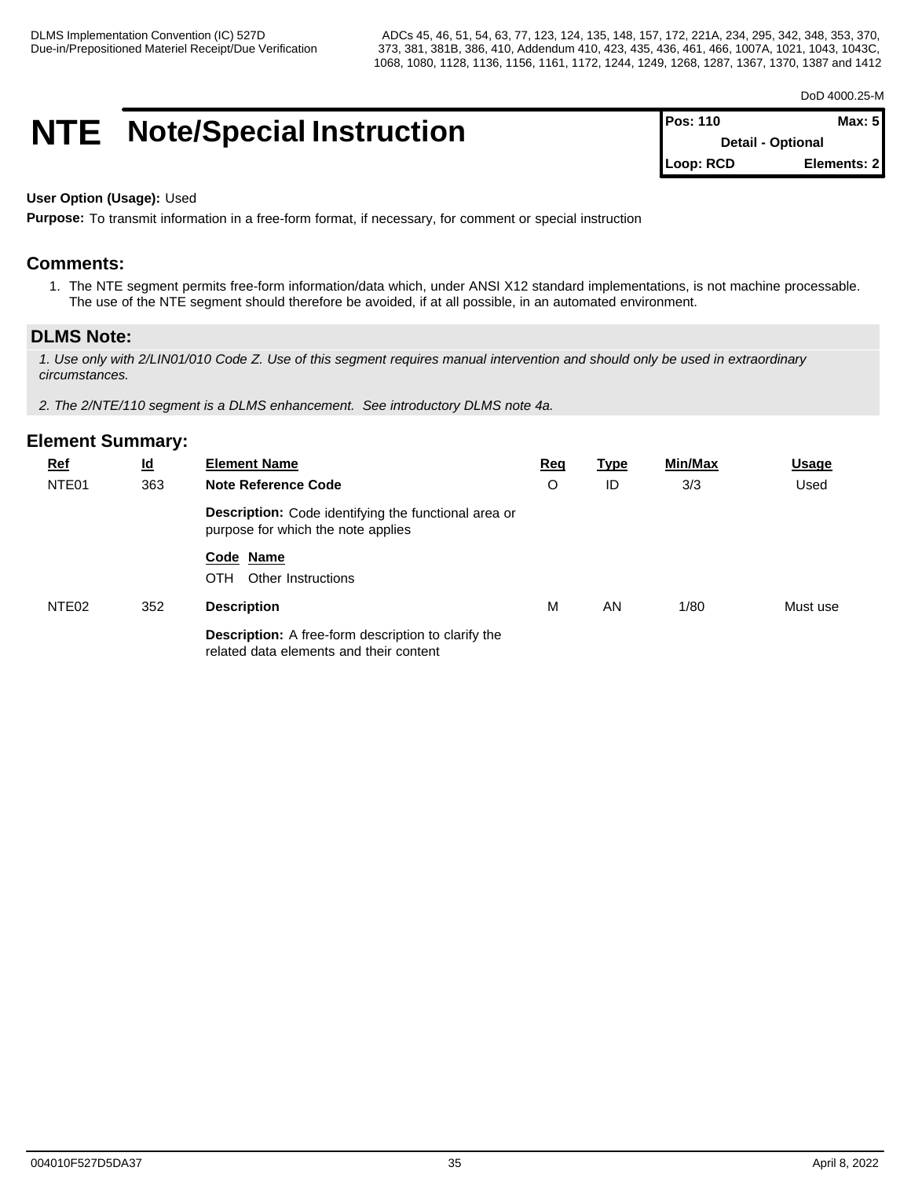# NTE Note/Special Instruction

| Pos: 110 | Max: 5 |
|---|---|
| Detail - Optional | |
| Loop: RCD | Elements: 2 |

**User Option (Usage):** Used

**Purpose:** To transmit information in a free-form format, if necessary, for comment or special instruction

## Comments:

1. The NTE segment permits free-form information/data which, under ANSI X12 standard implementations, is not machine processable. The use of the NTE segment should therefore be avoided, if at all possible, in an automated environment.

## DLMS Note:

*1. Use only with 2/LIN01/010 Code Z. Use of this segment requires manual intervention and should only be used in extraordinary circumstances.*

*2. The 2/NTE/110 segment is a DLMS enhancement. See introductory DLMS note 4a.*

## Element Summary:

| Ref | Id | Element Name | Req | Type | Min/Max | Usage |
|---|---|---|---|---|---|---|
| NTE01 | 363 | **Note Reference Code**<br>**Description:** Code identifying the functional area or purpose for which the note applies<br>**Code Name**<br>OTH Other Instructions | O | ID | 3/3 | Used |
| NTE02 | 352 | **Description**<br>**Description:** A free-form description to clarify the related data elements and their content | M | AN | 1/80 | Must use |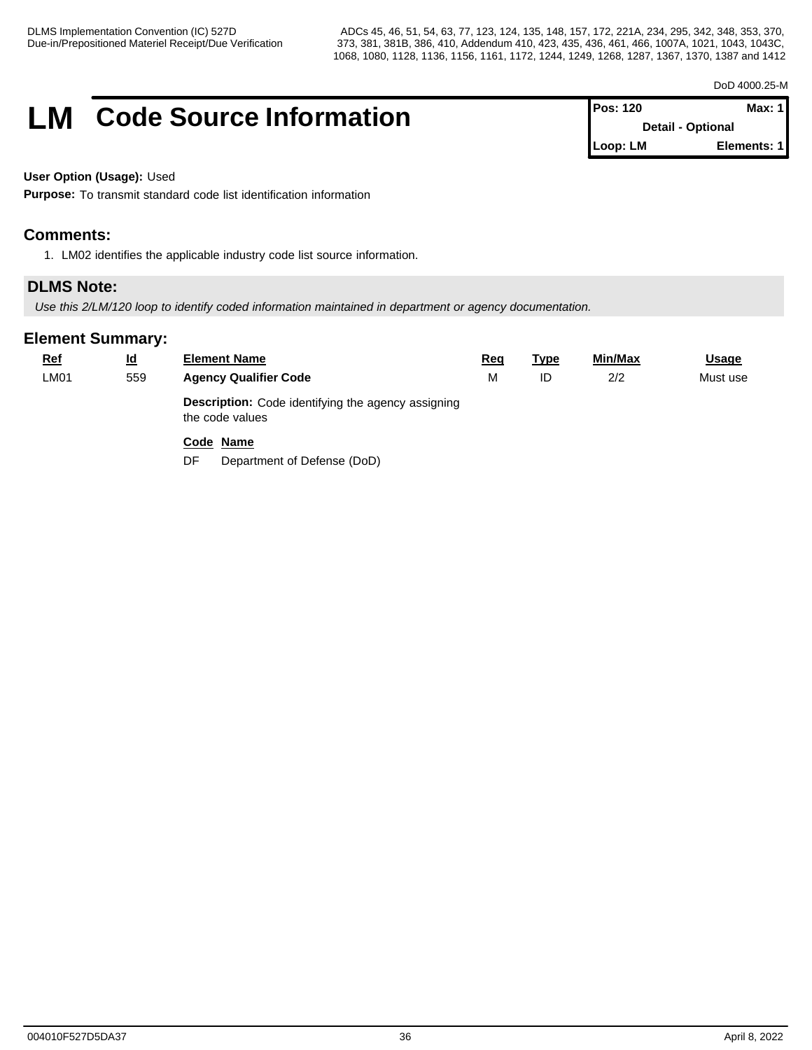# LM Code Source Information

| Pos: 120 | Max: 1 |
|---|---|
| Detail - Optional | |
| Loop: LM | Elements: 1 |

**User Option (Usage):** Used

**Purpose:** To transmit standard code list identification information

## Comments:

1. LM02 identifies the applicable industry code list source information.

## DLMS Note:

*Use this 2/LM/120 loop to identify coded information maintained in department or agency documentation.*

## Element Summary:

| Ref | Id | Element Name | Req | Type | Min/Max | Usage |
|---|---|---|---|---|---|---|
| LM01 | 559 | **Agency Qualifier Code** | M | ID | 2/2 | Must use |

**Description:** Code identifying the agency assigning the code values

| Code | Name |
|---|---|
| DF | Department of Defense (DoD) |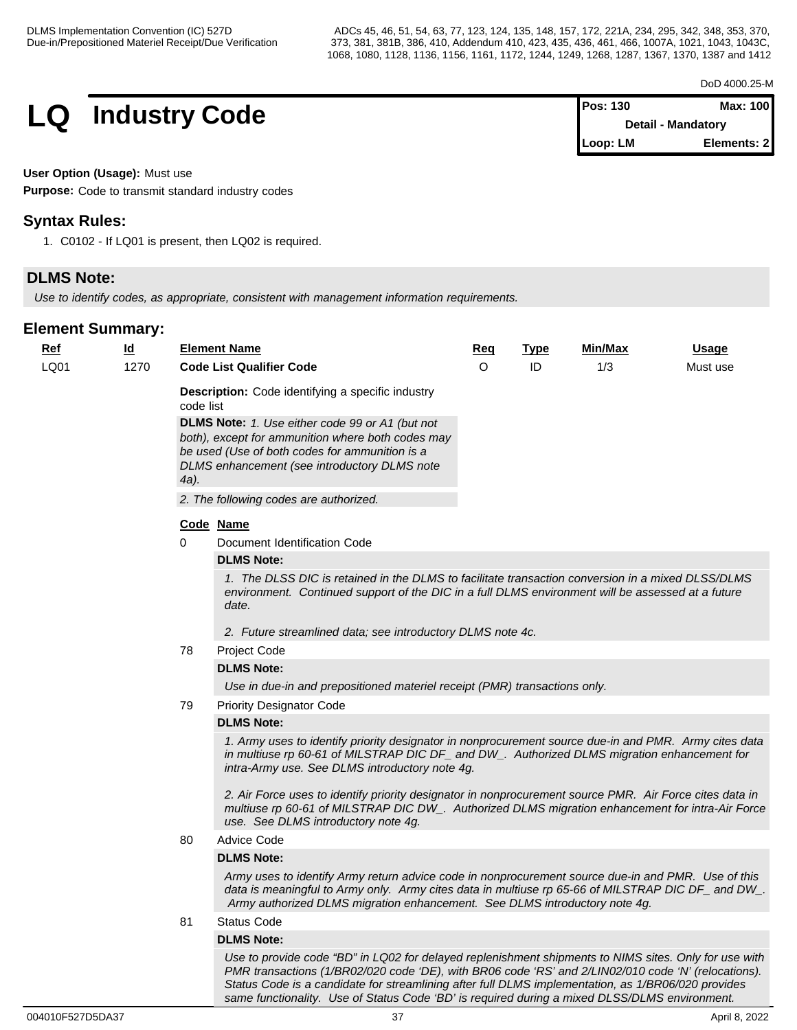DoD 4000.25-M

# LQ Industry Code

| Pos: 130 | Max: 100 |
|---|---|
| Detail - Mandatory | |
| Loop: LM | Elements: 2 |

**User Option (Usage):** Must use

**Purpose:** Code to transmit standard industry codes

## Syntax Rules:

1. C0102 - If LQ01 is present, then LQ02 is required.

## DLMS Note:

*Use to identify codes, as appropriate, consistent with management information requirements.*

## Element Summary:

| Ref | Id | Element Name | Req | Type | Min/Max | Usage |
|---|---|---|---|---|---|---|
| LQ01 | 1270 | **Code List Qualifier Code** | O | ID | 1/3 | Must use |

**Description:** Code identifying a specific industry code list

**DLMS Note:** *1. Use either code 99 or A1 (but not both), except for ammunition where both codes may be used (Use of both codes for ammunition is a DLMS enhancement (see introductory DLMS note 4a).*

*2. The following codes are authorized.*

| Code | Name |
|---|---|
| 0 | Document Identification Code |

**DLMS Note:**

*1. The DLSS DIC is retained in the DLMS to facilitate transaction conversion in a mixed DLSS/DLMS environment. Continued support of the DIC in a full DLMS environment will be assessed at a future date.*

*2. Future streamlined data; see introductory DLMS note 4c.*

| Code | Name |
|---|---|
| 78 | Project Code |

**DLMS Note:**

*Use in due-in and prepositioned materiel receipt (PMR) transactions only.*

| Code | Name |
|---|---|
| 79 | Priority Designator Code |

**DLMS Note:**

*1. Army uses to identify priority designator in nonprocurement source due-in and PMR. Army cites data in multiuse rp 60-61 of MILSTRAP DIC DF_ and DW_. Authorized DLMS migration enhancement for intra-Army use. See DLMS introductory note 4g.*

*2. Air Force uses to identify priority designator in nonprocurement source PMR. Air Force cites data in multiuse rp 60-61 of MILSTRAP DIC DW_. Authorized DLMS migration enhancement for intra-Air Force use. See DLMS introductory note 4g.*

| Code | Name |
|---|---|
| 80 | Advice Code |

**DLMS Note:**

*Army uses to identify Army return advice code in nonprocurement source due-in and PMR. Use of this data is meaningful to Army only. Army cites data in multiuse rp 65-66 of MILSTRAP DIC DF_ and DW_. Army authorized DLMS migration enhancement. See DLMS introductory note 4g.*

| Code | Name |
|---|---|
| 81 | Status Code |

**DLMS Note:**

*Use to provide code "BD" in LQ02 for delayed replenishment shipments to NIMS sites. Only for use with PMR transactions (1/BR02/020 code 'DE), with BR06 code 'RS' and 2/LIN02/010 code 'N' (relocations). Status Code is a candidate for streamlining after full DLMS implementation, as 1/BR06/020 provides same functionality. Use of Status Code 'BD' is required during a mixed DLSS/DLMS environment.*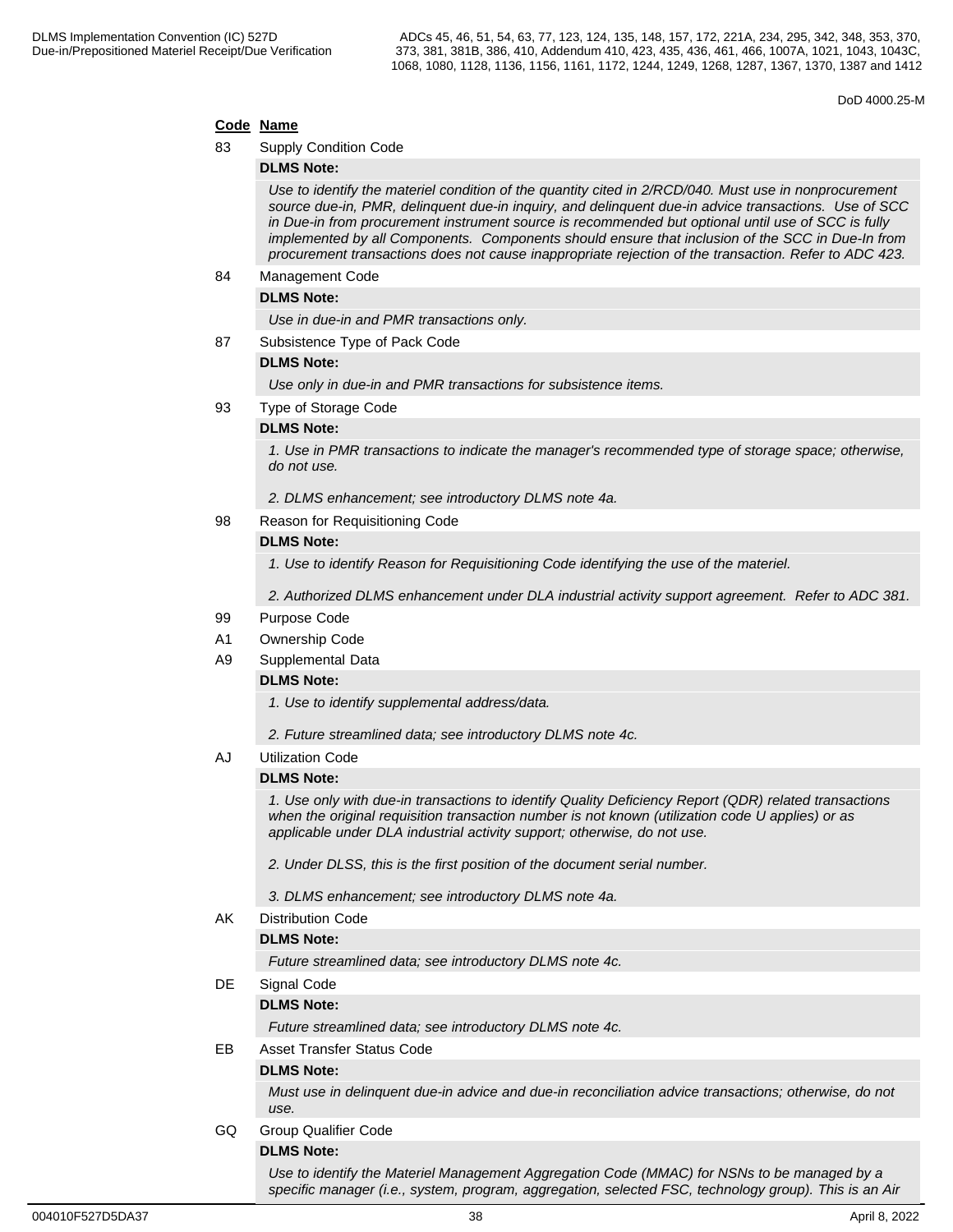**Code Name**

83 Supply Condition Code

**DLMS Note:**

*Use to identify the materiel condition of the quantity cited in 2/RCD/040. Must use in nonprocurement source due-in, PMR, delinquent due-in inquiry, and delinquent due-in advice transactions. Use of SCC in Due-in from procurement instrument source is recommended but optional until use of SCC is fully implemented by all Components. Components should ensure that inclusion of the SCC in Due-In from procurement transactions does not cause inappropriate rejection of the transaction. Refer to ADC 423.*

84 Management Code

**DLMS Note:**

*Use in due-in and PMR transactions only.*

87 Subsistence Type of Pack Code

**DLMS Note:**

*Use only in due-in and PMR transactions for subsistence items.*

93 Type of Storage Code

**DLMS Note:**

*1. Use in PMR transactions to indicate the manager's recommended type of storage space; otherwise, do not use.*

*2. DLMS enhancement; see introductory DLMS note 4a.*

98 Reason for Requisitioning Code

**DLMS Note:**

*1. Use to identify Reason for Requisitioning Code identifying the use of the materiel.*

*2. Authorized DLMS enhancement under DLA industrial activity support agreement. Refer to ADC 381.*

99 Purpose Code

A1 Ownership Code

A9 Supplemental Data

**DLMS Note:**

*1. Use to identify supplemental address/data.*

*2. Future streamlined data; see introductory DLMS note 4c.*

AJ Utilization Code

**DLMS Note:**

*1. Use only with due-in transactions to identify Quality Deficiency Report (QDR) related transactions when the original requisition transaction number is not known (utilization code U applies) or as applicable under DLA industrial activity support; otherwise, do not use.*

*2. Under DLSS, this is the first position of the document serial number.*

*3. DLMS enhancement; see introductory DLMS note 4a.*

AK Distribution Code

**DLMS Note:**

*Future streamlined data; see introductory DLMS note 4c.*

DE Signal Code

**DLMS Note:**

*Future streamlined data; see introductory DLMS note 4c.*

EB Asset Transfer Status Code

**DLMS Note:**

*Must use in delinquent due-in advice and due-in reconciliation advice transactions; otherwise, do not use.*

GQ Group Qualifier Code

**DLMS Note:**

*Use to identify the Materiel Management Aggregation Code (MMAC) for NSNs to be managed by a specific manager (i.e., system, program, aggregation, selected FSC, technology group). This is an Air*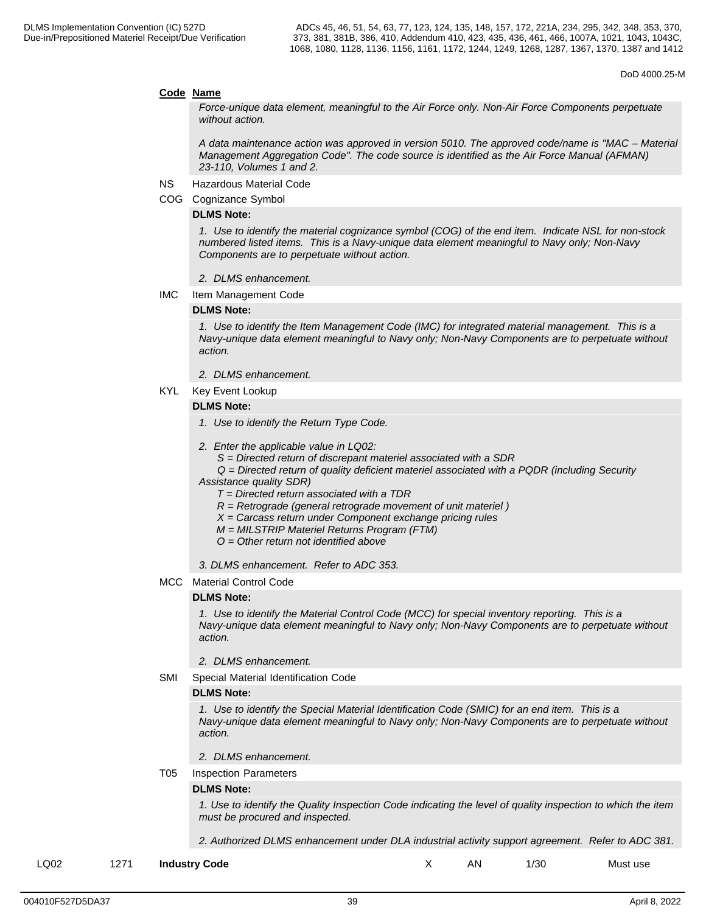**Code Name**

*Force-unique data element, meaningful to the Air Force only. Non-Air Force Components perpetuate without action.*

*A data maintenance action was approved in version 5010. The approved code/name is "MAC – Material Management Aggregation Code". The code source is identified as the Air Force Manual (AFMAN) 23-110, Volumes 1 and 2.*

NS Hazardous Material Code

COG Cognizance Symbol

**DLMS Note:**

*1. Use to identify the material cognizance symbol (COG) of the end item. Indicate NSL for non-stock numbered listed items. This is a Navy-unique data element meaningful to Navy only; Non-Navy Components are to perpetuate without action.*

*2. DLMS enhancement.*

IMC Item Management Code

**DLMS Note:**

*1. Use to identify the Item Management Code (IMC) for integrated material management. This is a Navy-unique data element meaningful to Navy only; Non-Navy Components are to perpetuate without action.*

*2. DLMS enhancement.*

KYL Key Event Lookup

**DLMS Note:**

*1. Use to identify the Return Type Code.*

*2. Enter the applicable value in LQ02:*
*S = Directed return of discrepant materiel associated with a SDR*
*Q = Directed return of quality deficient materiel associated with a PQDR (including Security Assistance quality SDR)*
*T = Directed return associated with a TDR*
*R = Retrograde (general retrograde movement of unit materiel )*
*X = Carcass return under Component exchange pricing rules*
*M = MILSTRIP Materiel Returns Program (FTM)*
*O = Other return not identified above*

*3. DLMS enhancement. Refer to ADC 353.*

MCC Material Control Code

**DLMS Note:**

*1. Use to identify the Material Control Code (MCC) for special inventory reporting. This is a Navy-unique data element meaningful to Navy only; Non-Navy Components are to perpetuate without action.*

*2. DLMS enhancement.*

SMI Special Material Identification Code

**DLMS Note:**

*1. Use to identify the Special Material Identification Code (SMIC) for an end item. This is a Navy-unique data element meaningful to Navy only; Non-Navy Components are to perpetuate without action.*

*2. DLMS enhancement.*

T05 Inspection Parameters

**DLMS Note:**

*1. Use to identify the Quality Inspection Code indicating the level of quality inspection to which the item must be procured and inspected.*

*2. Authorized DLMS enhancement under DLA industrial activity support agreement. Refer to ADC 381.*

| LQ02 | 1271 | **Industry Code** | X | AN | 1/30 | Must use |
|---|---|---|---|---|---|---|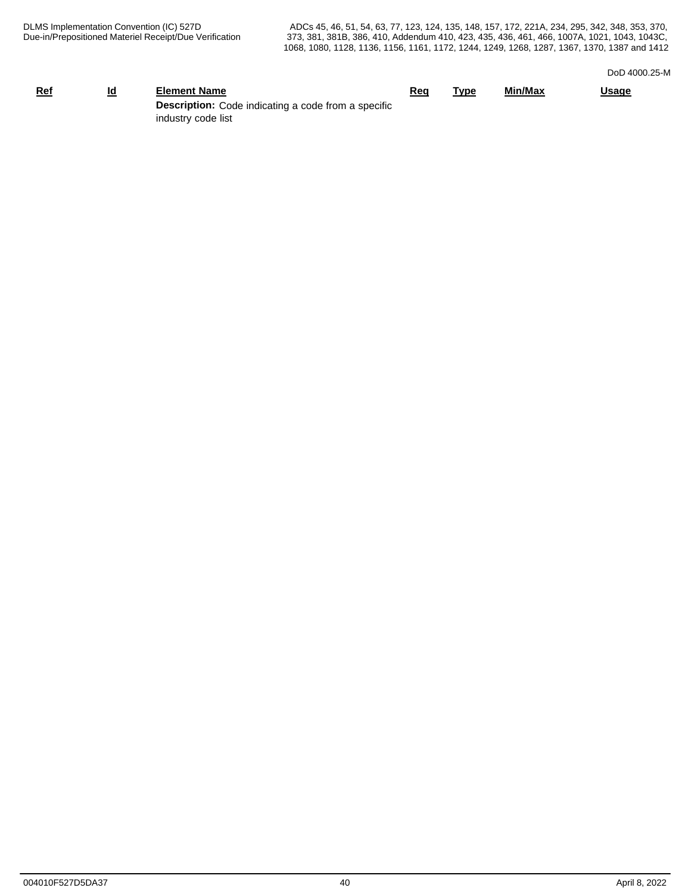| Ref | Id | Element Name | Req | Type | Min/Max | Usage |
|---|---|---|---|---|---|---|
| | | **Description:** Code indicating a code from a specific industry code list | | | | |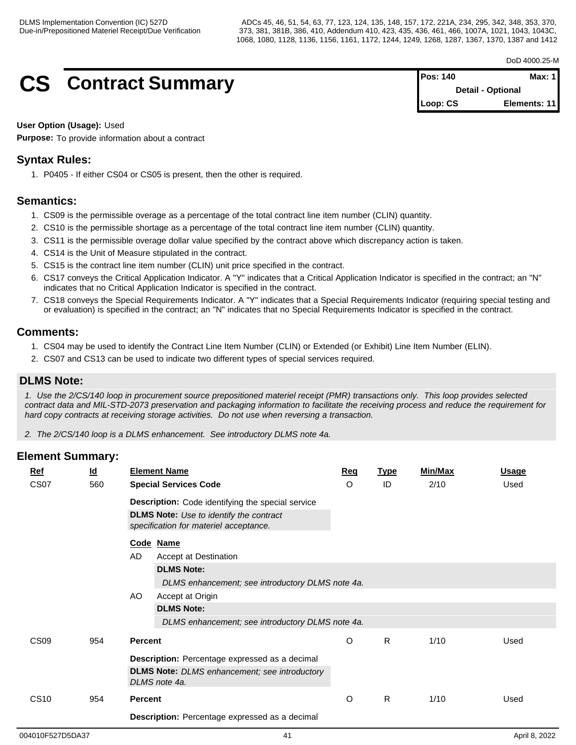# CS Contract Summary

| Pos: 140 | Max: 1 |
|---|---|
| Detail - Optional | |
| Loop: CS | Elements: 11 |

**User Option (Usage):** Used

**Purpose:** To provide information about a contract

## Syntax Rules:

1. P0405 - If either CS04 or CS05 is present, then the other is required.

## Semantics:

1. CS09 is the permissible overage as a percentage of the total contract line item number (CLIN) quantity.
2. CS10 is the permissible shortage as a percentage of the total contract line item number (CLIN) quantity.
3. CS11 is the permissible overage dollar value specified by the contract above which discrepancy action is taken.
4. CS14 is the Unit of Measure stipulated in the contract.
5. CS15 is the contract line item number (CLIN) unit price specified in the contract.
6. CS17 conveys the Critical Application Indicator. A "Y" indicates that a Critical Application Indicator is specified in the contract; an "N" indicates that no Critical Application Indicator is specified in the contract.
7. CS18 conveys the Special Requirements Indicator. A "Y" indicates that a Special Requirements Indicator (requiring special testing and or evaluation) is specified in the contract; an "N" indicates that no Special Requirements Indicator is specified in the contract.

## Comments:

1. CS04 may be used to identify the Contract Line Item Number (CLIN) or Extended (or Exhibit) Line Item Number (ELIN).
2. CS07 and CS13 can be used to indicate two different types of special services required.

## DLMS Note:

*1. Use the 2/CS/140 loop in procurement source prepositioned materiel receipt (PMR) transactions only. This loop provides selected contract data and MIL-STD-2073 preservation and packaging information to facilitate the receiving process and reduce the requirement for hard copy contracts at receiving storage activities. Do not use when reversing a transaction.*

*2. The 2/CS/140 loop is a DLMS enhancement. See introductory DLMS note 4a.*

## Element Summary:

| Ref | Id | Element Name | Req | Type | Min/Max | Usage |
|---|---|---|---|---|---|---|
| CS07 | 560 | **Special Services Code** | O | ID | 2/10 | Used |

**Description:** Code identifying the special service

**DLMS Note:** *Use to identify the contract specification for materiel acceptance.*

| Code | Name |
|---|---|
| AD | Accept at Destination |
| | **DLMS Note:** *DLMS enhancement; see introductory DLMS note 4a.* |
| AO | Accept at Origin |
| | **DLMS Note:** *DLMS enhancement; see introductory DLMS note 4a.* |

| Ref | Id | Element Name | Req | Type | Min/Max | Usage |
|---|---|---|---|---|---|---|
| CS09 | 954 | **Percent** | O | R | 1/10 | Used |

**Description:** Percentage expressed as a decimal

**DLMS Note:** *DLMS enhancement; see introductory DLMS note 4a.*

| Ref | Id | Element Name | Req | Type | Min/Max | Usage |
|---|---|---|---|---|---|---|
| CS10 | 954 | **Percent** | O | R | 1/10 | Used |

**Description:** Percentage expressed as a decimal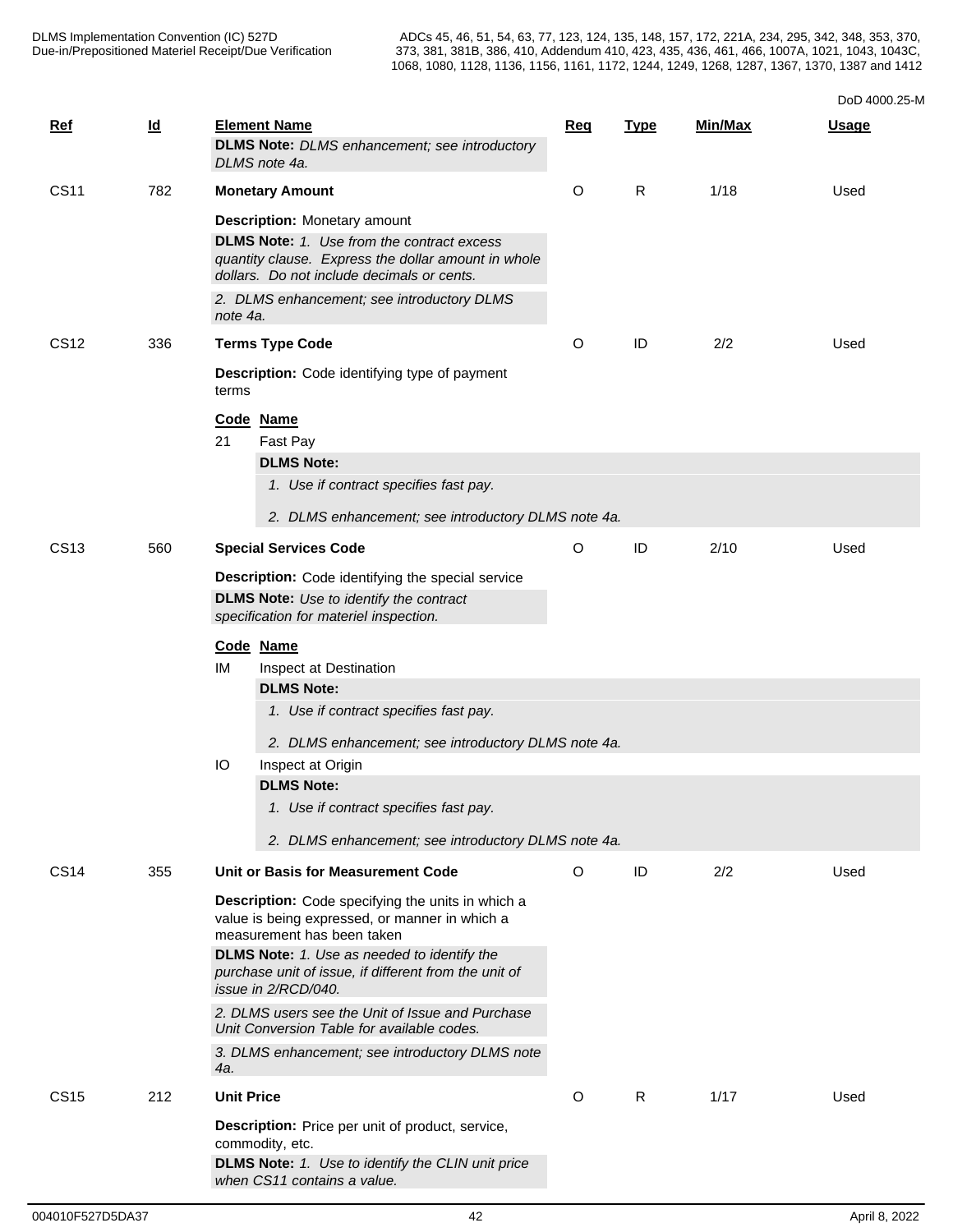| Ref | Id | Element Name | Req | Type | Min/Max | Usage |
|---|---|---|---|---|---|---|
| | | **DLMS Note:** *DLMS enhancement; see introductory DLMS note 4a.* | | | | |
| CS11 | 782 | **Monetary Amount** | O | R | 1/18 | Used |
| | | **Description:** Monetary amount<br>**DLMS Note:** *1. Use from the contract excess quantity clause. Express the dollar amount in whole dollars. Do not include decimals or cents.*<br>*2. DLMS enhancement; see introductory DLMS note 4a.* | | | | |
| CS12 | 336 | **Terms Type Code** | O | ID | 2/2 | Used |
| | | **Description:** Code identifying type of payment terms<br>**Code Name**<br>21 Fast Pay<br>**DLMS Note:**<br>*1. Use if contract specifies fast pay.*<br>*2. DLMS enhancement; see introductory DLMS note 4a.* | | | | |
| CS13 | 560 | **Special Services Code** | O | ID | 2/10 | Used |
| | | **Description:** Code identifying the special service<br>**DLMS Note:** *Use to identify the contract specification for materiel inspection.*<br>**Code Name**<br>IM Inspect at Destination<br>**DLMS Note:**<br>*1. Use if contract specifies fast pay.*<br>*2. DLMS enhancement; see introductory DLMS note 4a.*<br>IO Inspect at Origin<br>**DLMS Note:**<br>*1. Use if contract specifies fast pay.*<br>*2. DLMS enhancement; see introductory DLMS note 4a.* | | | | |
| CS14 | 355 | **Unit or Basis for Measurement Code** | O | ID | 2/2 | Used |
| | | **Description:** Code specifying the units in which a value is being expressed, or manner in which a measurement has been taken<br>**DLMS Note:** *1. Use as needed to identify the purchase unit of issue, if different from the unit of issue in 2/RCD/040.*<br>*2. DLMS users see the Unit of Issue and Purchase Unit Conversion Table for available codes.*<br>*3. DLMS enhancement; see introductory DLMS note 4a.* | | | | |
| CS15 | 212 | **Unit Price** | O | R | 1/17 | Used |
| | | **Description:** Price per unit of product, service, commodity, etc.<br>**DLMS Note:** *1. Use to identify the CLIN unit price when CS11 contains a value.* | | | | |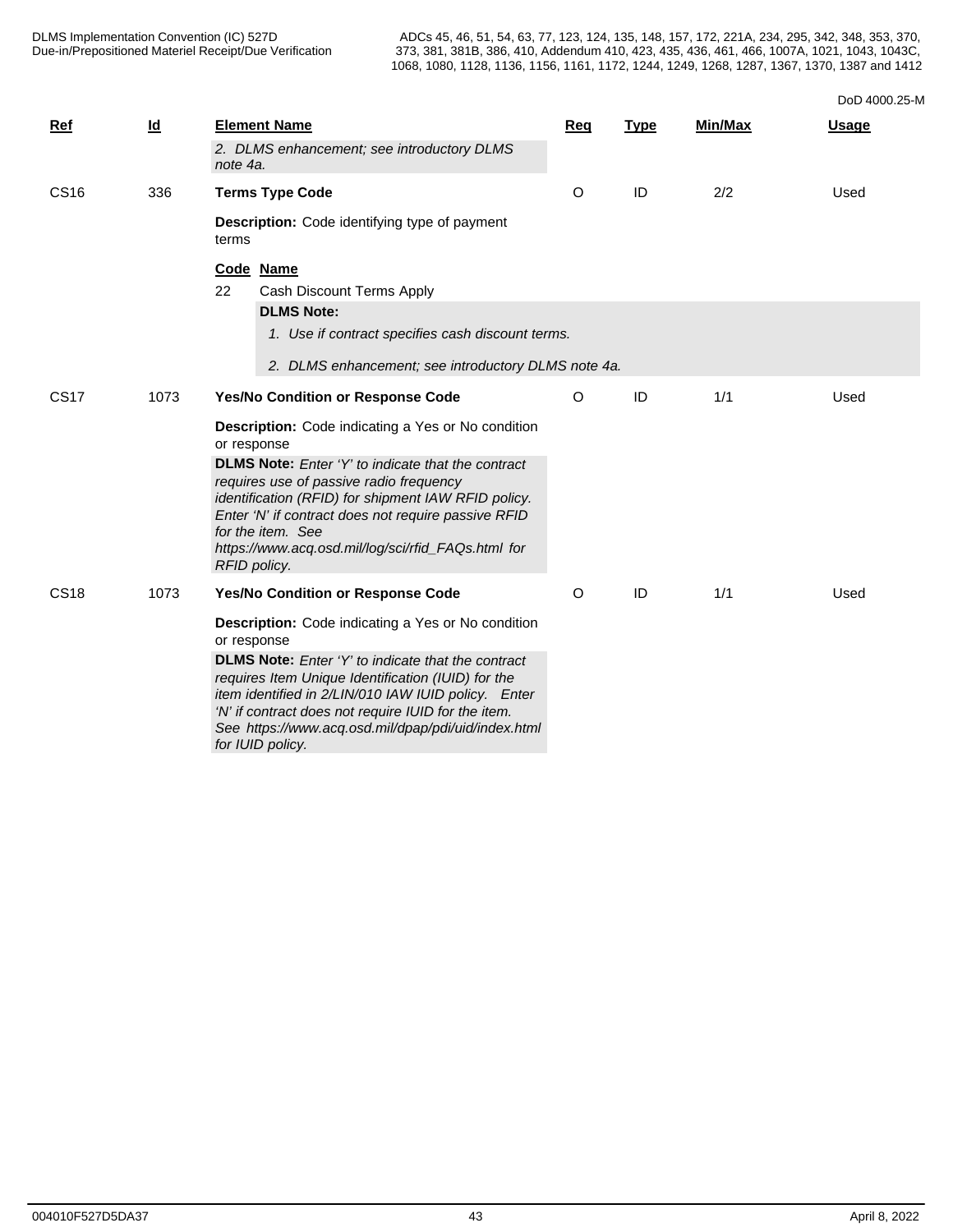| Ref | Id | Element Name | Req | Type | Min/Max | Usage |
|---|---|---|---|---|---|---|
| | | *2. DLMS enhancement; see introductory DLMS note 4a.* | | | | |
| CS16 | 336 | **Terms Type Code** | O | ID | 2/2 | Used |

**Description:** Code identifying type of payment terms

| Code | Name |
|---|---|
| 22 | Cash Discount Terms Apply |

**DLMS Note:**

*1. Use if contract specifies cash discount terms.*

*2. DLMS enhancement; see introductory DLMS note 4a.*

| Ref | Id | Element Name | Req | Type | Min/Max | Usage |
|---|---|---|---|---|---|---|
| CS17 | 1073 | **Yes/No Condition or Response Code** | O | ID | 1/1 | Used |

**Description:** Code indicating a Yes or No condition or response

**DLMS Note:** *Enter 'Y' to indicate that the contract requires use of passive radio frequency identification (RFID) for shipment IAW RFID policy. Enter 'N' if contract does not require passive RFID for the item. See https://www.acq.osd.mil/log/sci/rfid_FAQs.html for RFID policy.*

| Ref | Id | Element Name | Req | Type | Min/Max | Usage |
|---|---|---|---|---|---|---|
| CS18 | 1073 | **Yes/No Condition or Response Code** | O | ID | 1/1 | Used |

**Description:** Code indicating a Yes or No condition or response

**DLMS Note:** *Enter 'Y' to indicate that the contract requires Item Unique Identification (IUID) for the item identified in 2/LIN/010 IAW IUID policy. Enter 'N' if contract does not require IUID for the item. See https://www.acq.osd.mil/dpap/pdi/uid/index.html for IUID policy.*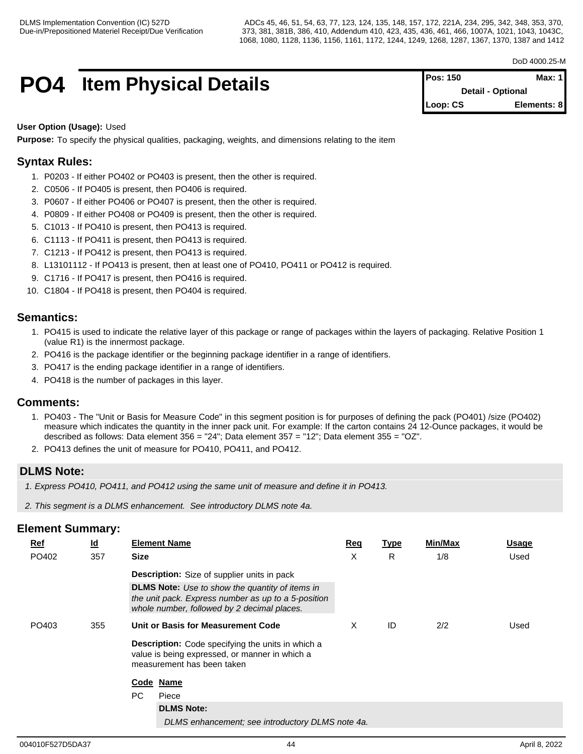# PO4 Item Physical Details

| Pos: 150 | Max: 1 |
|---|---|
| Detail - Optional | |
| Loop: CS | Elements: 8 |

**User Option (Usage):** Used

**Purpose:** To specify the physical qualities, packaging, weights, and dimensions relating to the item

## Syntax Rules:

1. P0203 - If either PO402 or PO403 is present, then the other is required.
2. C0506 - If PO405 is present, then PO406 is required.
3. P0607 - If either PO406 or PO407 is present, then the other is required.
4. P0809 - If either PO408 or PO409 is present, then the other is required.
5. C1013 - If PO410 is present, then PO413 is required.
6. C1113 - If PO411 is present, then PO413 is required.
7. C1213 - If PO412 is present, then PO413 is required.
8. L13101112 - If PO413 is present, then at least one of PO410, PO411 or PO412 is required.
9. C1716 - If PO417 is present, then PO416 is required.
10. C1804 - If PO418 is present, then PO404 is required.

## Semantics:

1. PO415 is used to indicate the relative layer of this package or range of packages within the layers of packaging. Relative Position 1 (value R1) is the innermost package.
2. PO416 is the package identifier or the beginning package identifier in a range of identifiers.
3. PO417 is the ending package identifier in a range of identifiers.
4. PO418 is the number of packages in this layer.

## Comments:

1. PO403 - The "Unit or Basis for Measure Code" in this segment position is for purposes of defining the pack (PO401) /size (PO402) measure which indicates the quantity in the inner pack unit. For example: If the carton contains 24 12-Ounce packages, it would be described as follows: Data element 356 = "24"; Data element 357 = "12"; Data element 355 = "OZ".
2. PO413 defines the unit of measure for PO410, PO411, and PO412.

## DLMS Note:

*1. Express PO410, PO411, and PO412 using the same unit of measure and define it in PO413.*

*2. This segment is a DLMS enhancement. See introductory DLMS note 4a.*

## Element Summary:

| Ref | Id | Element Name | Req | Type | Min/Max | Usage |
|---|---|---|---|---|---|---|
| PO402 | 357 | **Size** | X | R | 1/8 | Used |
| | | **Description:** Size of supplier units in pack<br>**DLMS Note:** *Use to show the quantity of items in the unit pack. Express number as up to a 5-position whole number, followed by 2 decimal places.* | | | | |
| PO403 | 355 | **Unit or Basis for Measurement Code** | X | ID | 2/2 | Used |
| | | **Description:** Code specifying the units in which a value is being expressed, or manner in which a measurement has been taken | | | | |

| Code | Name |
|---|---|
| PC | Piece |

**DLMS Note:**

*DLMS enhancement; see introductory DLMS note 4a.*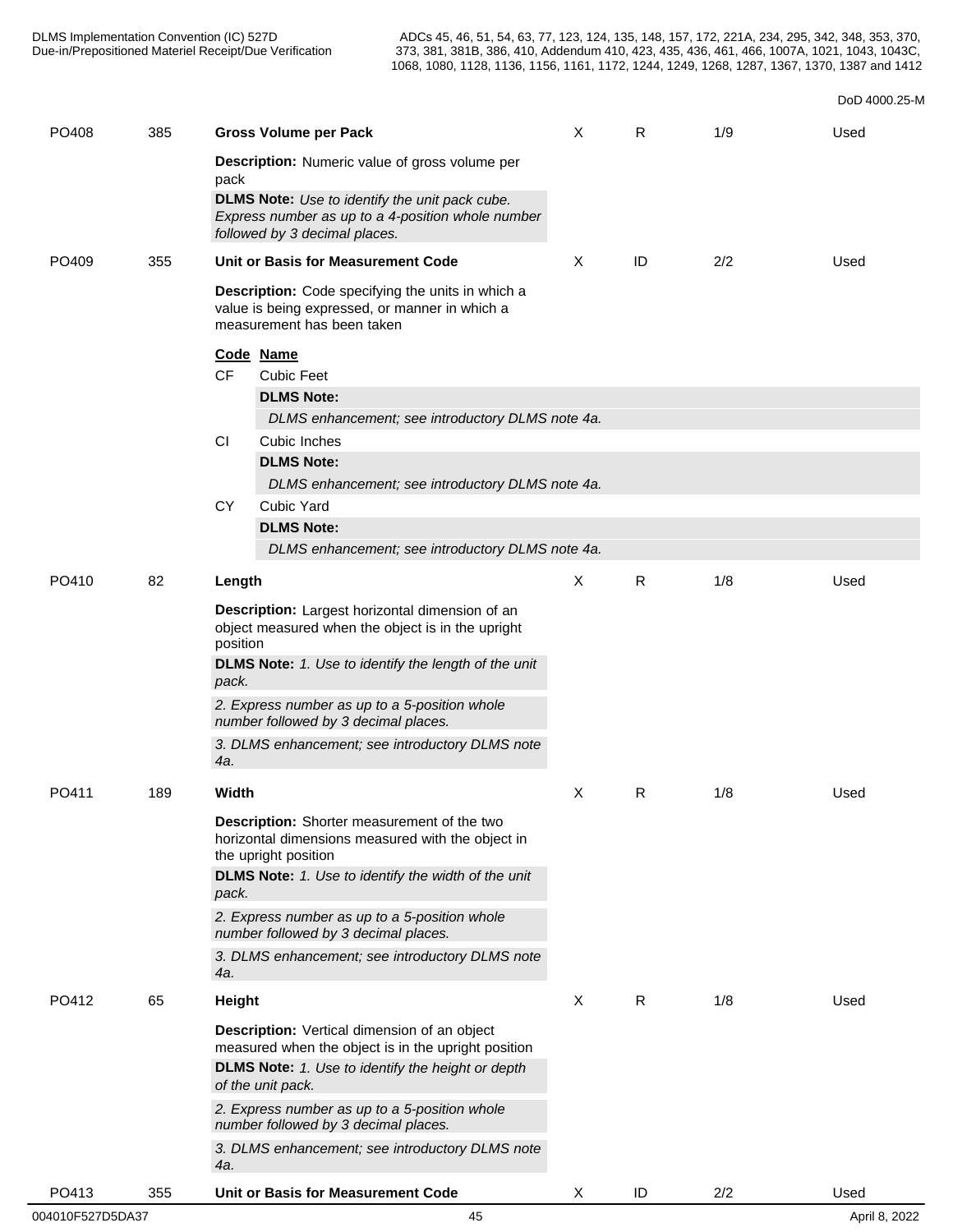| | | | | | | |
|---|---|---|---|---|---|---|
| PO408 | 385 | **Gross Volume per Pack** | X | R | 1/9 | Used |
| | | **Description:** Numeric value of gross volume per pack | | | | |
| | | **DLMS Note:** *Use to identify the unit pack cube. Express number as up to a 4-position whole number followed by 3 decimal places.* | | | | |
| PO409 | 355 | **Unit or Basis for Measurement Code** | X | ID | 2/2 | Used |
| | | **Description:** Code specifying the units in which a value is being expressed, or manner in which a measurement has been taken | | | | |

**Code Name**

CF Cubic Feet

**DLMS Note:**

*DLMS enhancement; see introductory DLMS note 4a.*

CI Cubic Inches

**DLMS Note:**

*DLMS enhancement; see introductory DLMS note 4a.*

CY Cubic Yard

**DLMS Note:**

*DLMS enhancement; see introductory DLMS note 4a.*

| | | | | | | |
|---|---|---|---|---|---|---|
| PO410 | 82 | **Length** | X | R | 1/8 | Used |
| | | **Description:** Largest horizontal dimension of an object measured when the object is in the upright position | | | | |
| | | **DLMS Note:** *1. Use to identify the length of the unit pack.* | | | | |
| | | *2. Express number as up to a 5-position whole number followed by 3 decimal places.* | | | | |
| | | *3. DLMS enhancement; see introductory DLMS note 4a.* | | | | |
| PO411 | 189 | **Width** | X | R | 1/8 | Used |
| | | **Description:** Shorter measurement of the two horizontal dimensions measured with the object in the upright position | | | | |
| | | **DLMS Note:** *1. Use to identify the width of the unit pack.* | | | | |
| | | *2. Express number as up to a 5-position whole number followed by 3 decimal places.* | | | | |
| | | *3. DLMS enhancement; see introductory DLMS note 4a.* | | | | |
| PO412 | 65 | **Height** | X | R | 1/8 | Used |
| | | **Description:** Vertical dimension of an object measured when the object is in the upright position | | | | |
| | | **DLMS Note:** *1. Use to identify the height or depth of the unit pack.* | | | | |
| | | *2. Express number as up to a 5-position whole number followed by 3 decimal places.* | | | | |
| | | *3. DLMS enhancement; see introductory DLMS note 4a.* | | | | |
| PO413 | 355 | **Unit or Basis for Measurement Code** | X | ID | 2/2 | Used |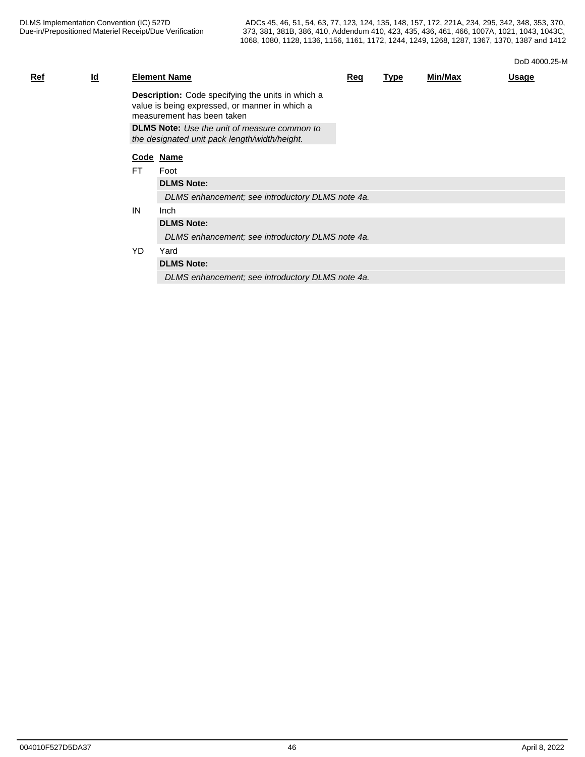| Ref | Id | Element Name | Req | Type | Min/Max | Usage |
|---|---|---|---|---|---|---|

**Description:** Code specifying the units in which a value is being expressed, or manner in which a measurement has been taken

**DLMS Note:** *Use the unit of measure common to the designated unit pack length/width/height.*

| Code | Name |
|---|---|
| FT | Foot |
| | **DLMS Note:** |
| | *DLMS enhancement; see introductory DLMS note 4a.* |
| IN | Inch |
| | **DLMS Note:** |
| | *DLMS enhancement; see introductory DLMS note 4a.* |
| YD | Yard |
| | **DLMS Note:** |
| | *DLMS enhancement; see introductory DLMS note 4a.* |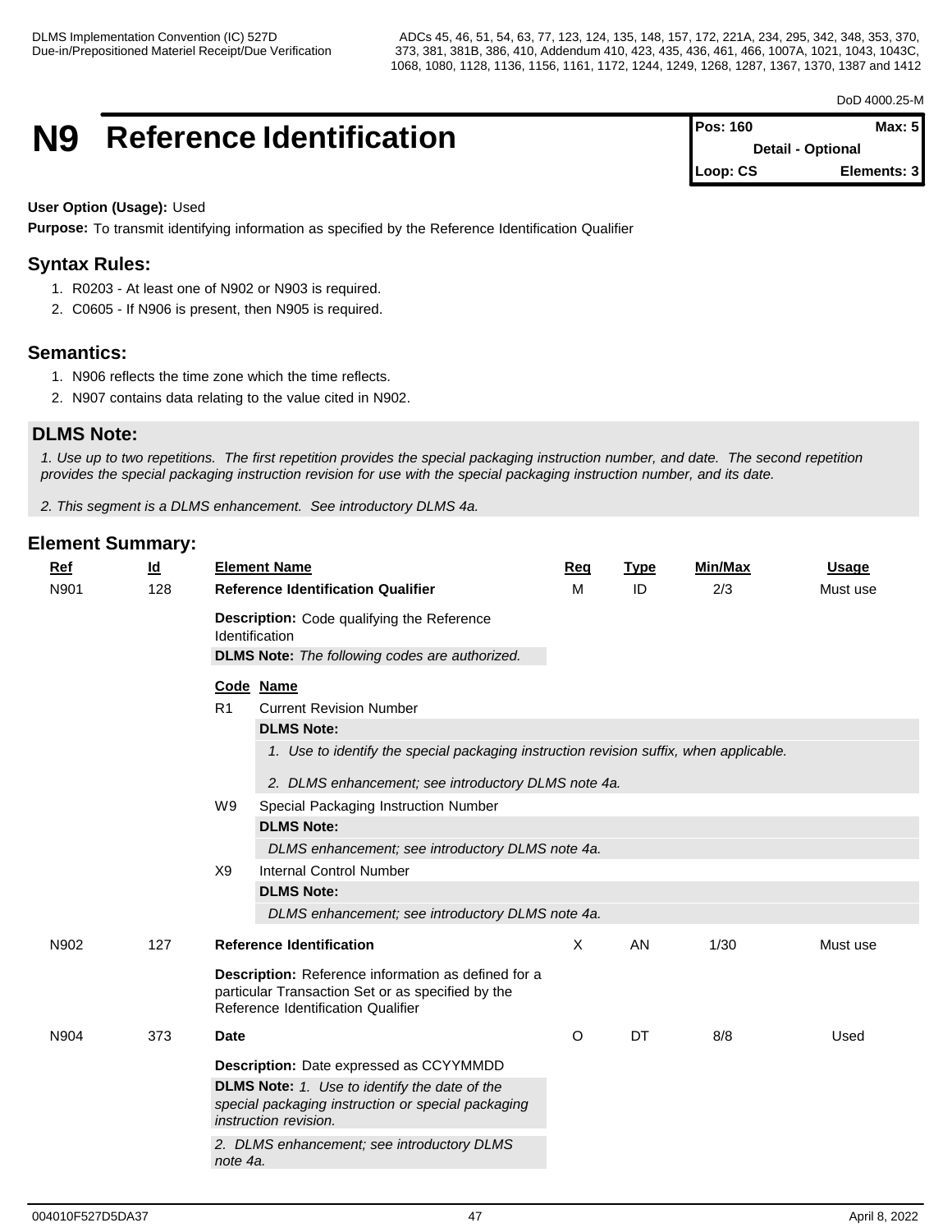# N9 Reference Identification

| Pos: 160 | Max: 5 |
| --- | --- |
| Detail - Optional | |
| Loop: CS | Elements: 3 |

**User Option (Usage):** Used

**Purpose:** To transmit identifying information as specified by the Reference Identification Qualifier

## Syntax Rules:

1. R0203 - At least one of N902 or N903 is required.
2. C0605 - If N906 is present, then N905 is required.

## Semantics:

1. N906 reflects the time zone which the time reflects.
2. N907 contains data relating to the value cited in N902.

## DLMS Note:

*1. Use up to two repetitions. The first repetition provides the special packaging instruction number, and date. The second repetition provides the special packaging instruction revision for use with the special packaging instruction number, and its date.*

*2. This segment is a DLMS enhancement. See introductory DLMS 4a.*

## Element Summary:

| Ref | Id | Element Name | Req | Type | Min/Max | Usage |
| --- | --- | --- | --- | --- | --- | --- |
| N901 | 128 | **Reference Identification Qualifier** | M | ID | 2/3 | Must use |

**Description:** Code qualifying the Reference Identification

**DLMS Note:** *The following codes are authorized.*

| Code | Name |
| --- | --- |
| R1 | Current Revision Number |
| | **DLMS Note:** |
| | *1. Use to identify the special packaging instruction revision suffix, when applicable.* |
| | *2. DLMS enhancement; see introductory DLMS note 4a.* |
| W9 | Special Packaging Instruction Number |
| | **DLMS Note:** |
| | *DLMS enhancement; see introductory DLMS note 4a.* |
| X9 | Internal Control Number |
| | **DLMS Note:** |
| | *DLMS enhancement; see introductory DLMS note 4a.* |

| Ref | Id | Element Name | Req | Type | Min/Max | Usage |
| --- | --- | --- | --- | --- | --- | --- |
| N902 | 127 | **Reference Identification** | X | AN | 1/30 | Must use |

**Description:** Reference information as defined for a particular Transaction Set or as specified by the Reference Identification Qualifier

| Ref | Id | Element Name | Req | Type | Min/Max | Usage |
| --- | --- | --- | --- | --- | --- | --- |
| N904 | 373 | **Date** | O | DT | 8/8 | Used |

**Description:** Date expressed as CCYYMMDD

**DLMS Note:** *1. Use to identify the date of the special packaging instruction or special packaging instruction revision.*

*2. DLMS enhancement; see introductory DLMS note 4a.*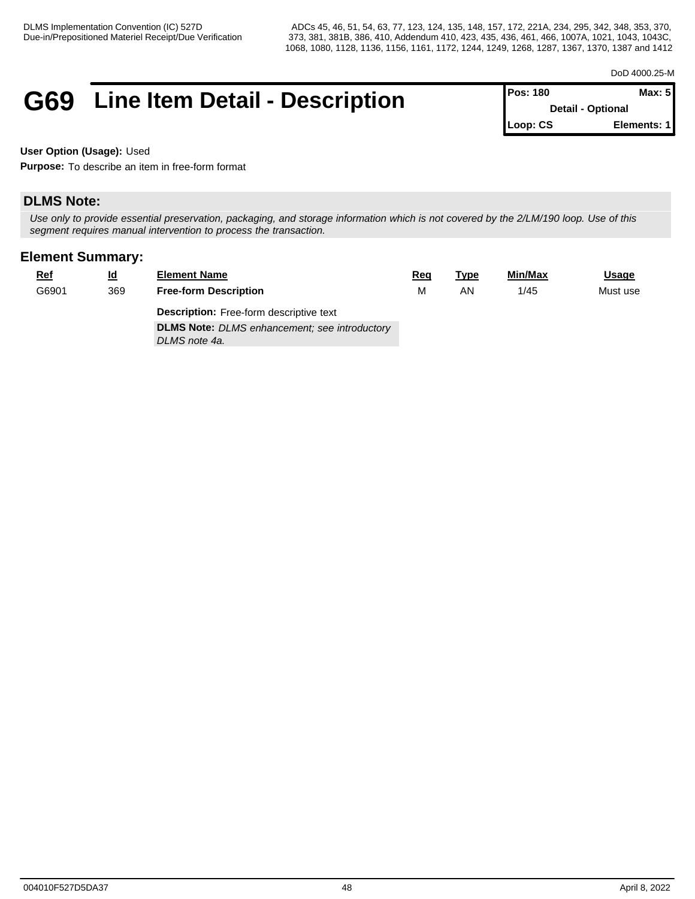# G69 Line Item Detail - Description

| Pos: 180 | Max: 5 |
|---|---|
| Detail - Optional | |
| Loop: CS | Elements: 1 |

**User Option (Usage):** Used

**Purpose:** To describe an item in free-form format

## DLMS Note:

*Use only to provide essential preservation, packaging, and storage information which is not covered by the 2/LM/190 loop. Use of this segment requires manual intervention to process the transaction.*

## Element Summary:

| Ref | Id | Element Name | Req | Type | Min/Max | Usage |
|---|---|---|---|---|---|---|
| G6901 | 369 | **Free-form Description** | M | AN | 1/45 | Must use |
| | | **Description:** Free-form descriptive text<br>**DLMS Note:** *DLMS enhancement; see introductory DLMS note 4a.* | | | | |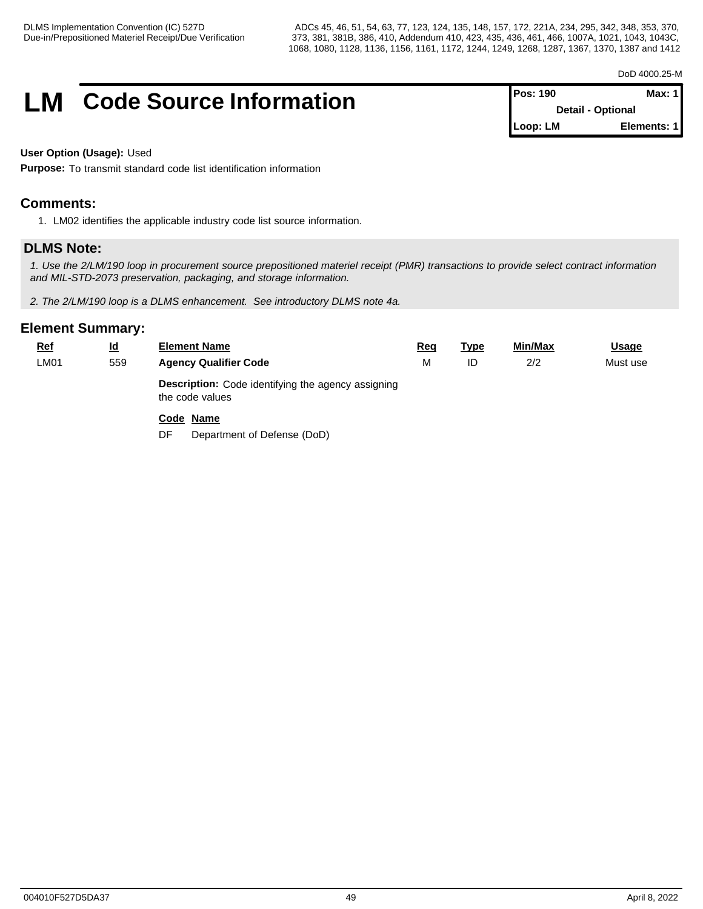# LM Code Source Information

| Pos: 190 | Max: 1 |
|---|---|
| Detail - Optional | |
| Loop: LM | Elements: 1 |

**User Option (Usage):** Used

**Purpose:** To transmit standard code list identification information

## Comments:

1. LM02 identifies the applicable industry code list source information.

## DLMS Note:

*1. Use the 2/LM/190 loop in procurement source prepositioned materiel receipt (PMR) transactions to provide select contract information and MIL-STD-2073 preservation, packaging, and storage information.*

*2. The 2/LM/190 loop is a DLMS enhancement. See introductory DLMS note 4a.*

## Element Summary:

| Ref | Id | Element Name | Req | Type | Min/Max | Usage |
|---|---|---|---|---|---|---|
| LM01 | 559 | **Agency Qualifier Code** | M | ID | 2/2 | Must use |
| | | **Description:** Code identifying the agency assigning the code values | | | | |
| | | **Code Name** | | | | |
| | | DF Department of Defense (DoD) | | | | |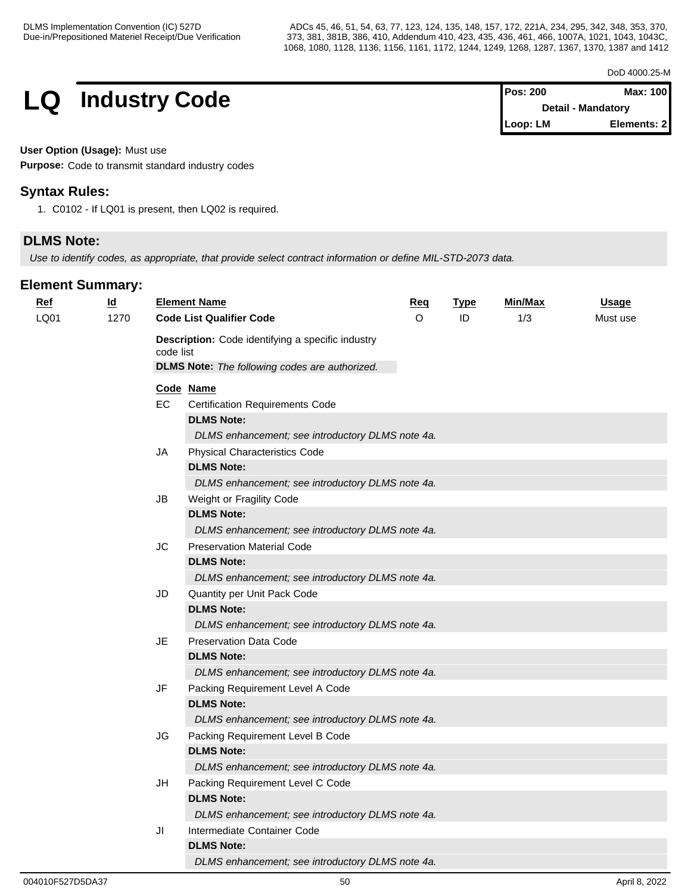# LQ Industry Code

| Pos: 200 | Max: 100 |
|---|---|
| Detail - Mandatory | |
| Loop: LM | Elements: 2 |

**User Option (Usage):** Must use

**Purpose:** Code to transmit standard industry codes

## Syntax Rules:

1. C0102 - If LQ01 is present, then LQ02 is required.

## DLMS Note:

*Use to identify codes, as appropriate, that provide select contract information or define MIL-STD-2073 data.*

## Element Summary:

| Ref | Id | Element Name | Req | Type | Min/Max | Usage |
|---|---|---|---|---|---|---|
| LQ01 | 1270 | **Code List Qualifier Code** | O | ID | 1/3 | Must use |

**Description:** Code identifying a specific industry code list

**DLMS Note:** *The following codes are authorized.*

| Code | Name |
|---|---|
| EC | Certification Requirements Code<br>**DLMS Note:**<br>*DLMS enhancement; see introductory DLMS note 4a.* |
| JA | Physical Characteristics Code<br>**DLMS Note:**<br>*DLMS enhancement; see introductory DLMS note 4a.* |
| JB | Weight or Fragility Code<br>**DLMS Note:**<br>*DLMS enhancement; see introductory DLMS note 4a.* |
| JC | Preservation Material Code<br>**DLMS Note:**<br>*DLMS enhancement; see introductory DLMS note 4a.* |
| JD | Quantity per Unit Pack Code<br>**DLMS Note:**<br>*DLMS enhancement; see introductory DLMS note 4a.* |
| JE | Preservation Data Code<br>**DLMS Note:**<br>*DLMS enhancement; see introductory DLMS note 4a.* |
| JF | Packing Requirement Level A Code<br>**DLMS Note:**<br>*DLMS enhancement; see introductory DLMS note 4a.* |
| JG | Packing Requirement Level B Code<br>**DLMS Note:**<br>*DLMS enhancement; see introductory DLMS note 4a.* |
| JH | Packing Requirement Level C Code<br>**DLMS Note:**<br>*DLMS enhancement; see introductory DLMS note 4a.* |
| JI | Intermediate Container Code<br>**DLMS Note:**<br>*DLMS enhancement; see introductory DLMS note 4a.* |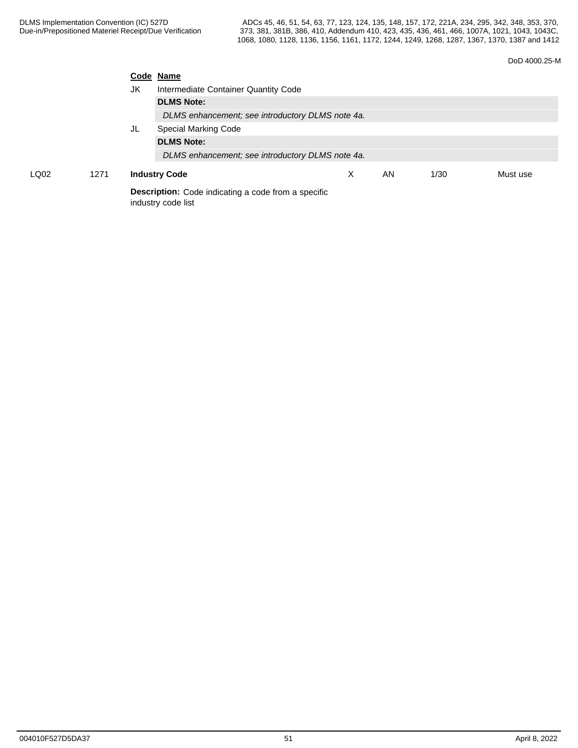| Code | Name |
|---|---|
| JK | Intermediate Container Quantity Code |
| | **DLMS Note:** |
| | *DLMS enhancement; see introductory DLMS note 4a.* |
| JL | Special Marking Code |
| | **DLMS Note:** |
| | *DLMS enhancement; see introductory DLMS note 4a.* |

| | | | | | | |
|---|---|---|---|---|---|---|
| LQ02 | 1271 | **Industry Code** | X | AN | 1/30 | Must use |

**Description:** Code indicating a code from a specific industry code list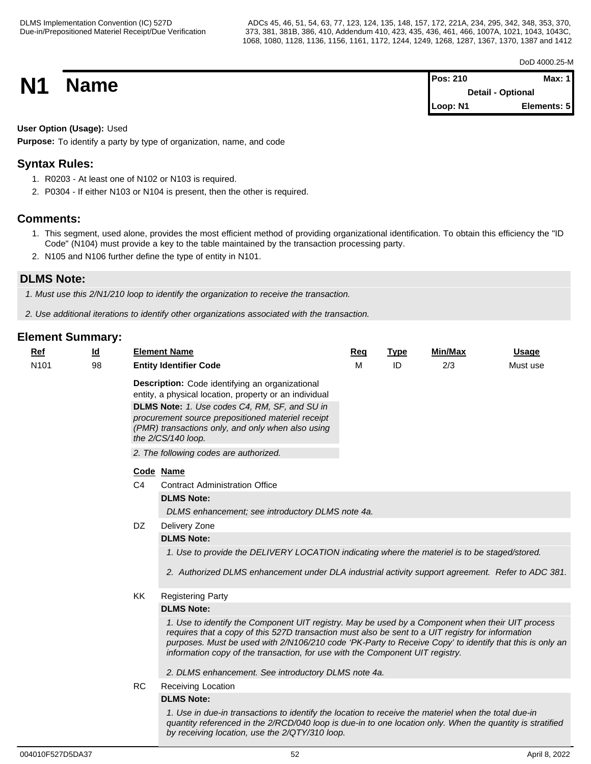# N1 Name

| Pos: 210 | Max: 1 |
|---|---|
| Detail - Optional | |
| Loop: N1 | Elements: 5 |

**User Option (Usage):** Used

**Purpose:** To identify a party by type of organization, name, and code

## Syntax Rules:

1. R0203 - At least one of N102 or N103 is required.
2. P0304 - If either N103 or N104 is present, then the other is required.

## Comments:

1. This segment, used alone, provides the most efficient method of providing organizational identification. To obtain this efficiency the "ID Code" (N104) must provide a key to the table maintained by the transaction processing party.
2. N105 and N106 further define the type of entity in N101.

## DLMS Note:

*1. Must use this 2/N1/210 loop to identify the organization to receive the transaction.*

*2. Use additional iterations to identify other organizations associated with the transaction.*

## Element Summary:

| Ref | Id | Element Name | Req | Type | Min/Max | Usage |
|---|---|---|---|---|---|---|
| N101 | 98 | **Entity Identifier Code** | M | ID | 2/3 | Must use |

**Description:** Code identifying an organizational entity, a physical location, property or an individual

**DLMS Note:** *1. Use codes C4, RM, SF, and SU in procurement source prepositioned materiel receipt (PMR) transactions only, and only when also using the 2/CS/140 loop.*

*2. The following codes are authorized.*

**Code** **Name**

**C4** Contract Administration Office

**DLMS Note:**

*DLMS enhancement; see introductory DLMS note 4a.*

**DZ** Delivery Zone

**DLMS Note:**

*1. Use to provide the DELIVERY LOCATION indicating where the materiel is to be staged/stored.*

*2. Authorized DLMS enhancement under DLA industrial activity support agreement. Refer to ADC 381.*

**KK** Registering Party

**DLMS Note:**

*1. Use to identify the Component UIT registry. May be used by a Component when their UIT process requires that a copy of this 527D transaction must also be sent to a UIT registry for information purposes. Must be used with 2/N106/210 code 'PK-Party to Receive Copy' to identify that this is only an information copy of the transaction, for use with the Component UIT registry.*

*2. DLMS enhancement. See introductory DLMS note 4a.*

**RC** Receiving Location

**DLMS Note:**

*1. Use in due-in transactions to identify the location to receive the materiel when the total due-in quantity referenced in the 2/RCD/040 loop is due-in to one location only. When the quantity is stratified by receiving location, use the 2/QTY/310 loop.*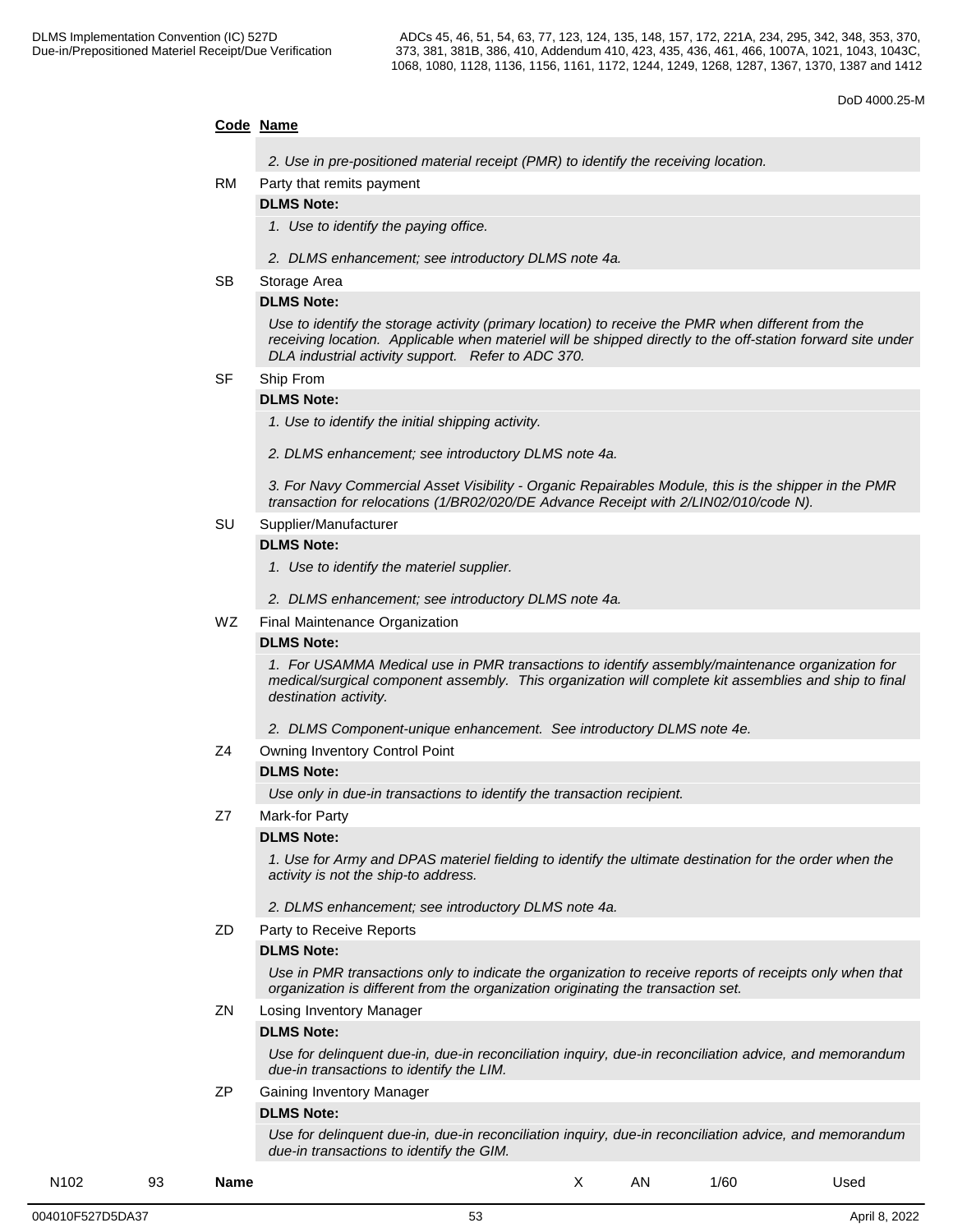**Code Name**

*2. Use in pre-positioned material receipt (PMR) to identify the receiving location.*

RM Party that remits payment

**DLMS Note:**

*1. Use to identify the paying office.*

*2. DLMS enhancement; see introductory DLMS note 4a.*

SB Storage Area

**DLMS Note:**

*Use to identify the storage activity (primary location) to receive the PMR when different from the receiving location. Applicable when materiel will be shipped directly to the off-station forward site under DLA industrial activity support. Refer to ADC 370.*

SF Ship From

**DLMS Note:**

*1. Use to identify the initial shipping activity.*

*2. DLMS enhancement; see introductory DLMS note 4a.*

*3. For Navy Commercial Asset Visibility - Organic Repairables Module, this is the shipper in the PMR transaction for relocations (1/BR02/020/DE Advance Receipt with 2/LIN02/010/code N).*

SU Supplier/Manufacturer

**DLMS Note:**

*1. Use to identify the materiel supplier.*

*2. DLMS enhancement; see introductory DLMS note 4a.*

WZ Final Maintenance Organization

**DLMS Note:**

*1. For USAMMA Medical use in PMR transactions to identify assembly/maintenance organization for medical/surgical component assembly. This organization will complete kit assemblies and ship to final destination activity.*

*2. DLMS Component-unique enhancement. See introductory DLMS note 4e.*

Z4 Owning Inventory Control Point

**DLMS Note:**

*Use only in due-in transactions to identify the transaction recipient.*

Z7 Mark-for Party

**DLMS Note:**

*1. Use for Army and DPAS materiel fielding to identify the ultimate destination for the order when the activity is not the ship-to address.*

*2. DLMS enhancement; see introductory DLMS note 4a.*

ZD Party to Receive Reports

**DLMS Note:**

*Use in PMR transactions only to indicate the organization to receive reports of receipts only when that organization is different from the organization originating the transaction set.*

ZN Losing Inventory Manager

**DLMS Note:**

*Use for delinquent due-in, due-in reconciliation inquiry, due-in reconciliation advice, and memorandum due-in transactions to identify the LIM.*

ZP Gaining Inventory Manager

**DLMS Note:**

*Use for delinquent due-in, due-in reconciliation inquiry, due-in reconciliation advice, and memorandum due-in transactions to identify the GIM.*

| N102 | 93 | **Name** | X | AN | 1/60 | Used |
|---|---|---|---|---|---|---|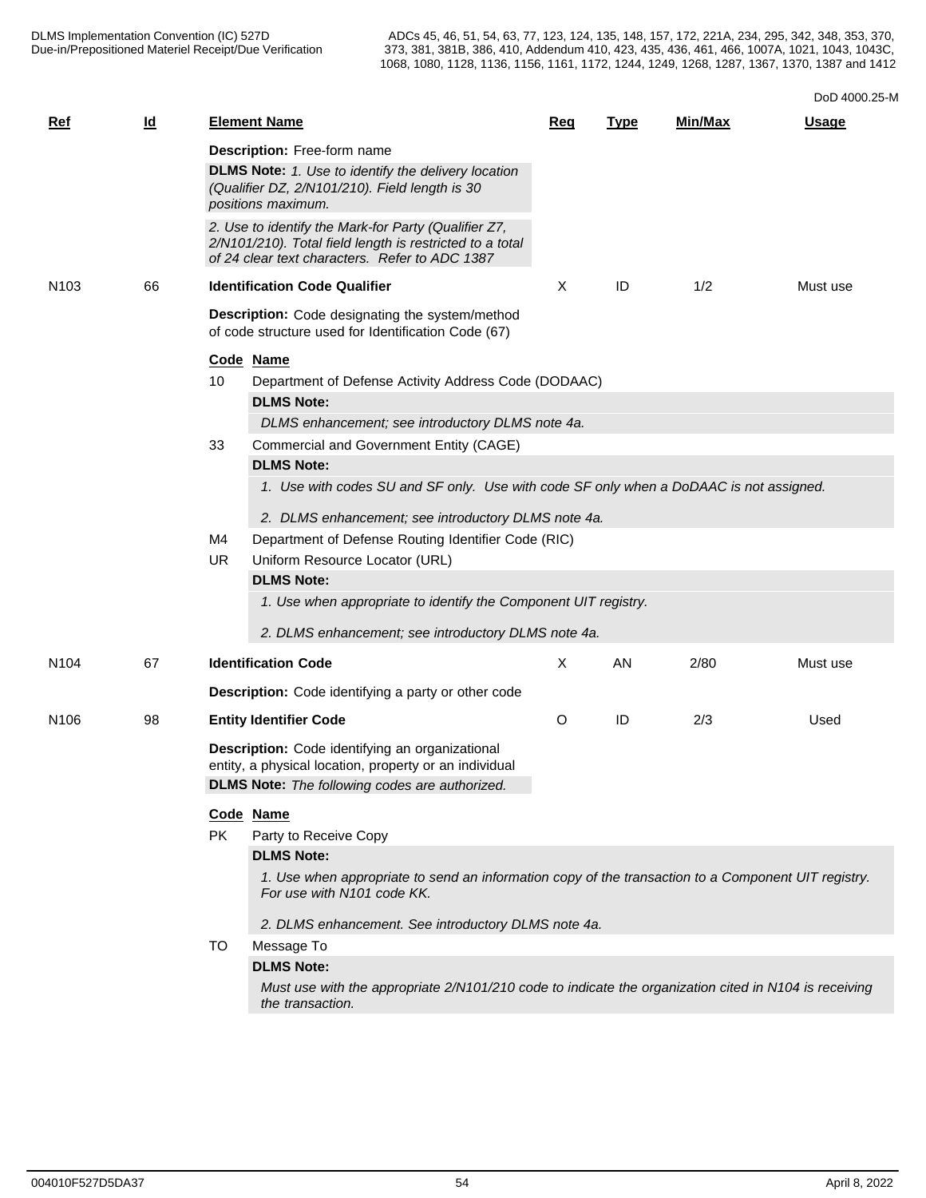DoD 4000.25-M

| Ref | Id | Element Name | Req | Type | Min/Max | Usage |
|---|---|---|---|---|---|---|
| | | **Description:** Free-form name<br>**DLMS Note:** *1. Use to identify the delivery location (Qualifier DZ, 2/N101/210). Field length is 30 positions maximum.*<br>*2. Use to identify the Mark-for Party (Qualifier Z7, 2/N101/210). Total field length is restricted to a total of 24 clear text characters. Refer to ADC 1387* | | | | |
| N103 | 66 | **Identification Code Qualifier** | X | ID | 1/2 | Must use |
| N104 | 67 | **Identification Code** | X | AN | 2/80 | Must use |
| N106 | 98 | **Entity Identifier Code** | O | ID | 2/3 | Used |

**N103 — Identification Code Qualifier**

**Description:** Code designating the system/method of code structure used for Identification Code (67)

| Code | Name |
|---|---|
| 10 | Department of Defense Activity Address Code (DODAAC) |
| 33 | Commercial and Government Entity (CAGE) |
| M4 | Department of Defense Routing Identifier Code (RIC) |
| UR | Uniform Resource Locator (URL) |

- **10** — **DLMS Note:** *DLMS enhancement; see introductory DLMS note 4a.*
- **33** — **DLMS Note:**
  *1. Use with codes SU and SF only. Use with code SF only when a DoDAAC is not assigned.*
  *2. DLMS enhancement; see introductory DLMS note 4a.*
- **UR** — **DLMS Note:**
  *1. Use when appropriate to identify the Component UIT registry.*
  *2. DLMS enhancement; see introductory DLMS note 4a.*

**N104 — Identification Code**

**Description:** Code identifying a party or other code

**N106 — Entity Identifier Code**

**Description:** Code identifying an organizational entity, a physical location, property or an individual

**DLMS Note:** *The following codes are authorized.*

| Code | Name |
|---|---|
| PK | Party to Receive Copy |
| TO | Message To |

- **PK** — **DLMS Note:**
  *1. Use when appropriate to send an information copy of the transaction to a Component UIT registry. For use with N101 code KK.*
  *2. DLMS enhancement. See introductory DLMS note 4a.*
- **TO** — **DLMS Note:**
  *Must use with the appropriate 2/N101/210 code to indicate the organization cited in N104 is receiving the transaction.*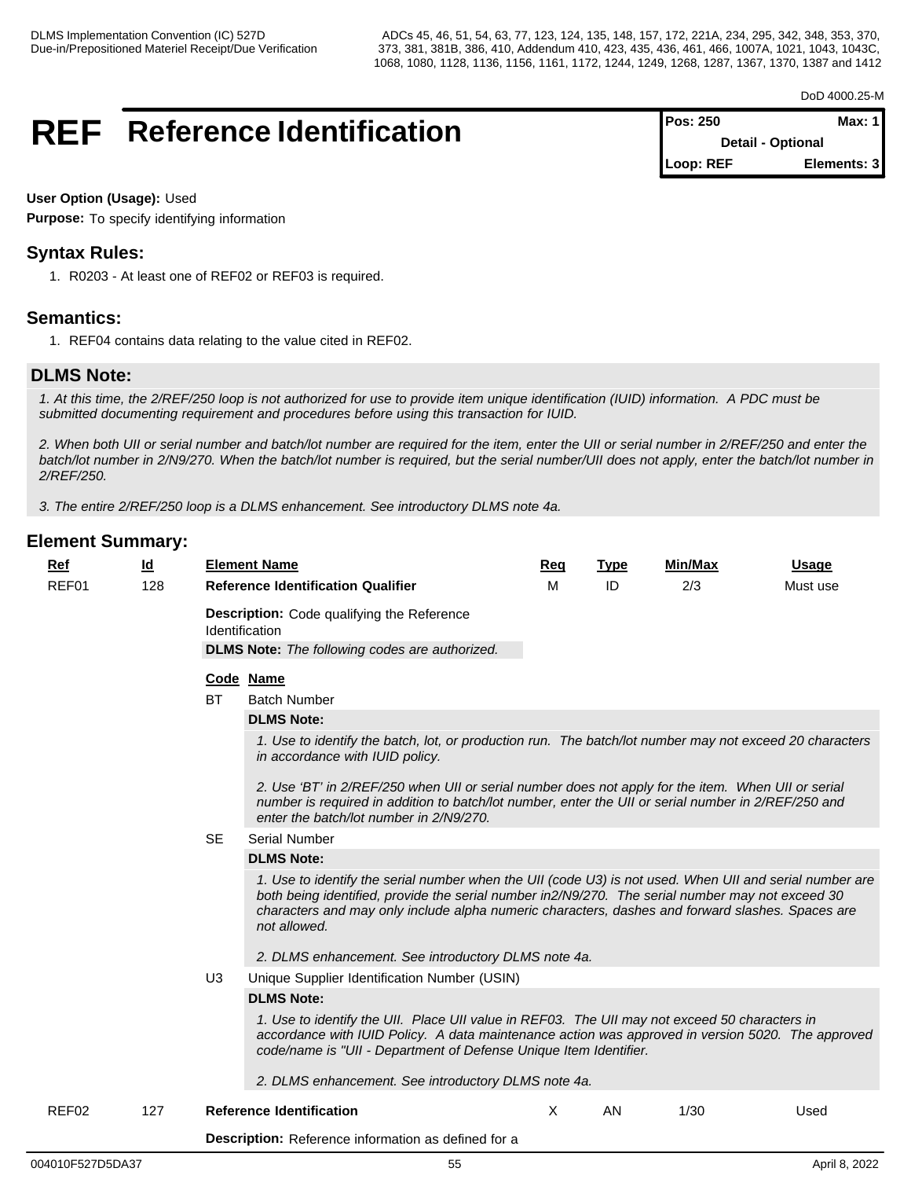DoD 4000.25-M

# REF Reference Identification

| Pos: 250 | Max: 1 |
|---|---|
| Detail - Optional | |
| Loop: REF | Elements: 3 |

**User Option (Usage):** Used

**Purpose:** To specify identifying information

## Syntax Rules:

1. R0203 - At least one of REF02 or REF03 is required.

## Semantics:

1. REF04 contains data relating to the value cited in REF02.

## DLMS Note:

*1. At this time, the 2/REF/250 loop is not authorized for use to provide item unique identification (IUID) information. A PDC must be submitted documenting requirement and procedures before using this transaction for IUID.*

*2. When both UII or serial number and batch/lot number are required for the item, enter the UII or serial number in 2/REF/250 and enter the batch/lot number in 2/N9/270. When the batch/lot number is required, but the serial number/UII does not apply, enter the batch/lot number in 2/REF/250.*

*3. The entire 2/REF/250 loop is a DLMS enhancement. See introductory DLMS note 4a.*

## Element Summary:

| Ref | Id | Element Name | Req | Type | Min/Max | Usage |
|---|---|---|---|---|---|---|
| REF01 | 128 | **Reference Identification Qualifier** | M | ID | 2/3 | Must use |

**Description:** Code qualifying the Reference Identification

**DLMS Note:** *The following codes are authorized.*

| Code | Name |
|---|---|
| BT | Batch Number |

**DLMS Note:**

*1. Use to identify the batch, lot, or production run. The batch/lot number may not exceed 20 characters in accordance with IUID policy.*

*2. Use 'BT' in 2/REF/250 when UII or serial number does not apply for the item. When UII or serial number is required in addition to batch/lot number, enter the UII or serial number in 2/REF/250 and enter the batch/lot number in 2/N9/270.*

| Code | Name |
|---|---|
| SE | Serial Number |

**DLMS Note:**

*1. Use to identify the serial number when the UII (code U3) is not used. When UII and serial number are both being identified, provide the serial number in2/N9/270. The serial number may not exceed 30 characters and may only include alpha numeric characters, dashes and forward slashes. Spaces are not allowed.*

*2. DLMS enhancement. See introductory DLMS note 4a.*

| Code | Name |
|---|---|
| U3 | Unique Supplier Identification Number (USIN) |

**DLMS Note:**

*1. Use to identify the UII. Place UII value in REF03. The UII may not exceed 50 characters in accordance with IUID Policy. A data maintenance action was approved in version 5020. The approved code/name is "UII - Department of Defense Unique Item Identifier.*

*2. DLMS enhancement. See introductory DLMS note 4a.*

| Ref | Id | Element Name | Req | Type | Min/Max | Usage |
|---|---|---|---|---|---|---|
| REF02 | 127 | **Reference Identification** | X | AN | 1/30 | Used |

**Description:** Reference information as defined for a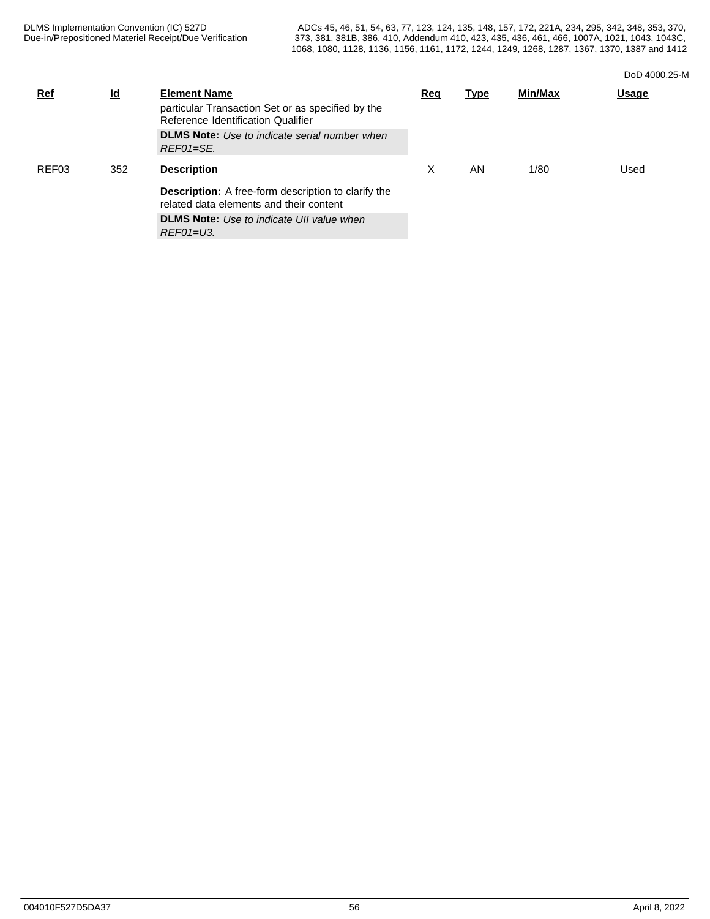| Ref | Id | Element Name | Req | Type | Min/Max | Usage |
|---|---|---|---|---|---|---|
| | | particular Transaction Set or as specified by the Reference Identification Qualifier<br>**DLMS Note:** *Use to indicate serial number when REF01=SE.* | | | | |
| REF03 | 352 | **Description**<br>**Description:** A free-form description to clarify the related data elements and their content<br>**DLMS Note:** *Use to indicate UII value when REF01=U3.* | X | AN | 1/80 | Used |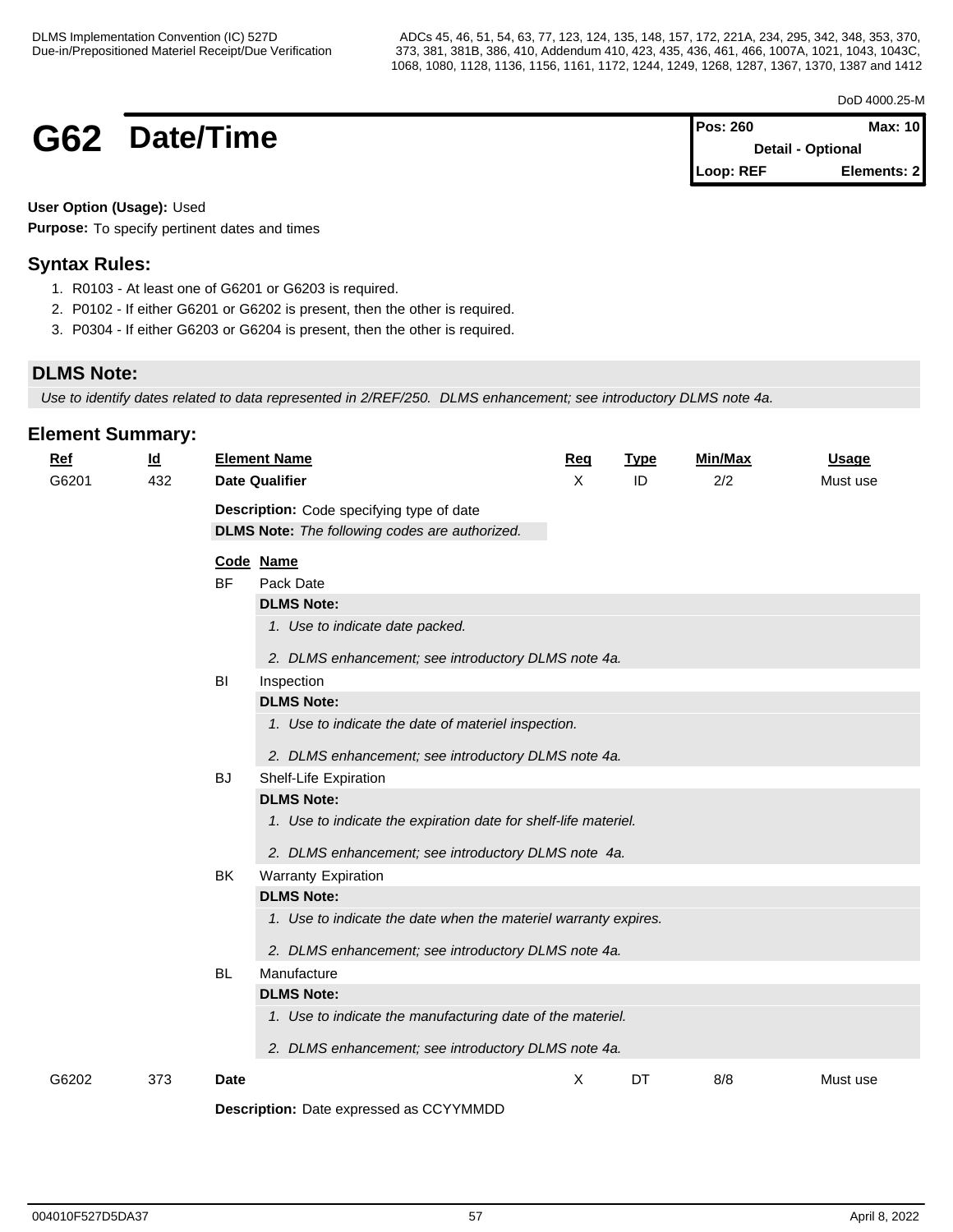DoD 4000.25-M

# G62 Date/Time

| Pos: 260 | Max: 10 |
|---|---|
| Detail - Optional | |
| Loop: REF | Elements: 2 |

**User Option (Usage):** Used

**Purpose:** To specify pertinent dates and times

## Syntax Rules:

1. R0103 - At least one of G6201 or G6203 is required.
2. P0102 - If either G6201 or G6202 is present, then the other is required.
3. P0304 - If either G6203 or G6204 is present, then the other is required.

## DLMS Note:

*Use to identify dates related to data represented in 2/REF/250. DLMS enhancement; see introductory DLMS note 4a.*

## Element Summary:

| Ref | Id | Element Name | Req | Type | Min/Max | Usage |
|---|---|---|---|---|---|---|
| G6201 | 432 | **Date Qualifier** | X | ID | 2/2 | Must use |

**Description:** Code specifying type of date

**DLMS Note:** *The following codes are authorized.*

| Code | Name |
|---|---|
| BF | Pack Date |

**DLMS Note:**

1. *Use to indicate date packed.*
2. *DLMS enhancement; see introductory DLMS note 4a.*

| Code | Name |
|---|---|
| BI | Inspection |

**DLMS Note:**

1. *Use to indicate the date of materiel inspection.*
2. *DLMS enhancement; see introductory DLMS note 4a.*

| Code | Name |
|---|---|
| BJ | Shelf-Life Expiration |

**DLMS Note:**

1. *Use to indicate the expiration date for shelf-life materiel.*
2. *DLMS enhancement; see introductory DLMS note 4a.*

| Code | Name |
|---|---|
| BK | Warranty Expiration |

**DLMS Note:**

1. *Use to indicate the date when the materiel warranty expires.*
2. *DLMS enhancement; see introductory DLMS note 4a.*

| Code | Name |
|---|---|
| BL | Manufacture |

**DLMS Note:**

1. *Use to indicate the manufacturing date of the materiel.*
2. *DLMS enhancement; see introductory DLMS note 4a.*

| Ref | Id | Element Name | Req | Type | Min/Max | Usage |
|---|---|---|---|---|---|---|
| G6202 | 373 | **Date** | X | DT | 8/8 | Must use |

**Description:** Date expressed as CCYYMMDD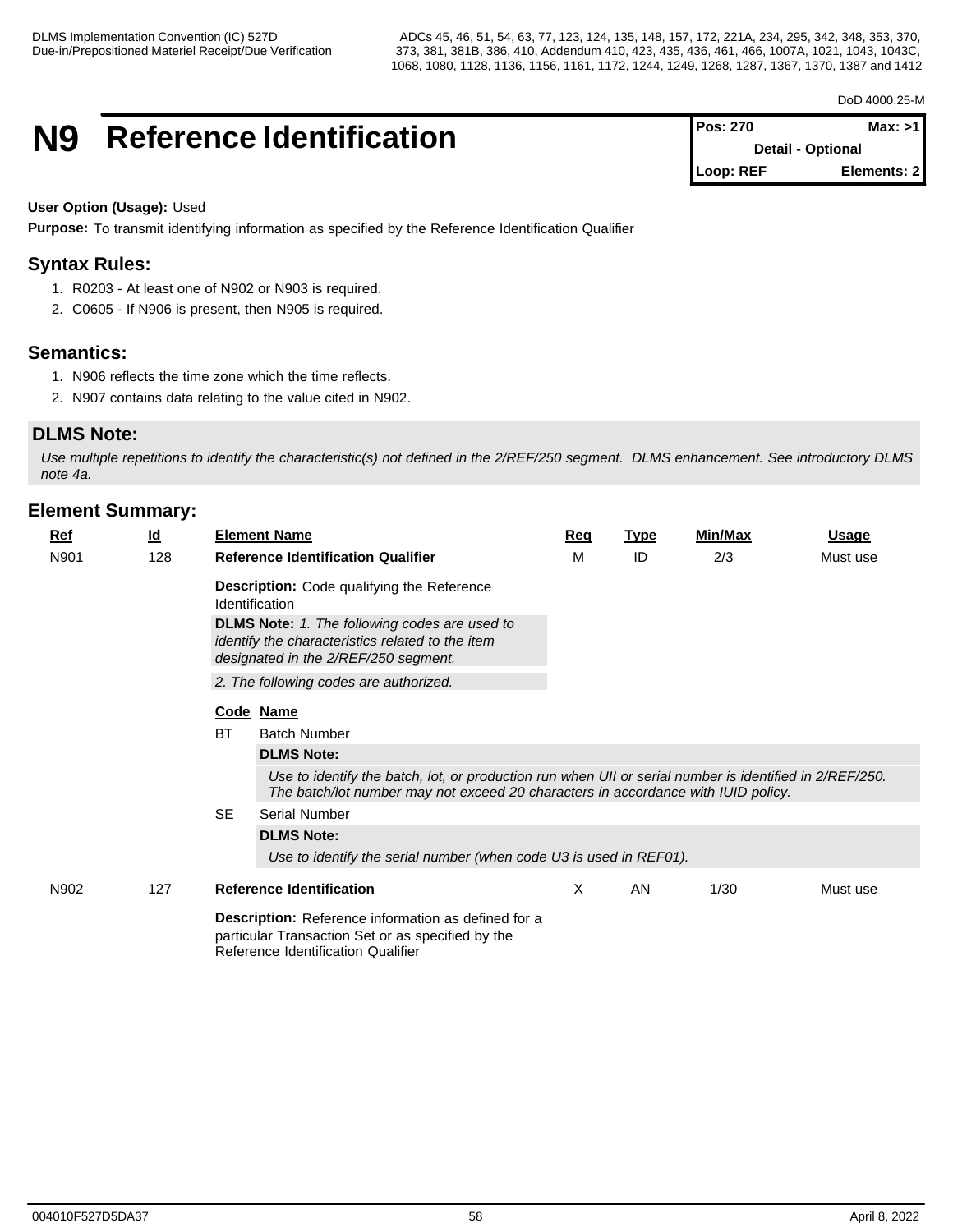# N9 Reference Identification

| Pos: 270 | Max: >1 |
|---|---|
| Detail - Optional | |
| Loop: REF | Elements: 2 |

**User Option (Usage):** Used

**Purpose:** To transmit identifying information as specified by the Reference Identification Qualifier

## Syntax Rules:

1. R0203 - At least one of N902 or N903 is required.
2. C0605 - If N906 is present, then N905 is required.

## Semantics:

1. N906 reflects the time zone which the time reflects.
2. N907 contains data relating to the value cited in N902.

## DLMS Note:

*Use multiple repetitions to identify the characteristic(s) not defined in the 2/REF/250 segment. DLMS enhancement. See introductory DLMS note 4a.*

## Element Summary:

| Ref | Id | Element Name | Req | Type | Min/Max | Usage |
|---|---|---|---|---|---|---|
| N901 | 128 | **Reference Identification Qualifier** | M | ID | 2/3 | Must use |

**Description:** Code qualifying the Reference Identification

**DLMS Note:** *1. The following codes are used to identify the characteristics related to the item designated in the 2/REF/250 segment.*

*2. The following codes are authorized.*

| Code | Name |
|---|---|
| BT | Batch Number |
| SE | Serial Number |

**BT - DLMS Note:**

*Use to identify the batch, lot, or production run when UII or serial number is identified in 2/REF/250. The batch/lot number may not exceed 20 characters in accordance with IUID policy.*

**SE - DLMS Note:**

*Use to identify the serial number (when code U3 is used in REF01).*

| Ref | Id | Element Name | Req | Type | Min/Max | Usage |
|---|---|---|---|---|---|---|
| N902 | 127 | **Reference Identification** | X | AN | 1/30 | Must use |

**Description:** Reference information as defined for a particular Transaction Set or as specified by the Reference Identification Qualifier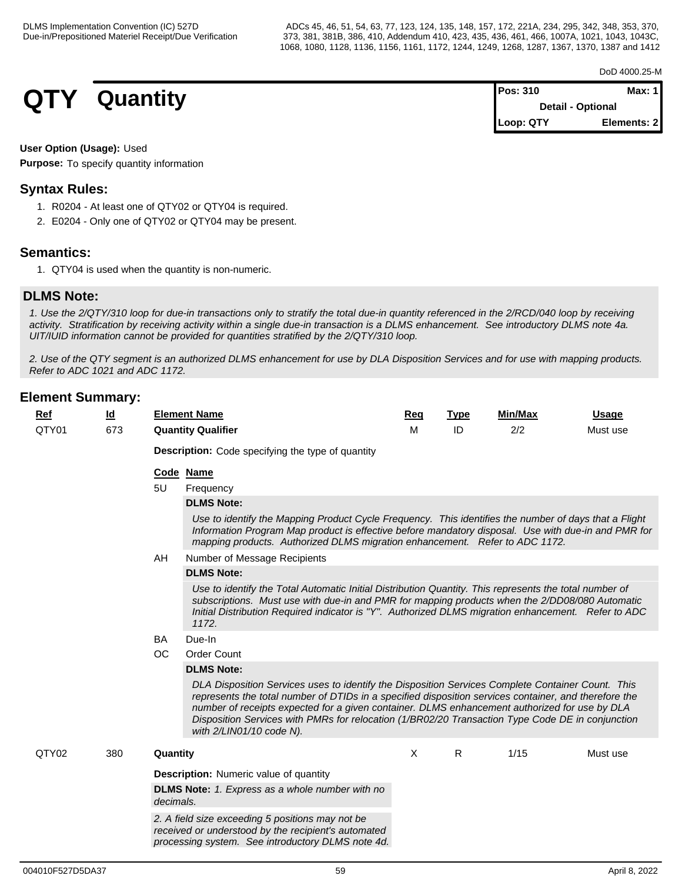# QTY Quantity

| Pos: 310 | Max: 1 |
|---|---|
| Detail - Optional | |
| Loop: QTY | Elements: 2 |

**User Option (Usage):** Used

**Purpose:** To specify quantity information

## Syntax Rules:

1. R0204 - At least one of QTY02 or QTY04 is required.
2. E0204 - Only one of QTY02 or QTY04 may be present.

## Semantics:

1. QTY04 is used when the quantity is non-numeric.

## DLMS Note:

*1. Use the 2/QTY/310 loop for due-in transactions only to stratify the total due-in quantity referenced in the 2/RCD/040 loop by receiving activity. Stratification by receiving activity within a single due-in transaction is a DLMS enhancement. See introductory DLMS note 4a. UIT/IUID information cannot be provided for quantities stratified by the 2/QTY/310 loop.*

*2. Use of the QTY segment is an authorized DLMS enhancement for use by DLA Disposition Services and for use with mapping products. Refer to ADC 1021 and ADC 1172.*

## Element Summary:

| Ref | Id | Element Name | Req | Type | Min/Max | Usage |
|---|---|---|---|---|---|---|
| QTY01 | 673 | **Quantity Qualifier** | M | ID | 2/2 | Must use |

**Description:** Code specifying the type of quantity

| Code | Name |
|---|---|
| 5U | Frequency |
| AH | Number of Message Recipients |
| BA | Due-In |
| OC | Order Count |

**5U Frequency — DLMS Note:** *Use to identify the Mapping Product Cycle Frequency. This identifies the number of days that a Flight Information Program Map product is effective before mandatory disposal. Use with due-in and PMR for mapping products. Authorized DLMS migration enhancement. Refer to ADC 1172.*

**AH Number of Message Recipients — DLMS Note:** *Use to identify the Total Automatic Initial Distribution Quantity. This represents the total number of subscriptions. Must use with due-in and PMR for mapping products when the 2/DD08/080 Automatic Initial Distribution Required indicator is "Y". Authorized DLMS migration enhancement. Refer to ADC 1172.*

**OC Order Count — DLMS Note:** *DLA Disposition Services uses to identify the Disposition Services Complete Container Count. This represents the total number of DTIDs in a specified disposition services container, and therefore the number of receipts expected for a given container. DLMS enhancement authorized for use by DLA Disposition Services with PMRs for relocation (1/BR02/20 Transaction Type Code DE in conjunction with 2/LIN01/10 code N).*

| Ref | Id | Element Name | Req | Type | Min/Max | Usage |
|---|---|---|---|---|---|---|
| QTY02 | 380 | **Quantity** | X | R | 1/15 | Must use |

**Description:** Numeric value of quantity

**DLMS Note:** *1. Express as a whole number with no decimals.*

*2. A field size exceeding 5 positions may not be received or understood by the recipient's automated processing system. See introductory DLMS note 4d.*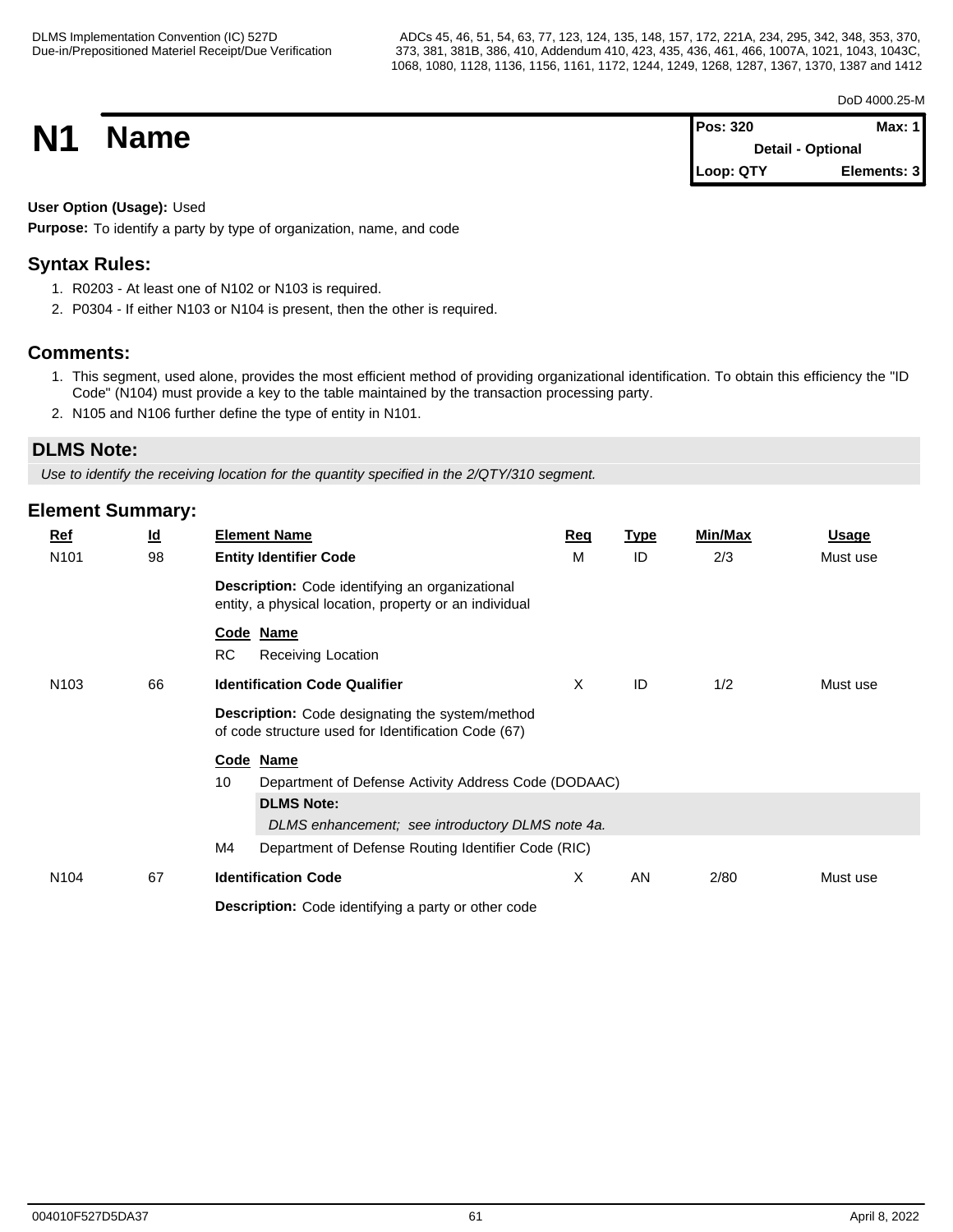# N1 Name

| Pos: 320 | Max: 1 |
|---|---|
| Detail - Optional | |
| Loop: QTY | Elements: 3 |

**User Option (Usage):** Used

**Purpose:** To identify a party by type of organization, name, and code

## Syntax Rules:

1. R0203 - At least one of N102 or N103 is required.
2. P0304 - If either N103 or N104 is present, then the other is required.

## Comments:

1. This segment, used alone, provides the most efficient method of providing organizational identification. To obtain this efficiency the "ID Code" (N104) must provide a key to the table maintained by the transaction processing party.
2. N105 and N106 further define the type of entity in N101.

## DLMS Note:

*Use to identify the receiving location for the quantity specified in the 2/QTY/310 segment.*

## Element Summary:

| Ref | Id | Element Name | Req | Type | Min/Max | Usage |
|---|---|---|---|---|---|---|
| N101 | 98 | **Entity Identifier Code** | M | ID | 2/3 | Must use |
| | | **Description:** Code identifying an organizational entity, a physical location, property or an individual | | | | |
| | | **Code Name**<br>RC Receiving Location | | | | |
| N103 | 66 | **Identification Code Qualifier** | X | ID | 1/2 | Must use |
| | | **Description:** Code designating the system/method of code structure used for Identification Code (67) | | | | |
| | | **Code Name**<br>10 Department of Defense Activity Address Code (DODAAC)<br>**DLMS Note:**<br>*DLMS enhancement; see introductory DLMS note 4a.*<br>M4 Department of Defense Routing Identifier Code (RIC) | | | | |
| N104 | 67 | **Identification Code** | X | AN | 2/80 | Must use |
| | | **Description:** Code identifying a party or other code | | | | |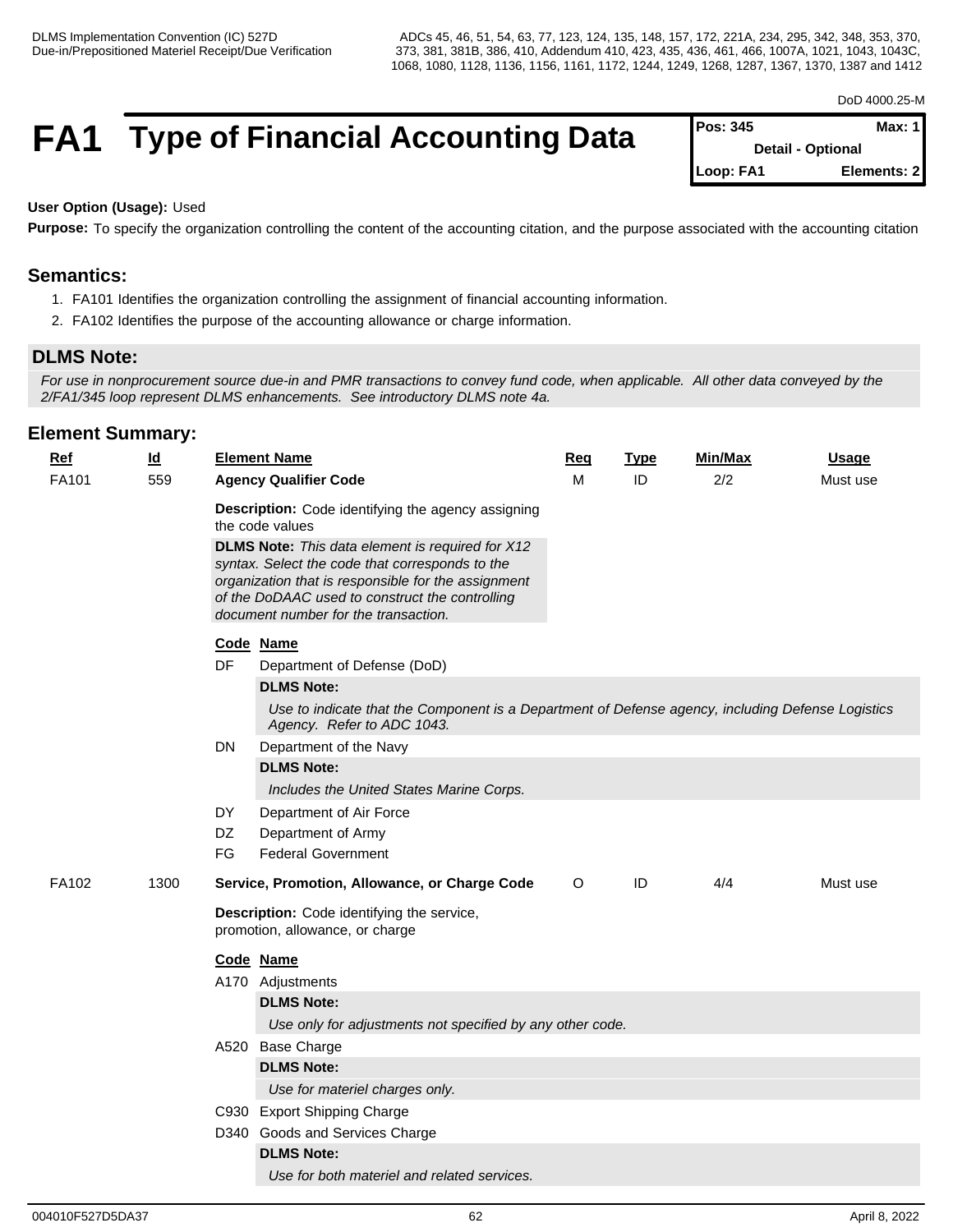# FA1 Type of Financial Accounting Data

| Pos: 345 | Max: 1 |
| --- | --- |
| Detail - Optional | |
| Loop: FA1 | Elements: 2 |

**User Option (Usage):** Used

**Purpose:** To specify the organization controlling the content of the accounting citation, and the purpose associated with the accounting citation

## Semantics:

1. FA101 Identifies the organization controlling the assignment of financial accounting information.
2. FA102 Identifies the purpose of the accounting allowance or charge information.

## DLMS Note:

*For use in nonprocurement source due-in and PMR transactions to convey fund code, when applicable. All other data conveyed by the 2/FA1/345 loop represent DLMS enhancements. See introductory DLMS note 4a.*

## Element Summary:

| Ref | Id | Element Name | Req | Type | Min/Max | Usage |
| --- | --- | --- | --- | --- | --- | --- |
| FA101 | 559 | **Agency Qualifier Code** | M | ID | 2/2 | Must use |

**Description:** Code identifying the agency assigning the code values

**DLMS Note:** *This data element is required for X12 syntax. Select the code that corresponds to the organization that is responsible for the assignment of the DoDAAC used to construct the controlling document number for the transaction.*

| Code | Name |
| --- | --- |
| DF | Department of Defense (DoD) |
| DN | Department of the Navy |
| DY | Department of Air Force |
| DZ | Department of Army |
| FG | Federal Government |

- **DF** — **DLMS Note:** *Use to indicate that the Component is a Department of Defense agency, including Defense Logistics Agency. Refer to ADC 1043.*
- **DN** — **DLMS Note:** *Includes the United States Marine Corps.*

| Ref | Id | Element Name | Req | Type | Min/Max | Usage |
| --- | --- | --- | --- | --- | --- | --- |
| FA102 | 1300 | **Service, Promotion, Allowance, or Charge Code** | O | ID | 4/4 | Must use |

**Description:** Code identifying the service, promotion, allowance, or charge

| Code | Name |
| --- | --- |
| A170 | Adjustments |
| A520 | Base Charge |
| C930 | Export Shipping Charge |
| D340 | Goods and Services Charge |

- **A170** — **DLMS Note:** *Use only for adjustments not specified by any other code.*
- **A520** — **DLMS Note:** *Use for materiel charges only.*
- **D340** — **DLMS Note:** *Use for both materiel and related services.*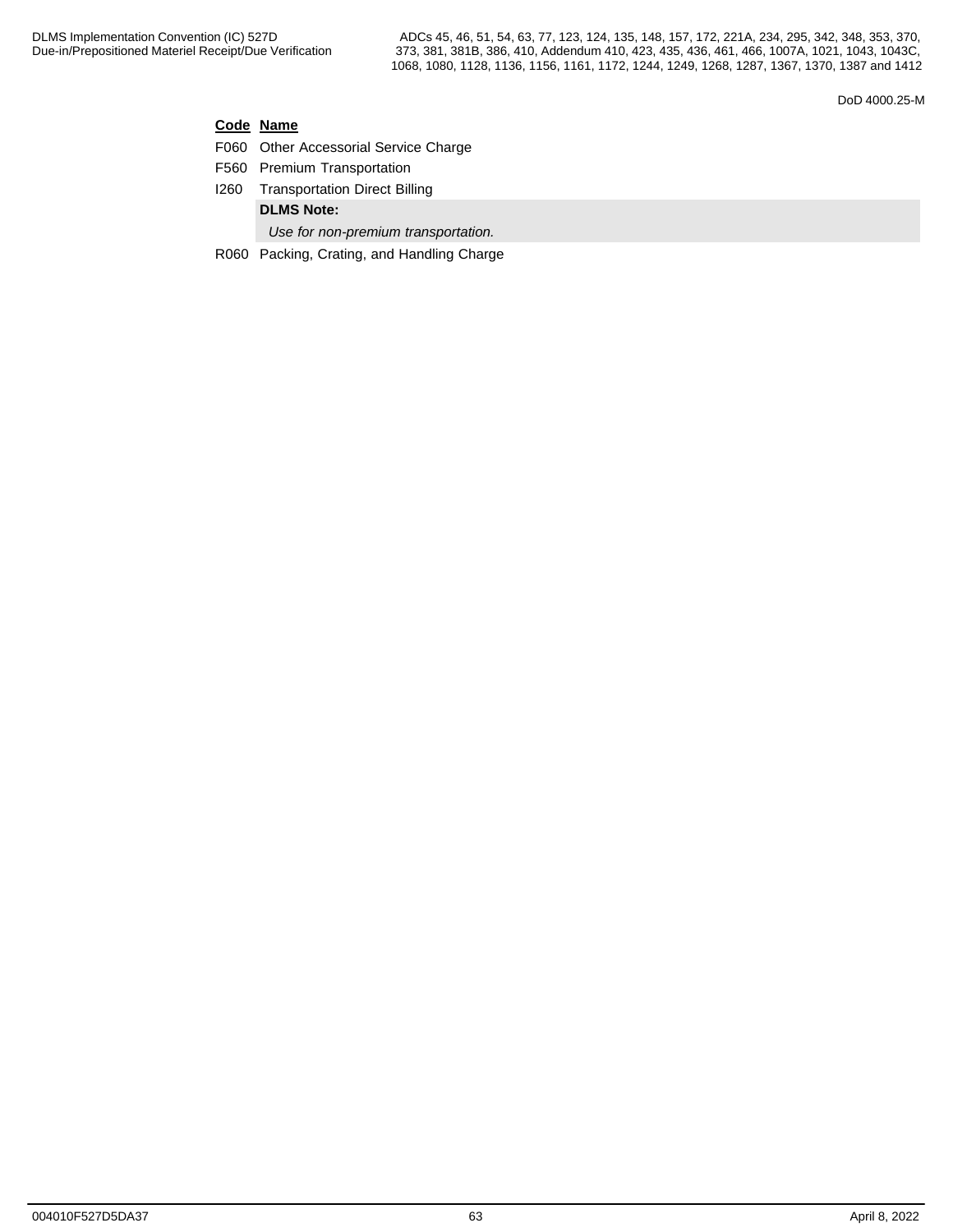| Code | Name |
| --- | --- |
| F060 | Other Accessorial Service Charge |
| F560 | Premium Transportation |
| I260 | Transportation Direct Billing |
| | **DLMS Note:** *Use for non-premium transportation.* |
| R060 | Packing, Crating, and Handling Charge |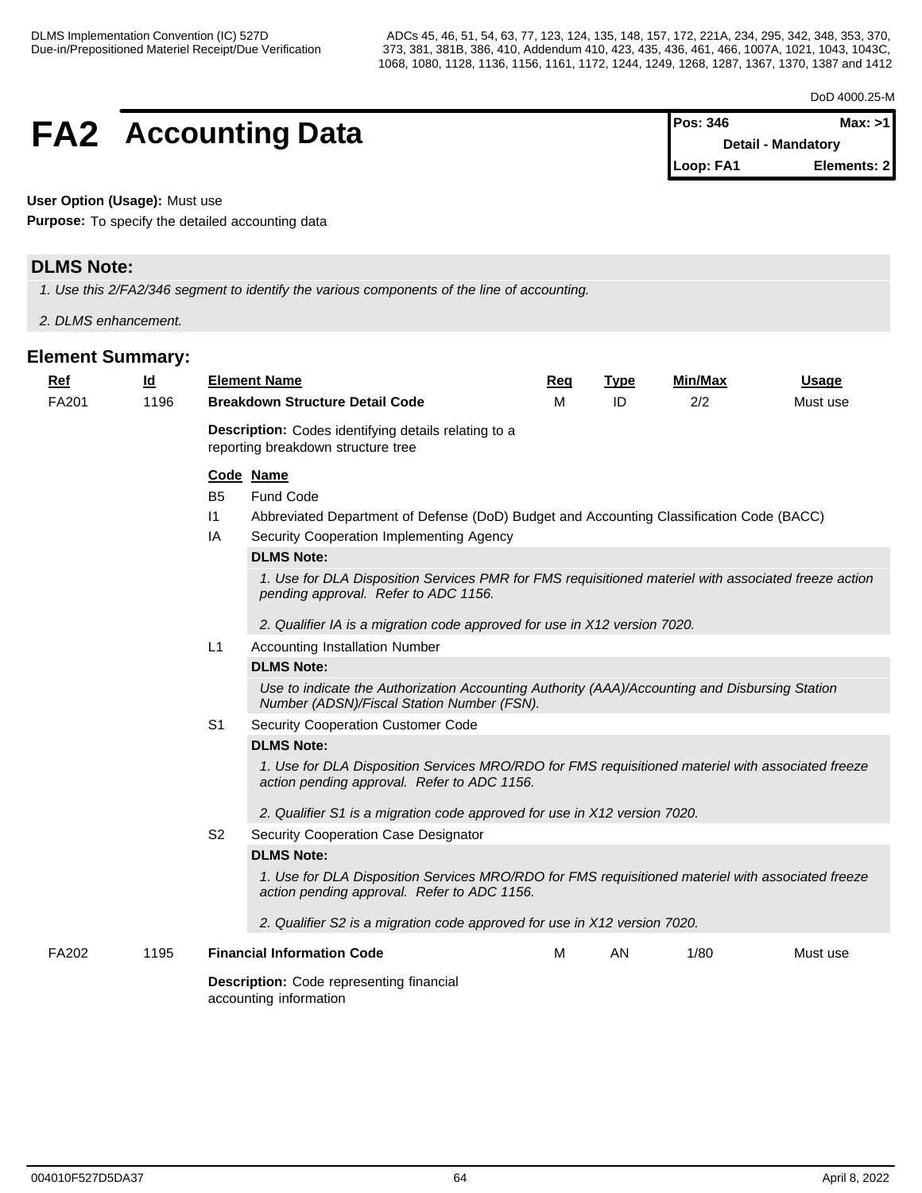# FA2 Accounting Data

| Pos: 346 | Max: >1 |
|---|---|
| Detail - Mandatory | |
| Loop: FA1 | Elements: 2 |

**User Option (Usage):** Must use

**Purpose:** To specify the detailed accounting data

## DLMS Note:

*1. Use this 2/FA2/346 segment to identify the various components of the line of accounting.*

*2. DLMS enhancement.*

## Element Summary:

| Ref | Id | Element Name | Req | Type | Min/Max | Usage |
|---|---|---|---|---|---|---|
| FA201 | 1196 | **Breakdown Structure Detail Code** | M | ID | 2/2 | Must use |

**Description:** Codes identifying details relating to a reporting breakdown structure tree

| Code | Name |
|---|---|
| B5 | Fund Code |
| I1 | Abbreviated Department of Defense (DoD) Budget and Accounting Classification Code (BACC) |
| IA | Security Cooperation Implementing Agency |

**DLMS Note:**

*1. Use for DLA Disposition Services PMR for FMS requisitioned materiel with associated freeze action pending approval. Refer to ADC 1156.*

*2. Qualifier IA is a migration code approved for use in X12 version 7020.*

| Code | Name |
|---|---|
| L1 | Accounting Installation Number |

**DLMS Note:**

*Use to indicate the Authorization Accounting Authority (AAA)/Accounting and Disbursing Station Number (ADSN)/Fiscal Station Number (FSN).*

| Code | Name |
|---|---|
| S1 | Security Cooperation Customer Code |

**DLMS Note:**

*1. Use for DLA Disposition Services MRO/RDO for FMS requisitioned materiel with associated freeze action pending approval. Refer to ADC 1156.*

*2. Qualifier S1 is a migration code approved for use in X12 version 7020.*

| Code | Name |
|---|---|
| S2 | Security Cooperation Case Designator |

**DLMS Note:**

*1. Use for DLA Disposition Services MRO/RDO for FMS requisitioned materiel with associated freeze action pending approval. Refer to ADC 1156.*

*2. Qualifier S2 is a migration code approved for use in X12 version 7020.*

| Ref | Id | Element Name | Req | Type | Min/Max | Usage |
|---|---|---|---|---|---|---|
| FA202 | 1195 | **Financial Information Code** | M | AN | 1/80 | Must use |

**Description:** Code representing financial accounting information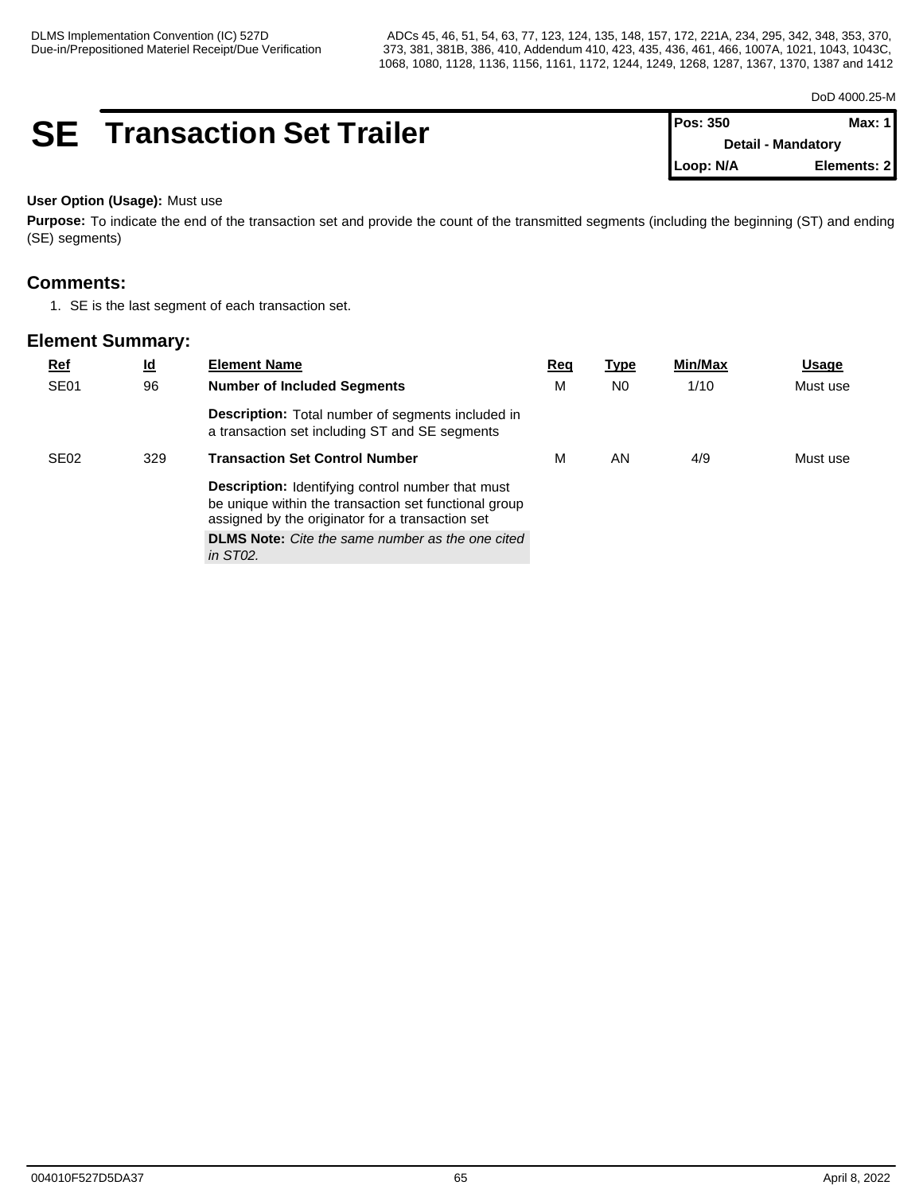# SE Transaction Set Trailer

| Pos: 350 | Max: 1 |
|---|---|
| Detail - Mandatory | |
| Loop: N/A | Elements: 2 |

**User Option (Usage):** Must use

**Purpose:** To indicate the end of the transaction set and provide the count of the transmitted segments (including the beginning (ST) and ending (SE) segments)

## Comments:

1. SE is the last segment of each transaction set.

## Element Summary:

| Ref | Id | Element Name | Req | Type | Min/Max | Usage |
|---|---|---|---|---|---|---|
| SE01 | 96 | **Number of Included Segments**<br><br>**Description:** Total number of segments included in a transaction set including ST and SE segments | M | N0 | 1/10 | Must use |
| SE02 | 329 | **Transaction Set Control Number**<br><br>**Description:** Identifying control number that must be unique within the transaction set functional group assigned by the originator for a transaction set<br><br>**DLMS Note:** *Cite the same number as the one cited in ST02.* | M | AN | 4/9 | Must use |